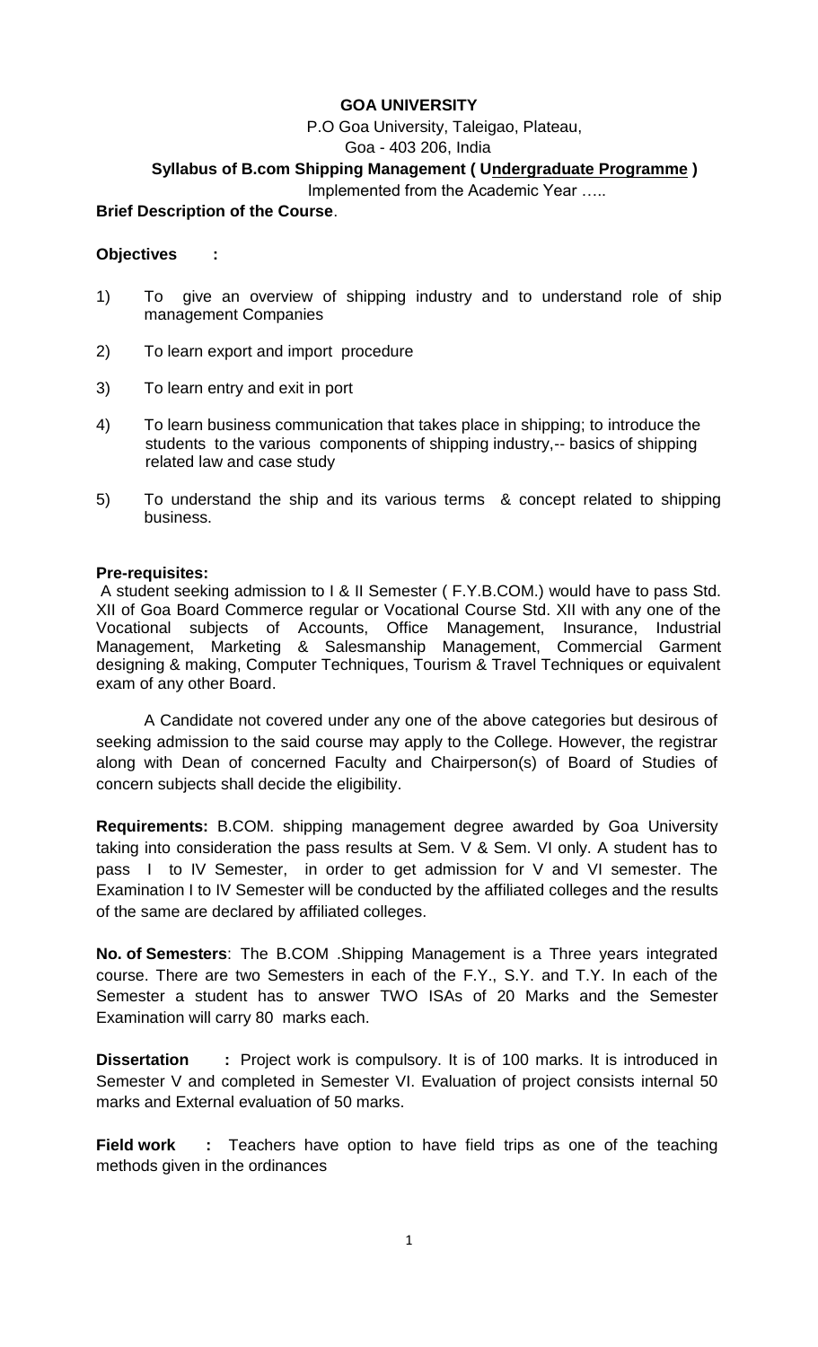**GOA UNIVERSITY**

P.O Goa University, Taleigao, Plateau,

Goa - 403 206, India

**Syllabus of B.com Shipping Management ( Undergraduate Programme )**

Implemented from the Academic Year …..

**Brief Description of the Course**.

**Objectives :**

1) To give an overview of shipping industry and to understand role of ship management Companies
2) To learn export and import procedure
3) To learn entry and exit in port
4) To learn business communication that takes place in shipping; to introduce the students to the various components of shipping industry,-- basics of shipping related law and case study
5) To understand the ship and its various terms & concept related to shipping business.

**Pre-requisites:**

A student seeking admission to I & II Semester ( F.Y.B.COM.) would have to pass Std. XII of Goa Board Commerce regular or Vocational Course Std. XII with any one of the Vocational subjects of Accounts, Office Management, Insurance, Industrial Management, Marketing & Salesmanship Management, Commercial Garment designing & making, Computer Techniques, Tourism & Travel Techniques or equivalent exam of any other Board.

A Candidate not covered under any one of the above categories but desirous of seeking admission to the said course may apply to the College. However, the registrar along with Dean of concerned Faculty and Chairperson(s) of Board of Studies of concern subjects shall decide the eligibility.

**Requirements:** B.COM. shipping management degree awarded by Goa University taking into consideration the pass results at Sem. V & Sem. VI only. A student has to pass I to IV Semester, in order to get admission for V and VI semester. The Examination I to IV Semester will be conducted by the affiliated colleges and the results of the same are declared by affiliated colleges.

**No. of Semesters**: The B.COM .Shipping Management is a Three years integrated course. There are two Semesters in each of the F.Y., S.Y. and T.Y. In each of the Semester a student has to answer TWO ISAs of 20 Marks and the Semester Examination will carry 80 marks each.

**Dissertation :** Project work is compulsory. It is of 100 marks. It is introduced in Semester V and completed in Semester VI. Evaluation of project consists internal 50 marks and External evaluation of 50 marks.

**Field work :** Teachers have option to have field trips as one of the teaching methods given in the ordinances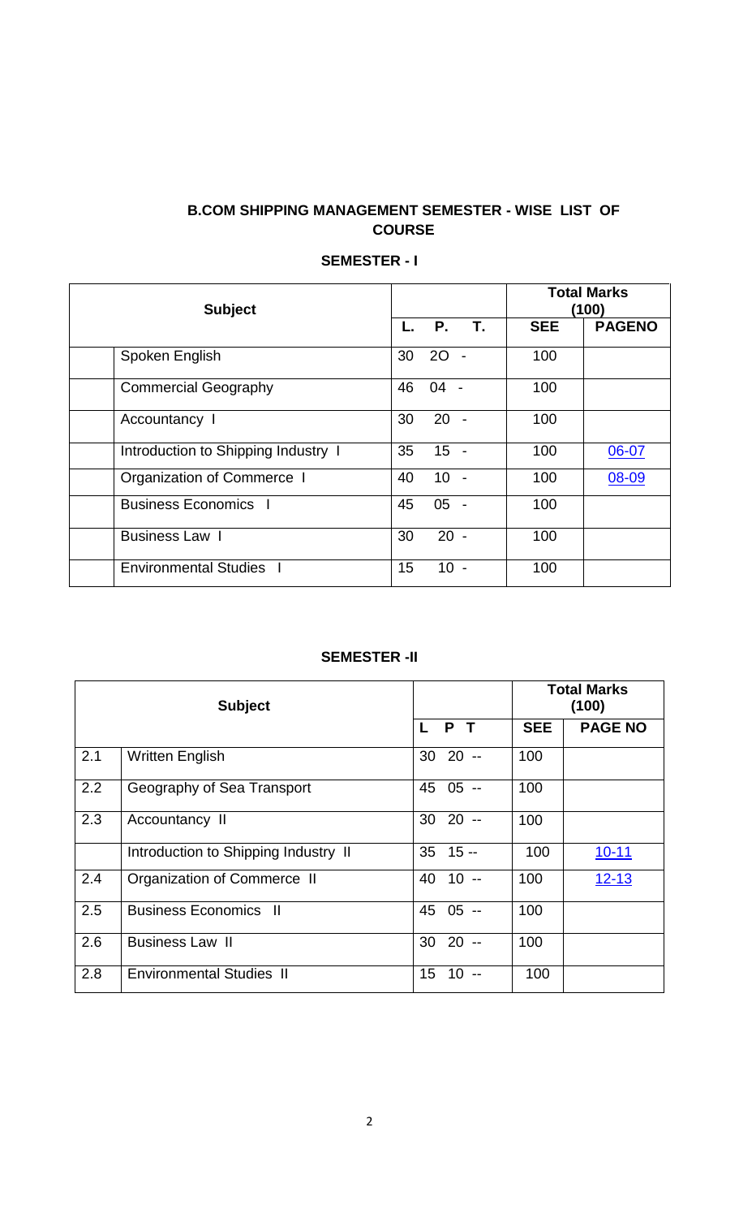**B.COM SHIPPING MANAGEMENT SEMESTER - WISE LIST OF COURSE**

**SEMESTER - I**

| | Subject | L. P. T. | Total Marks (100) | |
|---|---|---|---|---|
| | | | **SEE** | **PAGENO** |
| | Spoken English | 30 2O - | 100 | |
| | Commercial Geography | 46 04 - | 100 | |
| | Accountancy I | 30 20 - | 100 | |
| | Introduction to Shipping Industry I | 35 15 - | 100 | 06-07 |
| | Organization of Commerce I | 40 10 - | 100 | 08-09 |
| | Business Economics I | 45 05 - | 100 | |
| | Business Law I | 30 20 - | 100 | |
| | Environmental Studies I | 15 10 - | 100 | |

**SEMESTER -II**

| | Subject | L P T | Total Marks (100) | |
|---|---|---|---|---|
| | | | **SEE** | **PAGE NO** |
| 2.1 | Written English | 30 20 -- | 100 | |
| 2.2 | Geography of Sea Transport | 45 05 -- | 100 | |
| 2.3 | Accountancy II | 30 20 -- | 100 | |
| | Introduction to Shipping Industry II | 35 15 -- | 100 | 10-11 |
| 2.4 | Organization of Commerce II | 40 10 -- | 100 | 12-13 |
| 2.5 | Business Economics II | 45 05 -- | 100 | |
| 2.6 | Business Law II | 30 20 -- | 100 | |
| 2.8 | Environmental Studies II | 15 10 -- | 100 | |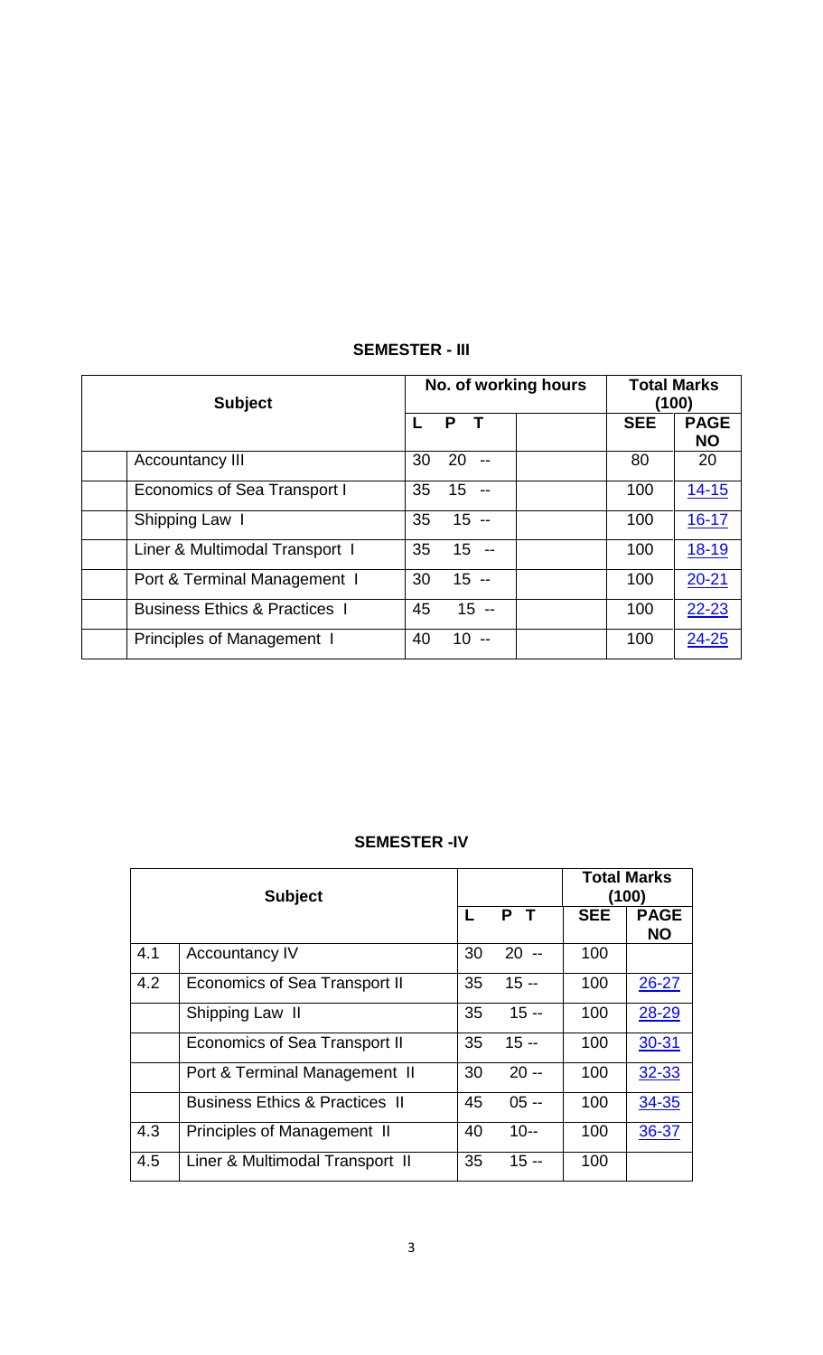**SEMESTER - III**

| Subject | No. of working hours | | | | Total Marks (100) | |
|---|---|---|---|---|---|---|
| | L | P | T | | SEE | PAGE NO |
| Accountancy III | 30 | 20 | -- | | 80 | 20 |
| Economics of Sea Transport I | 35 | 15 | -- | | 100 | 14-15 |
| Shipping Law I | 35 | 15 | -- | | 100 | 16-17 |
| Liner & Multimodal Transport I | 35 | 15 | -- | | 100 | 18-19 |
| Port & Terminal Management I | 30 | 15 | -- | | 100 | 20-21 |
| Business Ethics & Practices I | 45 | 15 | -- | | 100 | 22-23 |
| Principles of Management I | 40 | 10 | -- | | 100 | 24-25 |

**SEMESTER -IV**

| | Subject | | | | Total Marks (100) | |
|---|---|---|---|---|---|---|
| | | L | P | T | SEE | PAGE NO |
| 4.1 | Accountancy IV | 30 | 20 | -- | 100 | |
| 4.2 | Economics of Sea Transport II | 35 | 15 | -- | 100 | 26-27 |
| | Shipping Law II | 35 | 15 | -- | 100 | 28-29 |
| | Economics of Sea Transport II | 35 | 15 | -- | 100 | 30-31 |
| | Port & Terminal Management II | 30 | 20 | -- | 100 | 32-33 |
| | Business Ethics & Practices II | 45 | 05 | -- | 100 | 34-35 |
| 4.3 | Principles of Management II | 40 | 10 | -- | 100 | 36-37 |
| 4.5 | Liner & Multimodal Transport II | 35 | 15 | -- | 100 | |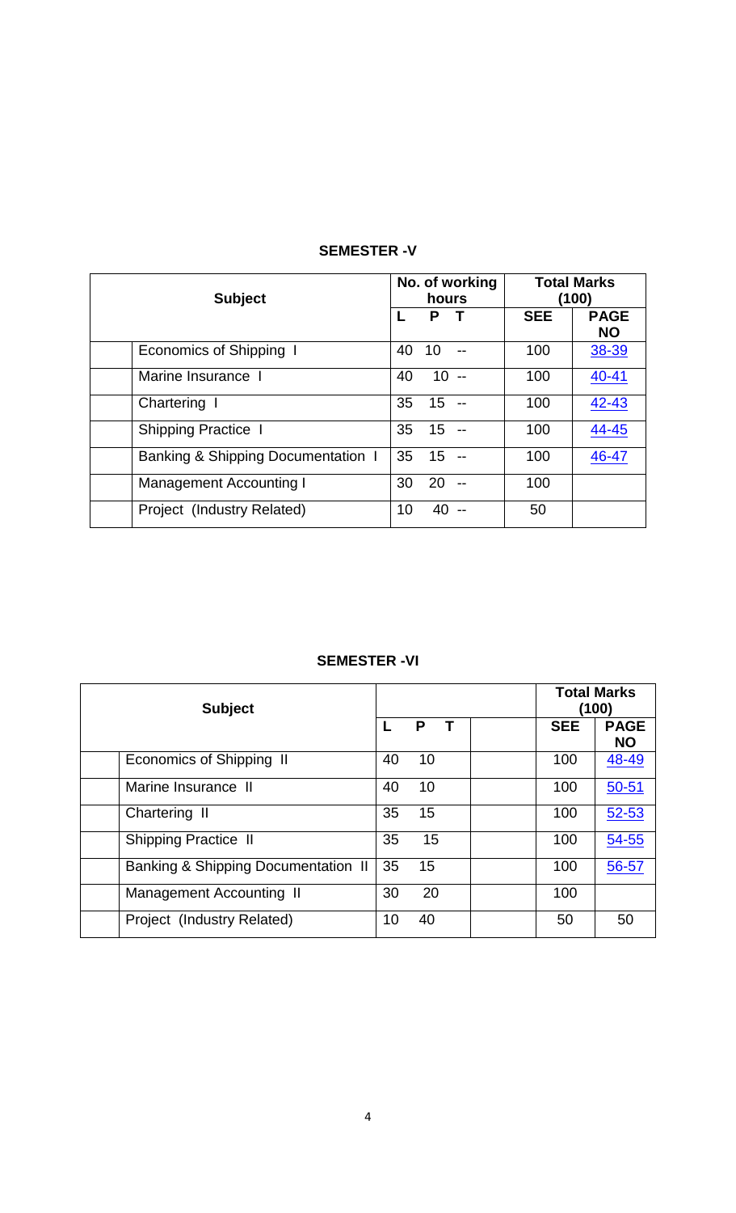## SEMESTER -V

| Subject | No. of working hours | | | Total Marks (100) | |
|---|---|---|---|---|---|
| | L | P | T | SEE | PAGE NO |
| Economics of Shipping I | 40 | 10 | -- | 100 | 38-39 |
| Marine Insurance I | 40 | 10 | -- | 100 | 40-41 |
| Chartering I | 35 | 15 | -- | 100 | 42-43 |
| Shipping Practice I | 35 | 15 | -- | 100 | 44-45 |
| Banking & Shipping Documentation I | 35 | 15 | -- | 100 | 46-47 |
| Management Accounting I | 30 | 20 | -- | 100 | |
| Project (Industry Related) | 10 | 40 | -- | 50 | |

## SEMESTER -VI

| Subject | | | | Total Marks (100) | |
|---|---|---|---|---|---|
| | L | P | T | SEE | PAGE NO |
| Economics of Shipping II | 40 | 10 | | 100 | 48-49 |
| Marine Insurance II | 40 | 10 | | 100 | 50-51 |
| Chartering II | 35 | 15 | | 100 | 52-53 |
| Shipping Practice II | 35 | 15 | | 100 | 54-55 |
| Banking & Shipping Documentation II | 35 | 15 | | 100 | 56-57 |
| Management Accounting II | 30 | 20 | | 100 | |
| Project (Industry Related) | 10 | 40 | | 50 | 50 |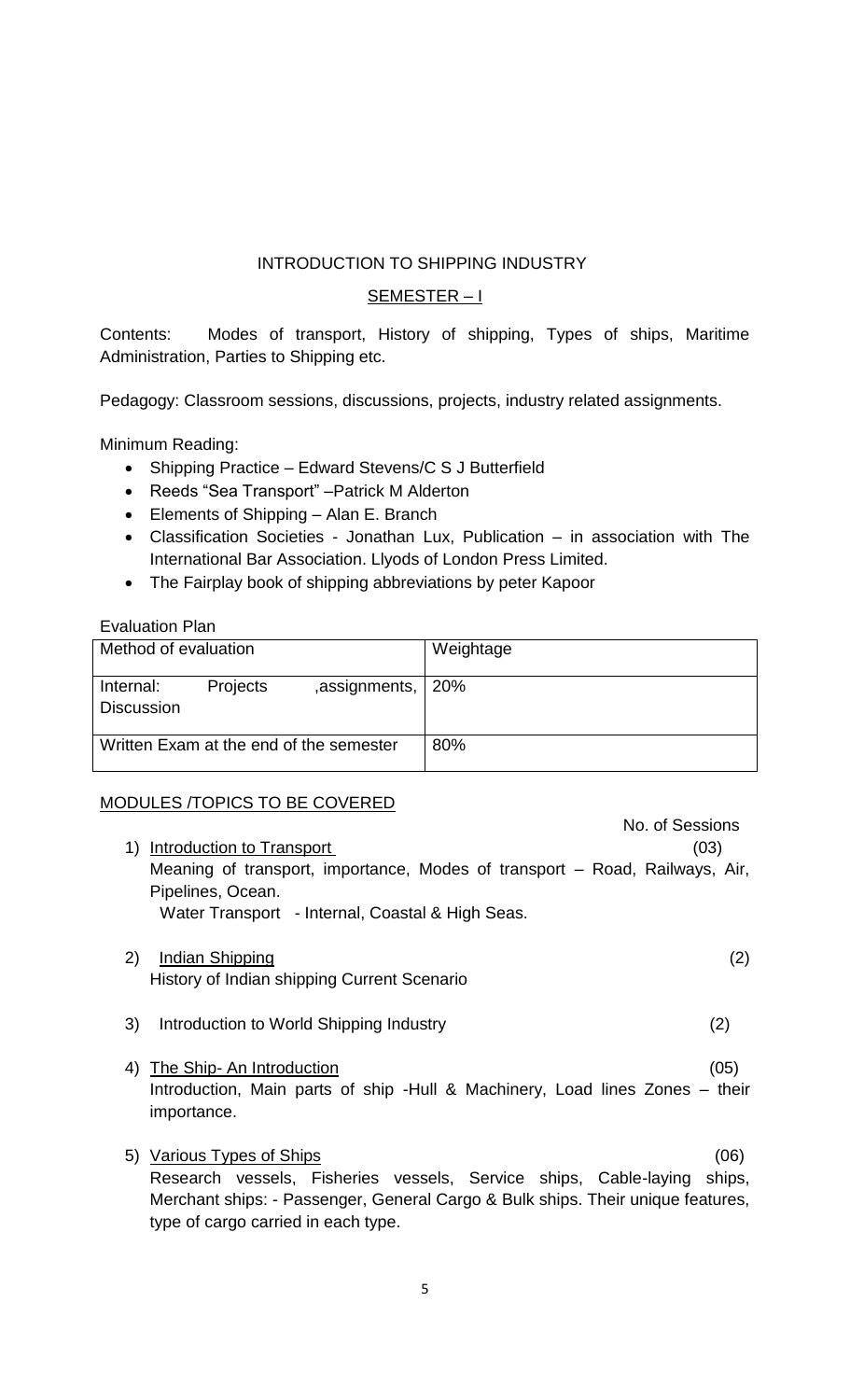# INTRODUCTION TO SHIPPING INDUSTRY

## SEMESTER – I

Contents: Modes of transport, History of shipping, Types of ships, Maritime Administration, Parties to Shipping etc.

Pedagogy: Classroom sessions, discussions, projects, industry related assignments.

Minimum Reading:

- Shipping Practice – Edward Stevens/C S J Butterfield
- Reeds "Sea Transport" –Patrick M Alderton
- Elements of Shipping – Alan E. Branch
- Classification Societies - Jonathan Lux, Publication – in association with The International Bar Association. Llyods of London Press Limited.
- The Fairplay book of shipping abbreviations by peter Kapoor

Evaluation Plan

| Method of evaluation | Weightage |
| --- | --- |
| Internal: Projects ,assignments, Discussion | 20% |
| Written Exam at the end of the semester | 80% |

MODULES /TOPICS TO BE COVERED

No. of Sessions

1) Introduction to Transport (03)
   Meaning of transport, importance, Modes of transport – Road, Railways, Air, Pipelines, Ocean.
   Water Transport - Internal, Coastal & High Seas.

2) Indian Shipping (2)
   History of Indian shipping Current Scenario

3) Introduction to World Shipping Industry (2)

4) The Ship- An Introduction (05)
   Introduction, Main parts of ship -Hull & Machinery, Load lines Zones – their importance.

5) Various Types of Ships (06)
   Research vessels, Fisheries vessels, Service ships, Cable-laying ships, Merchant ships: - Passenger, General Cargo & Bulk ships. Their unique features, type of cargo carried in each type.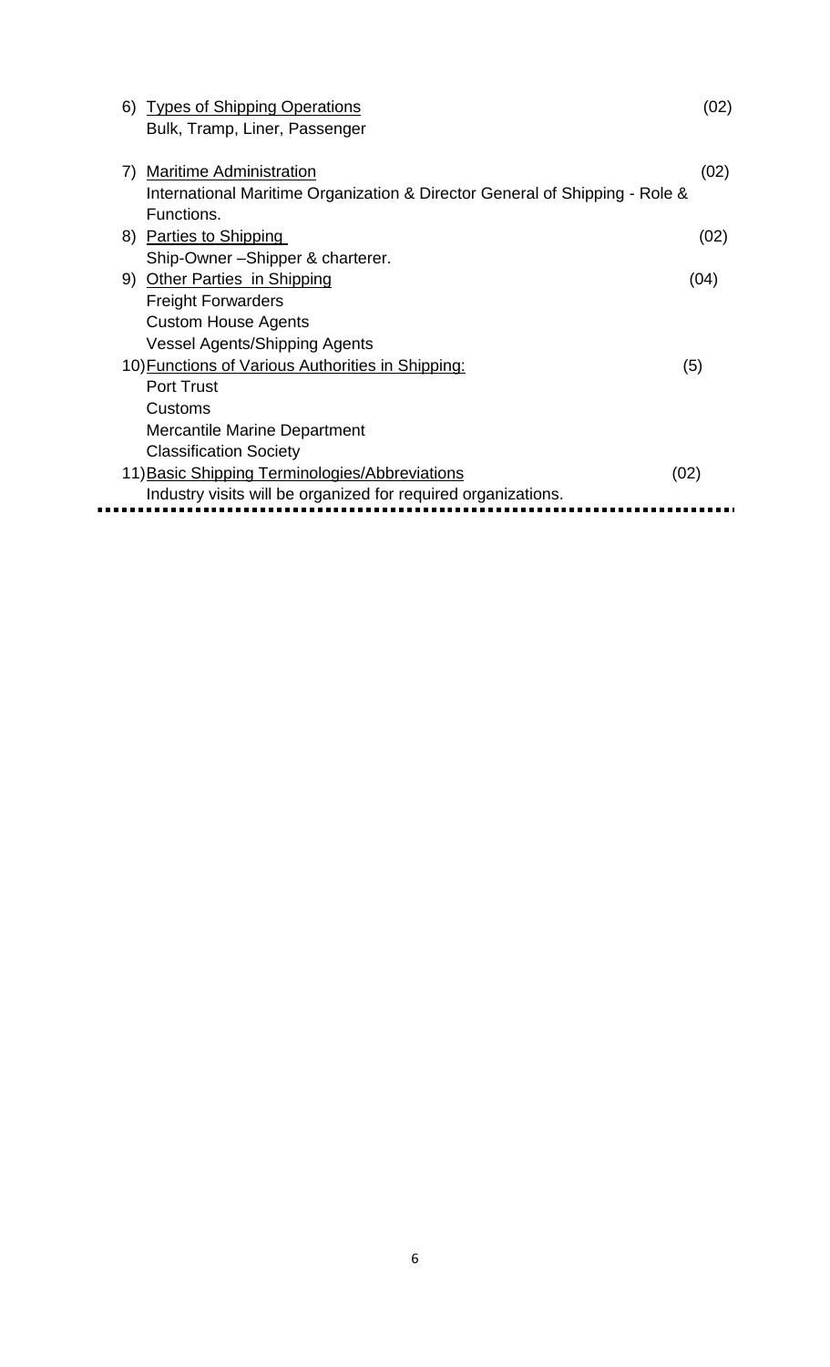6) <u>Types of Shipping Operations</u> (02)
   Bulk, Tramp, Liner, Passenger

7) <u>Maritime Administration</u> (02)
   International Maritime Organization & Director General of Shipping - Role & Functions.

8) <u>Parties to Shipping</u> (02)
   Ship-Owner –Shipper & charterer.

9) <u>Other Parties in Shipping</u> (04)
   Freight Forwarders
   Custom House Agents
   Vessel Agents/Shipping Agents

10) <u>Functions of Various Authorities in Shipping:</u> (5)
   Port Trust
   Customs
   Mercantile Marine Department
   Classification Society

11) <u>Basic Shipping Terminologies/Abbreviations</u> (02)
   Industry visits will be organized for required organizations.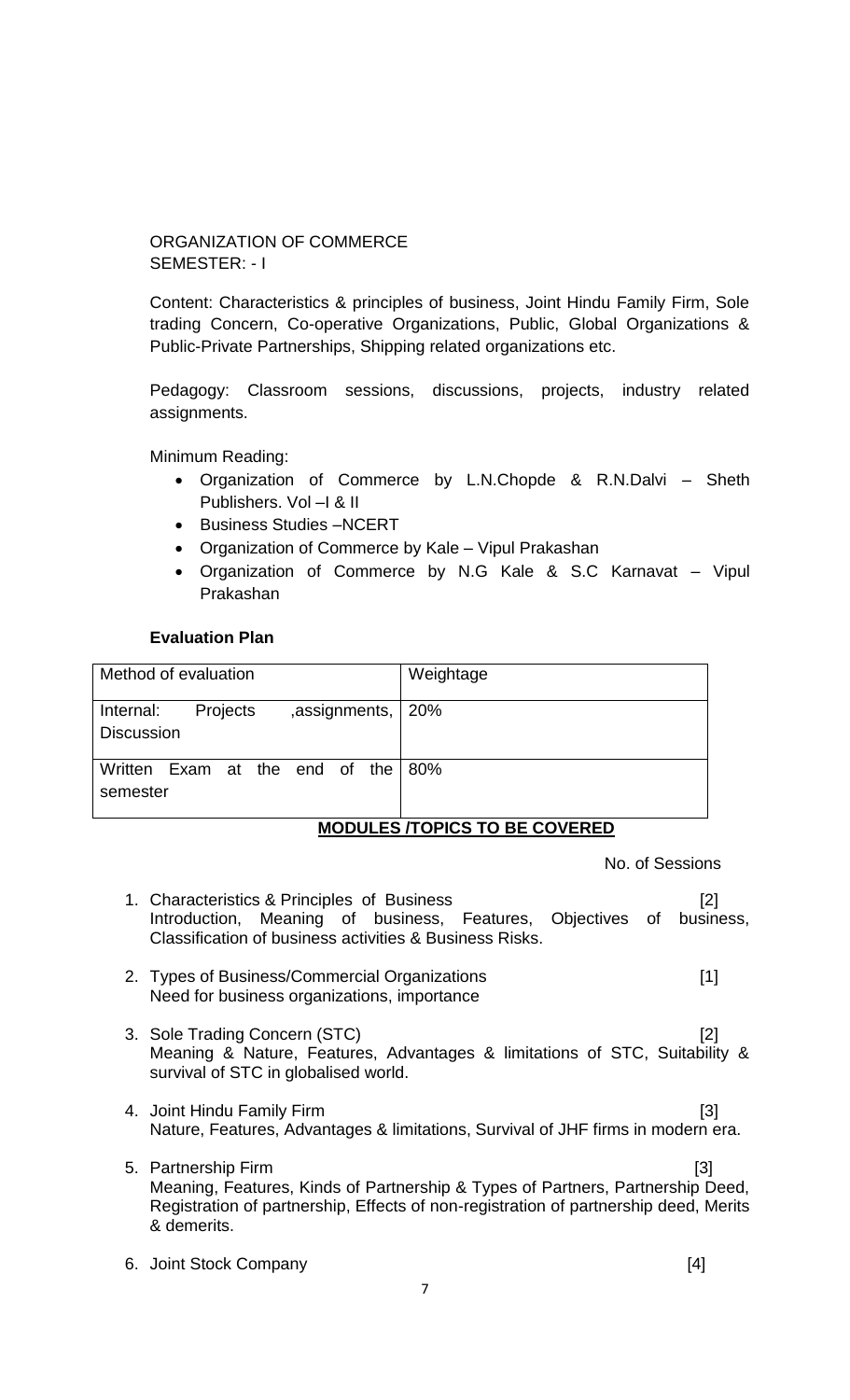ORGANIZATION OF COMMERCE
SEMESTER: - I

Content: Characteristics & principles of business, Joint Hindu Family Firm, Sole trading Concern, Co-operative Organizations, Public, Global Organizations & Public-Private Partnerships, Shipping related organizations etc.

Pedagogy: Classroom sessions, discussions, projects, industry related assignments.

Minimum Reading:

- Organization of Commerce by L.N.Chopde & R.N.Dalvi – Sheth Publishers. Vol –I & II
- Business Studies –NCERT
- Organization of Commerce by Kale – Vipul Prakashan
- Organization of Commerce by N.G Kale & S.C Karnavat – Vipul Prakashan

**Evaluation Plan**

| Method of evaluation | Weightage |
|---|---|
| Internal: Projects ,assignments, Discussion | 20% |
| Written Exam at the end of the semester | 80% |

**MODULES /TOPICS TO BE COVERED**

No. of Sessions

1. Characteristics & Principles of Business [2]
   Introduction, Meaning of business, Features, Objectives of business, Classification of business activities & Business Risks.

2. Types of Business/Commercial Organizations [1]
   Need for business organizations, importance

3. Sole Trading Concern (STC) [2]
   Meaning & Nature, Features, Advantages & limitations of STC, Suitability & survival of STC in globalised world.

4. Joint Hindu Family Firm [3]
   Nature, Features, Advantages & limitations, Survival of JHF firms in modern era.

5. Partnership Firm [3]
   Meaning, Features, Kinds of Partnership & Types of Partners, Partnership Deed, Registration of partnership, Effects of non-registration of partnership deed, Merits & demerits.

6. Joint Stock Company [4]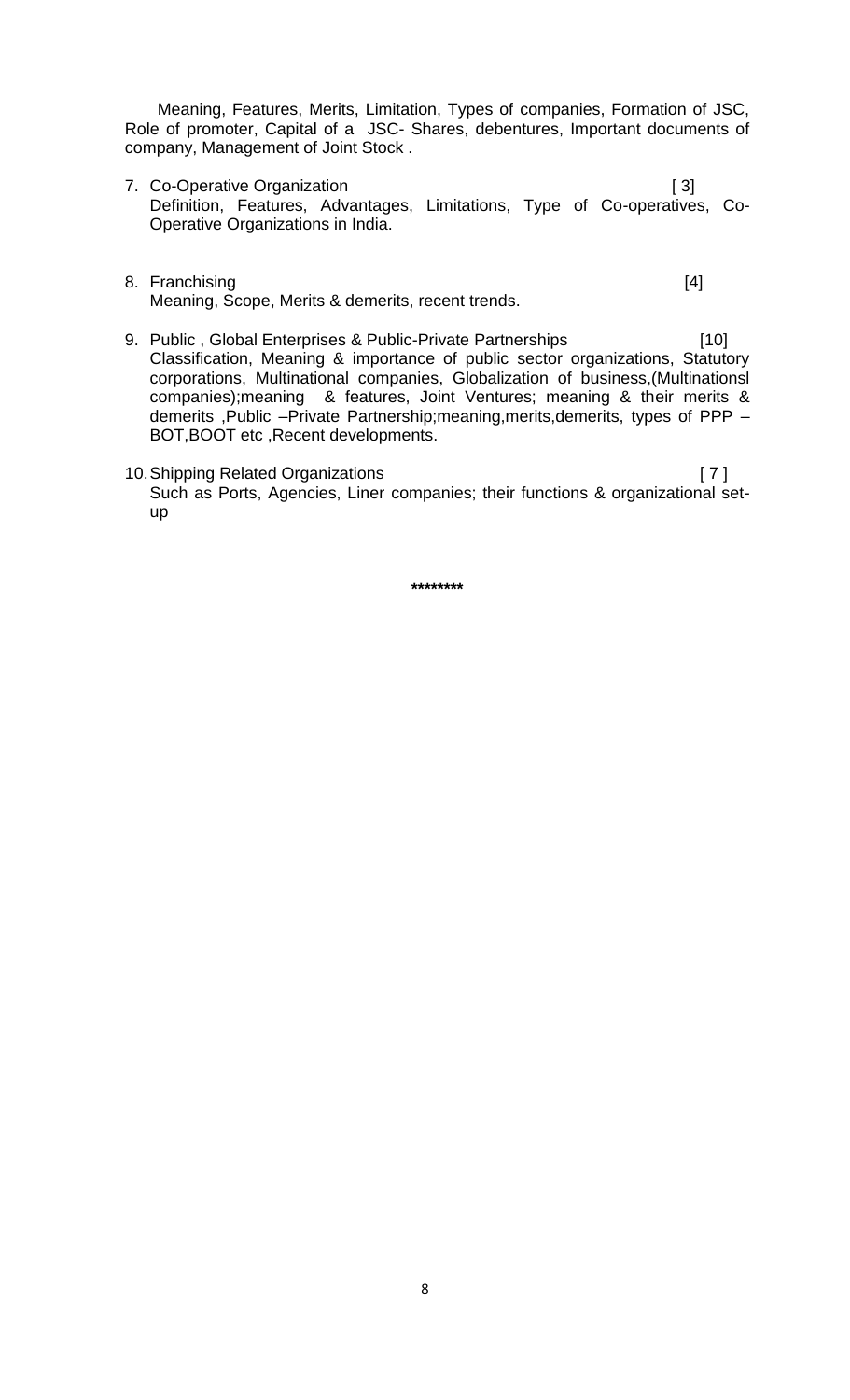Meaning, Features, Merits, Limitation, Types of companies, Formation of JSC, Role of promoter, Capital of a JSC- Shares, debentures, Important documents of company, Management of Joint Stock .

7. Co-Operative Organization [ 3]
   Definition, Features, Advantages, Limitations, Type of Co-operatives, Co-Operative Organizations in India.

8. Franchising [4]
   Meaning, Scope, Merits & demerits, recent trends.

9. Public , Global Enterprises & Public-Private Partnerships [10]
   Classification, Meaning & importance of public sector organizations, Statutory corporations, Multinational companies, Globalization of business,(Multinationsl companies);meaning & features, Joint Ventures; meaning & their merits & demerits ,Public –Private Partnership;meaning,merits,demerits, types of PPP – BOT,BOOT etc ,Recent developments.

10. Shipping Related Organizations [ 7 ]
    Such as Ports, Agencies, Liner companies; their functions & organizational set-up

********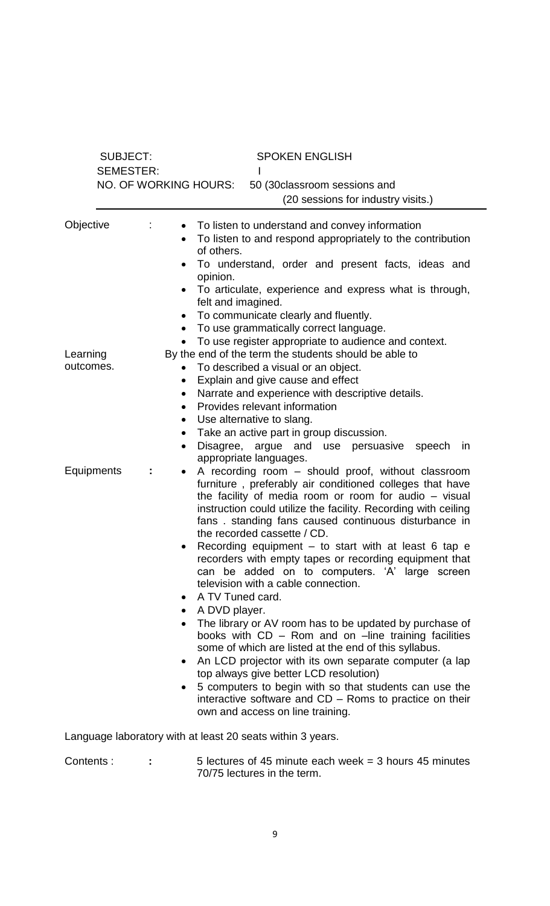SUBJECT: SPOKEN ENGLISH

SEMESTER: I

NO. OF WORKING HOURS: 50 (30classroom sessions and (20 sessions for industry visits.)

**Objective :**

- To listen to understand and convey information
- To listen to and respond appropriately to the contribution of others.
- To understand, order and present facts, ideas and opinion.
- To articulate, experience and express what is through, felt and imagined.
- To communicate clearly and fluently.
- To use grammatically correct language.
- To use register appropriate to audience and context.

**Learning outcomes.**

By the end of the term the students should be able to

- To described a visual or an object.
- Explain and give cause and effect
- Narrate and experience with descriptive details.
- Provides relevant information
- Use alternative to slang.
- Take an active part in group discussion.
- Disagree, argue and use persuasive speech in appropriate languages.

**Equipments :**

- A recording room – should proof, without classroom furniture , preferably air conditioned colleges that have the facility of media room or room for audio – visual instruction could utilize the facility. Recording with ceiling fans . standing fans caused continuous disturbance in the recorded cassette / CD.
- Recording equipment – to start with at least 6 tap e recorders with empty tapes or recording equipment that can be added on to computers. 'A' large screen television with a cable connection.
- A TV Tuned card.
- A DVD player.
- The library or AV room has to be updated by purchase of books with CD – Rom and on –line training facilities some of which are listed at the end of this syllabus.
- An LCD projector with its own separate computer (a lap top always give better LCD resolution)
- 5 computers to begin with so that students can use the interactive software and CD – Roms to practice on their own and access on line training.

Language laboratory with at least 20 seats within 3 years.

**Contents : :** 5 lectures of 45 minute each week = 3 hours 45 minutes 70/75 lectures in the term.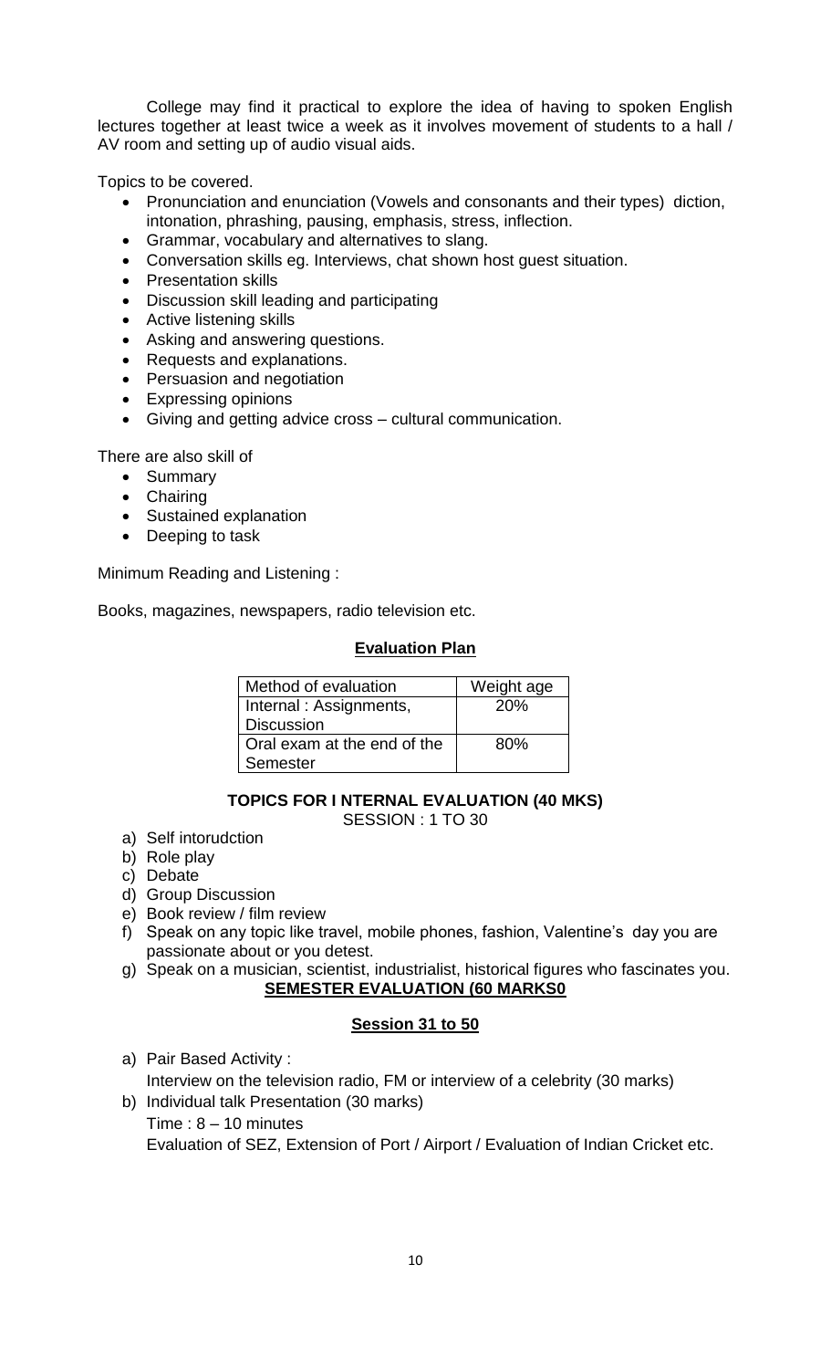College may find it practical to explore the idea of having to spoken English lectures together at least twice a week as it involves movement of students to a hall / AV room and setting up of audio visual aids.

Topics to be covered.

- Pronunciation and enunciation (Vowels and consonants and their types) diction, intonation, phrashing, pausing, emphasis, stress, inflection.
- Grammar, vocabulary and alternatives to slang.
- Conversation skills eg. Interviews, chat shown host guest situation.
- Presentation skills
- Discussion skill leading and participating
- Active listening skills
- Asking and answering questions.
- Requests and explanations.
- Persuasion and negotiation
- Expressing opinions
- Giving and getting advice cross – cultural communication.

There are also skill of

- Summary
- Chairing
- Sustained explanation
- Deeping to task

Minimum Reading and Listening :

Books, magazines, newspapers, radio television etc.

**Evaluation Plan**

| Method of evaluation | Weight age |
|---|---|
| Internal : Assignments, Discussion | 20% |
| Oral exam at the end of the Semester | 80% |

**TOPICS FOR I NTERNAL EVALUATION (40 MKS)**

SESSION : 1 TO 30

a) Self intorudction
b) Role play
c) Debate
d) Group Discussion
e) Book review / film review
f) Speak on any topic like travel, mobile phones, fashion, Valentine's day you are passionate about or you detest.
g) Speak on a musician, scientist, industrialist, historical figures who fascinates you.

**SEMESTER EVALUATION (60 MARKS0**

**Session 31 to 50**

a) Pair Based Activity :

   Interview on the television radio, FM or interview of a celebrity (30 marks)

b) Individual talk Presentation (30 marks)

   Time : 8 – 10 minutes

   Evaluation of SEZ, Extension of Port / Airport / Evaluation of Indian Cricket etc.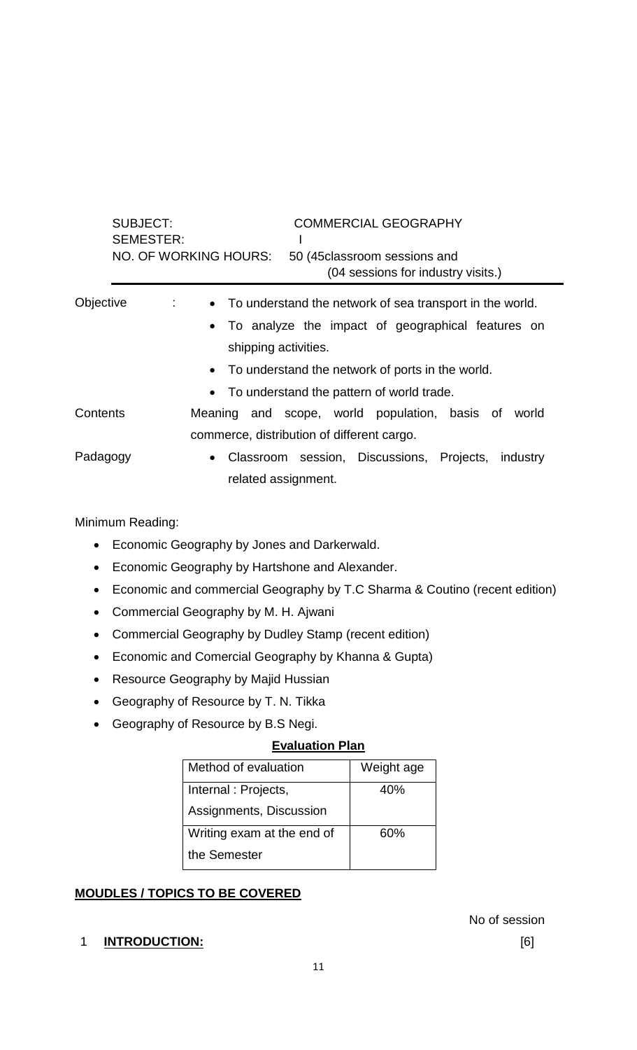| SUBJECT: | COMMERCIAL GEOGRAPHY |
|---|---|
| SEMESTER: | I |
| NO. OF WORKING HOURS: | 50 (45classroom sessions and (04 sessions for industry visits.) |

Objective :
- To understand the network of sea transport in the world.
- To analyze the impact of geographical features on shipping activities.
- To understand the network of ports in the world.
- To understand the pattern of world trade.

Contents: Meaning and scope, world population, basis of world commerce, distribution of different cargo.

Padagogy
- Classroom session, Discussions, Projects, industry related assignment.

Minimum Reading:

- Economic Geography by Jones and Darkerwald.
- Economic Geography by Hartshone and Alexander.
- Economic and commercial Geography by T.C Sharma & Coutino (recent edition)
- Commercial Geography by M. H. Ajwani
- Commercial Geography by Dudley Stamp (recent edition)
- Economic and Comercial Geography by Khanna & Gupta)
- Resource Geography by Majid Hussian
- Geography of Resource by T. N. Tikka
- Geography of Resource by B.S Negi.

**Evaluation Plan**

| Method of evaluation | Weight age |
|---|---|
| Internal : Projects, Assignments, Discussion | 40% |
| Writing exam at the end of the Semester | 60% |

**MOUDLES / TOPICS TO BE COVERED**

No of session

1 **INTRODUCTION:** [6]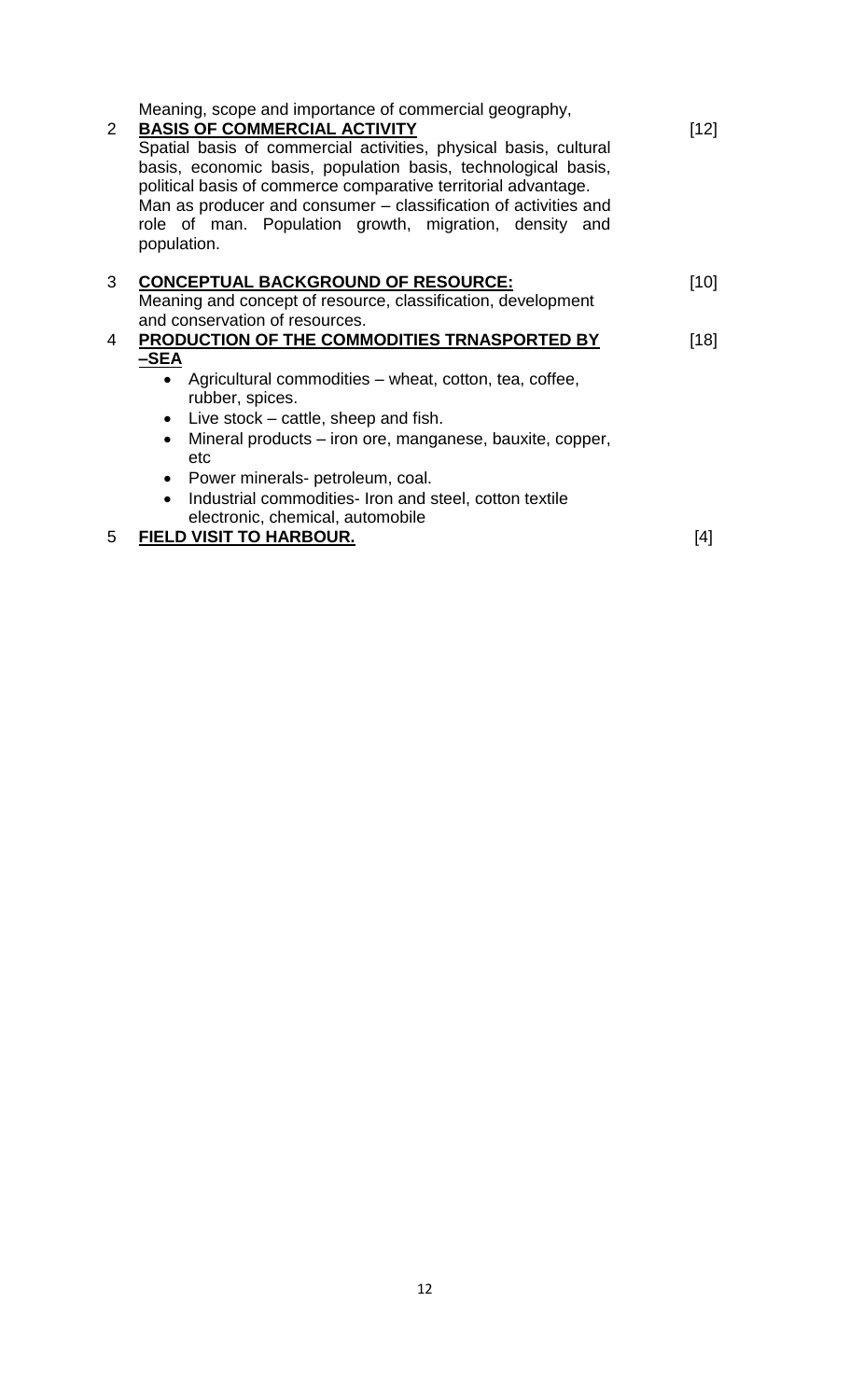Meaning, scope and importance of commercial geography,

| | | |
|---|---|---|
| 2 | **BASIS OF COMMERCIAL ACTIVITY**<br>Spatial basis of commercial activities, physical basis, cultural basis, economic basis, population basis, technological basis, political basis of commerce comparative territorial advantage. Man as producer and consumer – classification of activities and role of man. Population growth, migration, density and population. | [12] |
| 3 | **CONCEPTUAL BACKGROUND OF RESOURCE:**<br>Meaning and concept of resource, classification, development and conservation of resources. | [10] |
| 4 | **PRODUCTION OF THE COMMODITIES TRNASPORTED BY –SEA**<br>• Agricultural commodities – wheat, cotton, tea, coffee, rubber, spices.<br>• Live stock – cattle, sheep and fish.<br>• Mineral products – iron ore, manganese, bauxite, copper, etc<br>• Power minerals- petroleum, coal.<br>• Industrial commodities- Iron and steel, cotton textile electronic, chemical, automobile | [18] |
| 5 | **FIELD VISIT TO HARBOUR.** | [4] |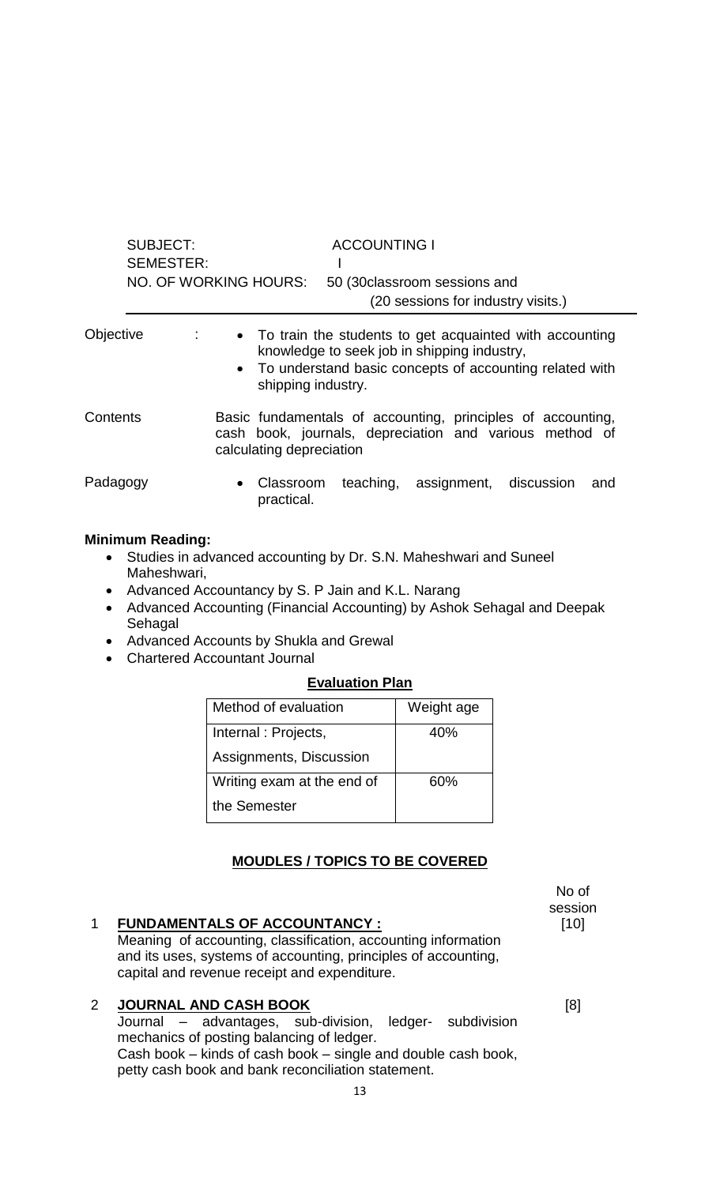SUBJECT: ACCOUNTING I

SEMESTER: I

NO. OF WORKING HOURS: 50 (30classroom sessions and (20 sessions for industry visits.)

Objective :

- To train the students to get acquainted with accounting knowledge to seek job in shipping industry,
- To understand basic concepts of accounting related with shipping industry.

Contents Basic fundamentals of accounting, principles of accounting, cash book, journals, depreciation and various method of calculating depreciation

Padagogy

- Classroom teaching, assignment, discussion and practical.

**Minimum Reading:**

- Studies in advanced accounting by Dr. S.N. Maheshwari and Suneel Maheshwari,
- Advanced Accountancy by S. P Jain and K.L. Narang
- Advanced Accounting (Financial Accounting) by Ashok Sehagal and Deepak Sehagal
- Advanced Accounts by Shukla and Grewal
- Chartered Accountant Journal

**<u>Evaluation Plan</u>**

| Method of evaluation | Weight age |
|---|---|
| Internal : Projects, Assignments, Discussion | 40% |
| Writing exam at the end of the Semester | 60% |

**<u>MOUDLES / TOPICS TO BE COVERED</u>**

No of session

1 **<u>FUNDAMENTALS OF ACCOUNTANCY :</u>** [10]

Meaning of accounting, classification, accounting information and its uses, systems of accounting, principles of accounting, capital and revenue receipt and expenditure.

2 **<u>JOURNAL AND CASH BOOK</u>** [8]

Journal – advantages, sub-division, ledger- subdivision mechanics of posting balancing of ledger.

Cash book – kinds of cash book – single and double cash book, petty cash book and bank reconciliation statement.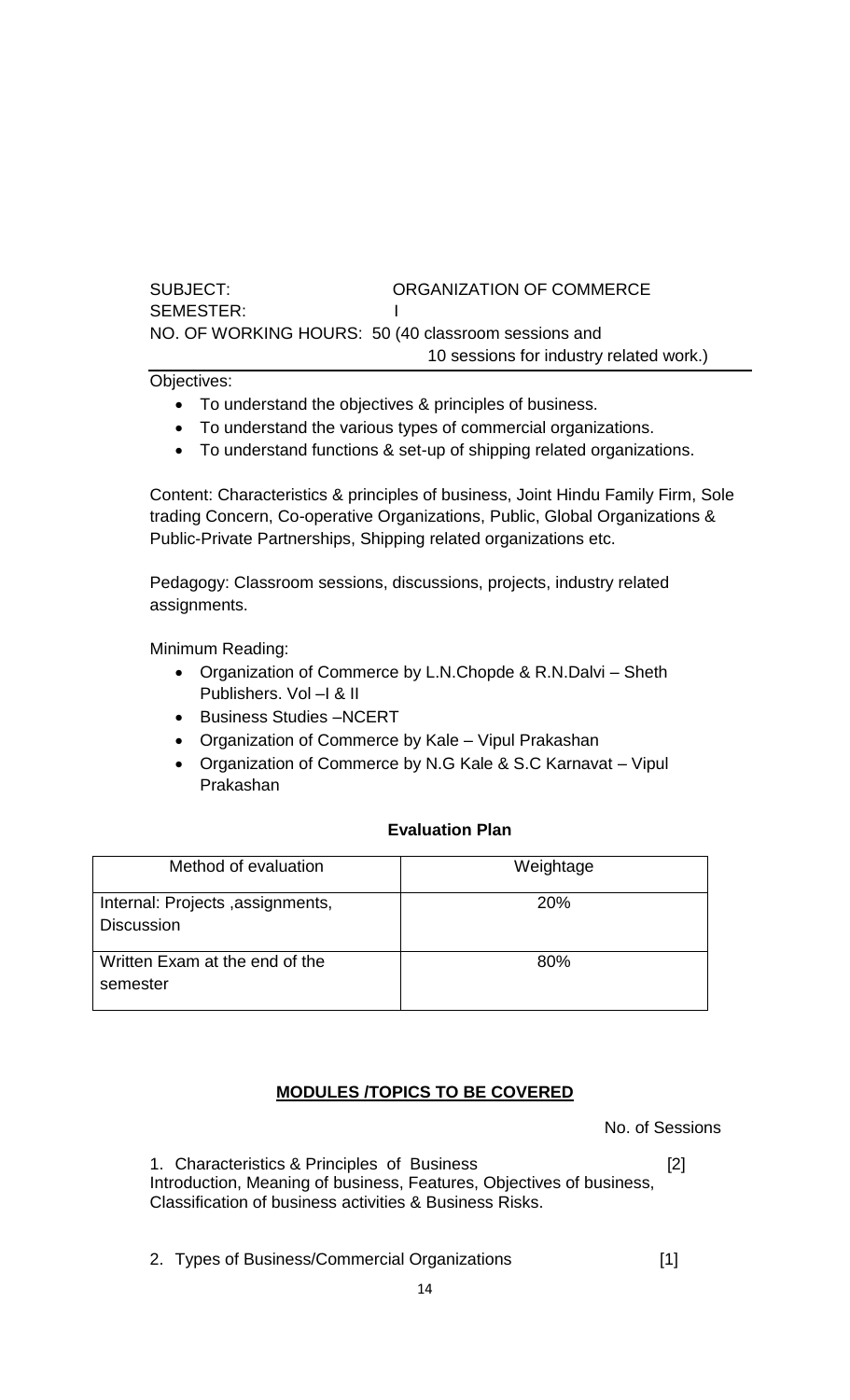SUBJECT: ORGANIZATION OF COMMERCE

SEMESTER: I

NO. OF WORKING HOURS: 50 (40 classroom sessions and 10 sessions for industry related work.)

Objectives:

- To understand the objectives & principles of business.
- To understand the various types of commercial organizations.
- To understand functions & set-up of shipping related organizations.

Content: Characteristics & principles of business, Joint Hindu Family Firm, Sole trading Concern, Co-operative Organizations, Public, Global Organizations & Public-Private Partnerships, Shipping related organizations etc.

Pedagogy: Classroom sessions, discussions, projects, industry related assignments.

Minimum Reading:

- Organization of Commerce by L.N.Chopde & R.N.Dalvi – Sheth Publishers. Vol –I & II
- Business Studies –NCERT
- Organization of Commerce by Kale – Vipul Prakashan
- Organization of Commerce by N.G Kale & S.C Karnavat – Vipul Prakashan

**Evaluation Plan**

| Method of evaluation | Weightage |
|---|---|
| Internal: Projects ,assignments, Discussion | 20% |
| Written Exam at the end of the semester | 80% |

**MODULES /TOPICS TO BE COVERED**

No. of Sessions

1. Characteristics & Principles of Business [2]
Introduction, Meaning of business, Features, Objectives of business, Classification of business activities & Business Risks.

2. Types of Business/Commercial Organizations [1]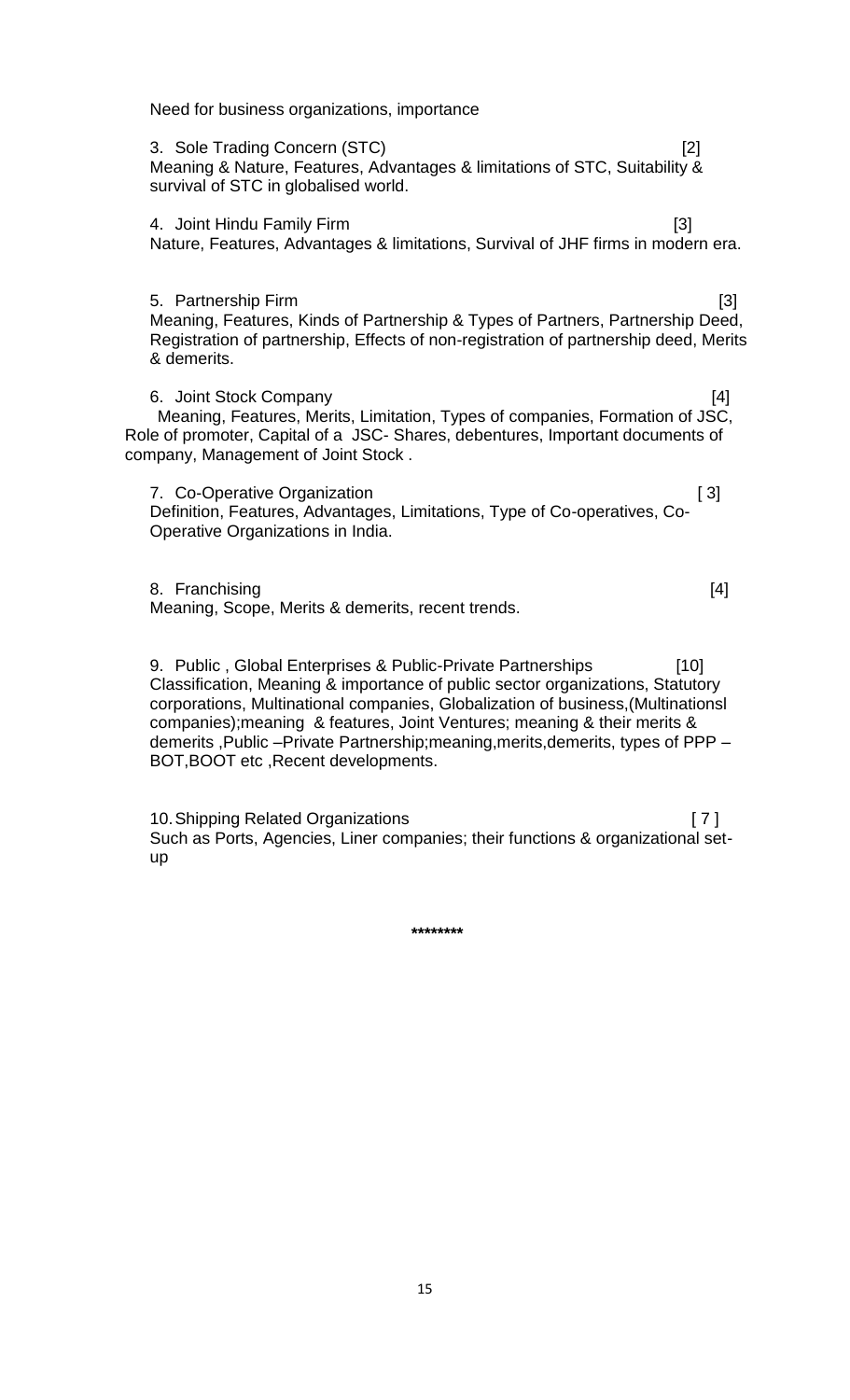Need for business organizations, importance

3. Sole Trading Concern (STC) [2]
Meaning & Nature, Features, Advantages & limitations of STC, Suitability & survival of STC in globalised world.

4. Joint Hindu Family Firm [3]
Nature, Features, Advantages & limitations, Survival of JHF firms in modern era.

5. Partnership Firm [3]
Meaning, Features, Kinds of Partnership & Types of Partners, Partnership Deed, Registration of partnership, Effects of non-registration of partnership deed, Merits & demerits.

6. Joint Stock Company [4]
Meaning, Features, Merits, Limitation, Types of companies, Formation of JSC, Role of promoter, Capital of a JSC- Shares, debentures, Important documents of company, Management of Joint Stock .

7. Co-Operative Organization [ 3]
Definition, Features, Advantages, Limitations, Type of Co-operatives, Co-Operative Organizations in India.

8. Franchising [4]
Meaning, Scope, Merits & demerits, recent trends.

9. Public , Global Enterprises & Public-Private Partnerships [10]
Classification, Meaning & importance of public sector organizations, Statutory corporations, Multinational companies, Globalization of business,(Multinationsl companies);meaning & features, Joint Ventures; meaning & their merits & demerits ,Public –Private Partnership;meaning,merits,demerits, types of PPP – BOT,BOOT etc ,Recent developments.

10. Shipping Related Organizations [ 7 ]
Such as Ports, Agencies, Liner companies; their functions & organizational set-up

********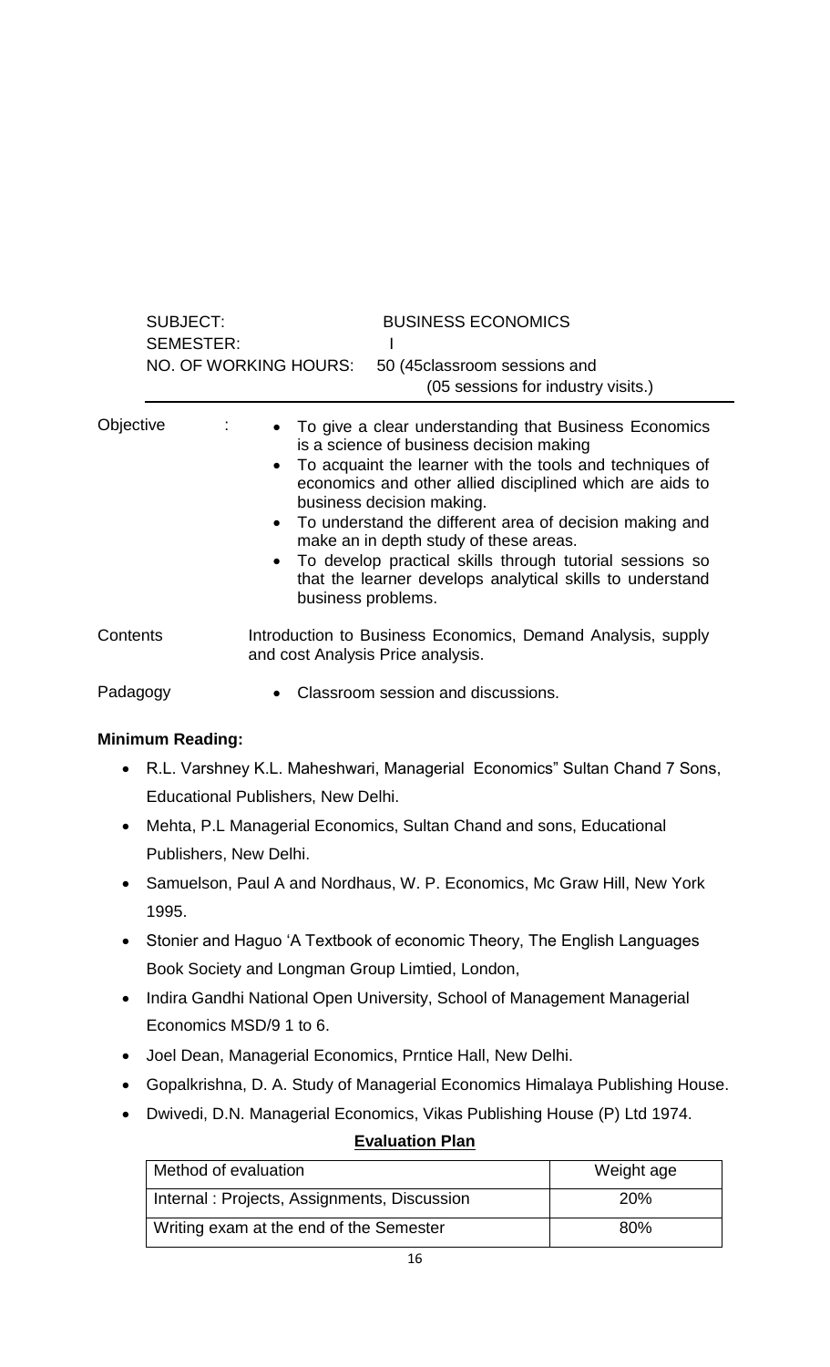SUBJECT: BUSINESS ECONOMICS

SEMESTER: I

NO. OF WORKING HOURS: 50 (45classroom sessions and (05 sessions for industry visits.)

Objective :

- To give a clear understanding that Business Economics is a science of business decision making
- To acquaint the learner with the tools and techniques of economics and other allied disciplined which are aids to business decision making.
- To understand the different area of decision making and make an in depth study of these areas.
- To develop practical skills through tutorial sessions so that the learner develops analytical skills to understand business problems.

Contents Introduction to Business Economics, Demand Analysis, supply and cost Analysis Price analysis.

Padagogy

- Classroom session and discussions.

**Minimum Reading:**

- R.L. Varshney K.L. Maheshwari, Managerial Economics" Sultan Chand 7 Sons, Educational Publishers, New Delhi.
- Mehta, P.L Managerial Economics, Sultan Chand and sons, Educational Publishers, New Delhi.
- Samuelson, Paul A and Nordhaus, W. P. Economics, Mc Graw Hill, New York 1995.
- Stonier and Haguo 'A Textbook of economic Theory, The English Languages Book Society and Longman Group Limtied, London,
- Indira Gandhi National Open University, School of Management Managerial Economics MSD/9 1 to 6.
- Joel Dean, Managerial Economics, Prntice Hall, New Delhi.
- Gopalkrishna, D. A. Study of Managerial Economics Himalaya Publishing House.
- Dwivedi, D.N. Managerial Economics, Vikas Publishing House (P) Ltd 1974.

**Evaluation Plan**

| Method of evaluation | Weight age |
|---|---|
| Internal : Projects, Assignments, Discussion | 20% |
| Writing exam at the end of the Semester | 80% |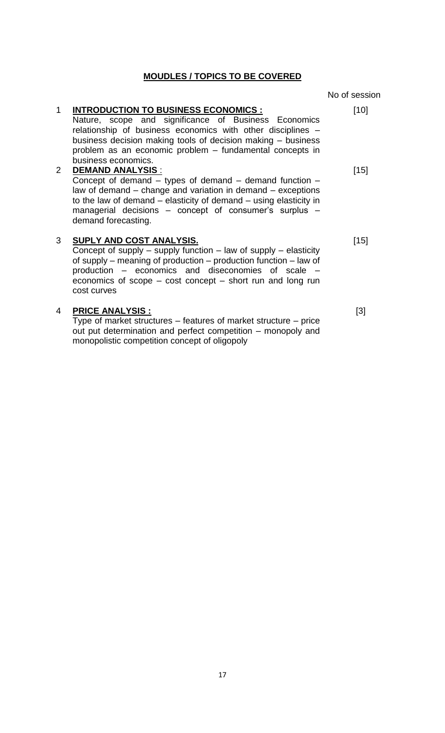## MOUDLES / TOPICS TO BE COVERED

| | | No of session |
|---|---|---|
| 1 | **INTRODUCTION TO BUSINESS ECONOMICS :** Nature, scope and significance of Business Economics relationship of business economics with other disciplines – business decision making tools of decision making – business problem as an economic problem – fundamental concepts in business economics. | [10] |
| 2 | **DEMAND ANALYSIS** : Concept of demand – types of demand – demand function – law of demand – change and variation in demand – exceptions to the law of demand – elasticity of demand – using elasticity in managerial decisions – concept of consumer's surplus – demand forecasting. | [15] |
| 3 | **SUPLY AND COST ANALYSIS.** Concept of supply – supply function – law of supply – elasticity of supply – meaning of production – production function – law of production – economics and diseconomies of scale – economics of scope – cost concept – short run and long run cost curves | [15] |
| 4 | **PRICE ANALYSIS :** Type of market structures – features of market structure – price out put determination and perfect competition – monopoly and monopolistic competition concept of oligopoly | [3] |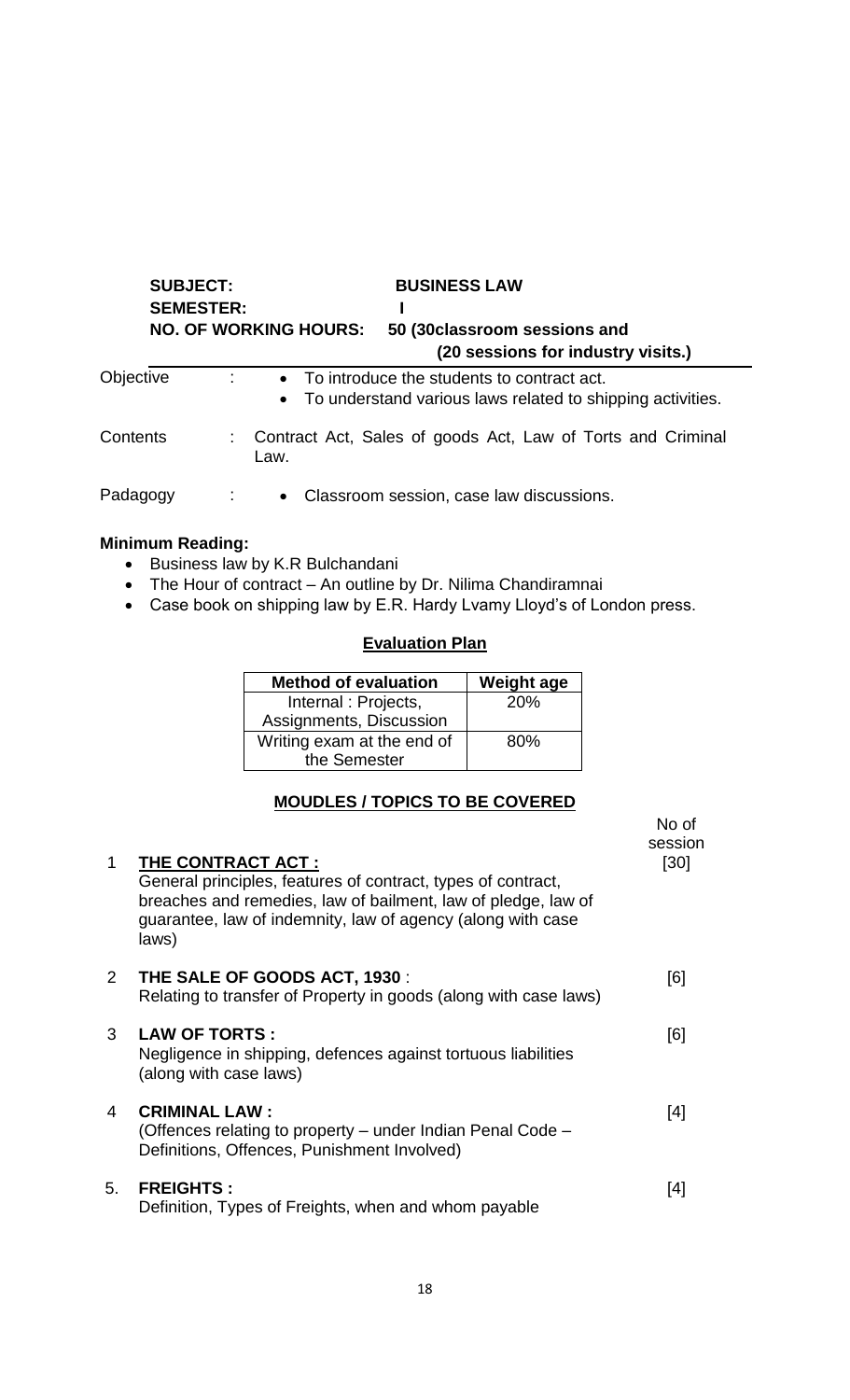**SUBJECT:** **BUSINESS LAW**

**SEMESTER:** **I**

**NO. OF WORKING HOURS:** **50 (30classroom sessions and (20 sessions for industry visits.)**

Objective :
- To introduce the students to contract act.
- To understand various laws related to shipping activities.

Contents : Contract Act, Sales of goods Act, Law of Torts and Criminal Law.

Padagogy :
- Classroom session, case law discussions.

**Minimum Reading:**

- Business law by K.R Bulchandani
- The Hour of contract – An outline by Dr. Nilima Chandiramnai
- Case book on shipping law by E.R. Hardy Lvamy Lloyd's of London press.

## Evaluation Plan

| Method of evaluation | Weight age |
|---|---|
| Internal : Projects, Assignments, Discussion | 20% |
| Writing exam at the end of the Semester | 80% |

## MOUDLES / TOPICS TO BE COVERED

| | | No of session |
|---|---|---|
| 1 | **THE CONTRACT ACT :** General principles, features of contract, types of contract, breaches and remedies, law of bailment, law of pledge, law of guarantee, law of indemnity, law of agency (along with case laws) | [30] |
| 2 | **THE SALE OF GOODS ACT, 1930** : Relating to transfer of Property in goods (along with case laws) | [6] |
| 3 | **LAW OF TORTS :** Negligence in shipping, defences against tortuous liabilities (along with case laws) | [6] |
| 4 | **CRIMINAL LAW :** (Offences relating to property – under Indian Penal Code – Definitions, Offences, Punishment Involved) | [4] |
| 5. | **FREIGHTS :** Definition, Types of Freights, when and whom payable | [4] |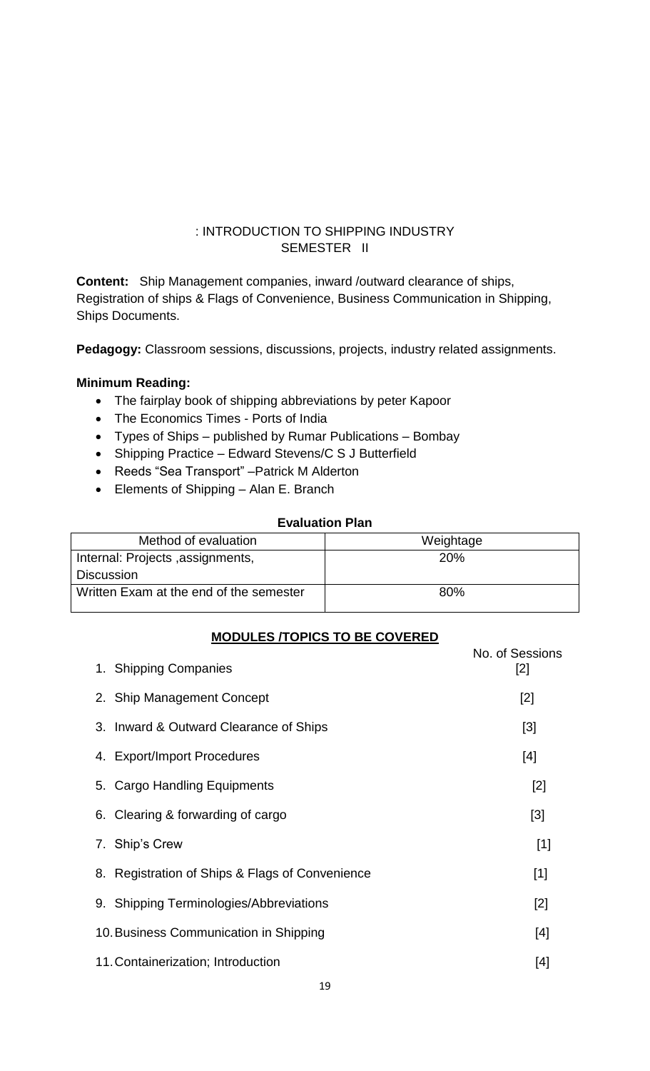## : INTRODUCTION TO SHIPPING INDUSTRY
## SEMESTER II

**Content:** Ship Management companies, inward /outward clearance of ships, Registration of ships & Flags of Convenience, Business Communication in Shipping, Ships Documents.

**Pedagogy:** Classroom sessions, discussions, projects, industry related assignments.

**Minimum Reading:**

- The fairplay book of shipping abbreviations by peter Kapoor
- The Economics Times - Ports of India
- Types of Ships – published by Rumar Publications – Bombay
- Shipping Practice – Edward Stevens/C S J Butterfield
- Reeds "Sea Transport" –Patrick M Alderton
- Elements of Shipping – Alan E. Branch

**Evaluation Plan**

| Method of evaluation | Weightage |
|---|---|
| Internal: Projects ,assignments, Discussion | 20% |
| Written Exam at the end of the semester | 80% |

**MODULES /TOPICS TO BE COVERED**

| | No. of Sessions |
|---|---|
| 1. Shipping Companies | [2] |
| 2. Ship Management Concept | [2] |
| 3. Inward & Outward Clearance of Ships | [3] |
| 4. Export/Import Procedures | [4] |
| 5. Cargo Handling Equipments | [2] |
| 6. Clearing & forwarding of cargo | [3] |
| 7. Ship's Crew | [1] |
| 8. Registration of Ships & Flags of Convenience | [1] |
| 9. Shipping Terminologies/Abbreviations | [2] |
| 10. Business Communication in Shipping | [4] |
| 11. Containerization; Introduction | [4] |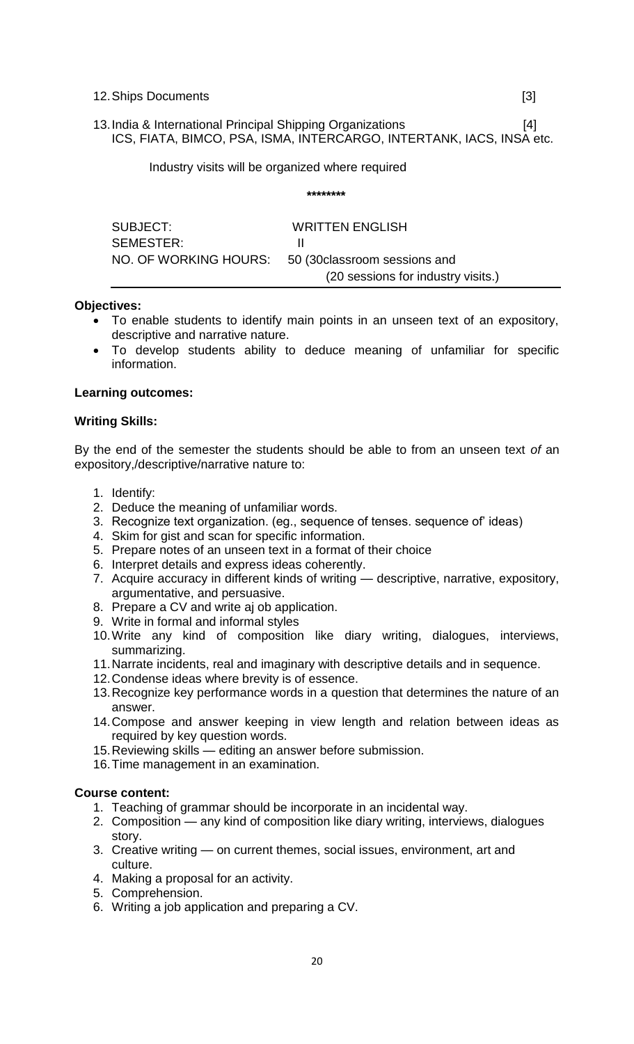12. Ships Documents [3]

13. India & International Principal Shipping Organizations [4]
    ICS, FIATA, BIMCO, PSA, ISMA, INTERCARGO, INTERTANK, IACS, INSA etc.

Industry visits will be organized where required

********

| | |
|---|---|
| SUBJECT: | WRITTEN ENGLISH |
| SEMESTER: | II |
| NO. OF WORKING HOURS: | 50 (30classroom sessions and (20 sessions for industry visits.) |

**Objectives:**

- To enable students to identify main points in an unseen text of an expository, descriptive and narrative nature.
- To develop students ability to deduce meaning of unfamiliar for specific information.

**Learning outcomes:**

**Writing Skills:**

By the end of the semester the students should be able to from an unseen text *of* an expository,/descriptive/narrative nature to:

1. Identify:
2. Deduce the meaning of unfamiliar words.
3. Recognize text organization. (eg., sequence of tenses. sequence of' ideas)
4. Skim for gist and scan for specific information.
5. Prepare notes of an unseen text in a format of their choice
6. Interpret details and express ideas coherently.
7. Acquire accuracy in different kinds of writing — descriptive, narrative, expository, argumentative, and persuasive.
8. Prepare a CV and write aj ob application.
9. Write in formal and informal styles
10. Write any kind of composition like diary writing, dialogues, interviews, summarizing.
11. Narrate incidents, real and imaginary with descriptive details and in sequence.
12. Condense ideas where brevity is of essence.
13. Recognize key performance words in a question that determines the nature of an answer.
14. Compose and answer keeping in view length and relation between ideas as required by key question words.
15. Reviewing skills — editing an answer before submission.
16. Time management in an examination.

**Course content:**

1. Teaching of grammar should be incorporate in an incidental way.
2. Composition — any kind of composition like diary writing, interviews, dialogues story.
3. Creative writing — on current themes, social issues, environment, art and culture.
4. Making a proposal for an activity.
5. Comprehension.
6. Writing a job application and preparing a CV.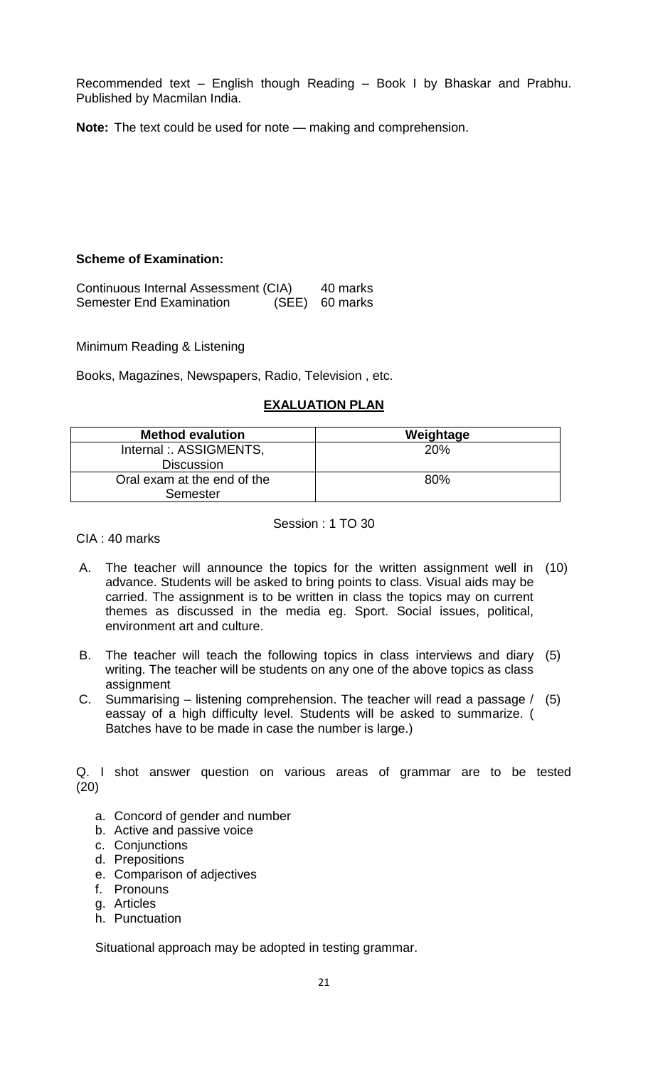Recommended text – English though Reading – Book I by Bhaskar and Prabhu. Published by Macmilan India.

**Note:** The text could be used for note — making and comprehension.

**Scheme of Examination:**

Continuous Internal Assessment (CIA) 40 marks
Semester End Examination (SEE) 60 marks

Minimum Reading & Listening

Books, Magazines, Newspapers, Radio, Television , etc.

## EXALUATION PLAN

| Method evalution | Weightage |
|---|---|
| Internal :. ASSIGMENTS, Discussion | 20% |
| Oral exam at the end of the Semester | 80% |

Session : 1 TO 30

CIA : 40 marks

A. The teacher will announce the topics for the written assignment well in advance. Students will be asked to bring points to class. Visual aids may be carried. The assignment is to be written in class the topics may on current themes as discussed in the media eg. Sport. Social issues, political, environment art and culture. (10)

B. The teacher will teach the following topics in class interviews and diary writing. The teacher will be students on any one of the above topics as class assignment (5)

C. Summarising – listening comprehension. The teacher will read a passage / eassay of a high difficulty level. Students will be asked to summarize. ( Batches have to be made in case the number is large.) (5)

Q. I shot answer question on various areas of grammar are to be tested (20)

a. Concord of gender and number
b. Active and passive voice
c. Conjunctions
d. Prepositions
e. Comparison of adjectives
f. Pronouns
g. Articles
h. Punctuation

Situational approach may be adopted in testing grammar.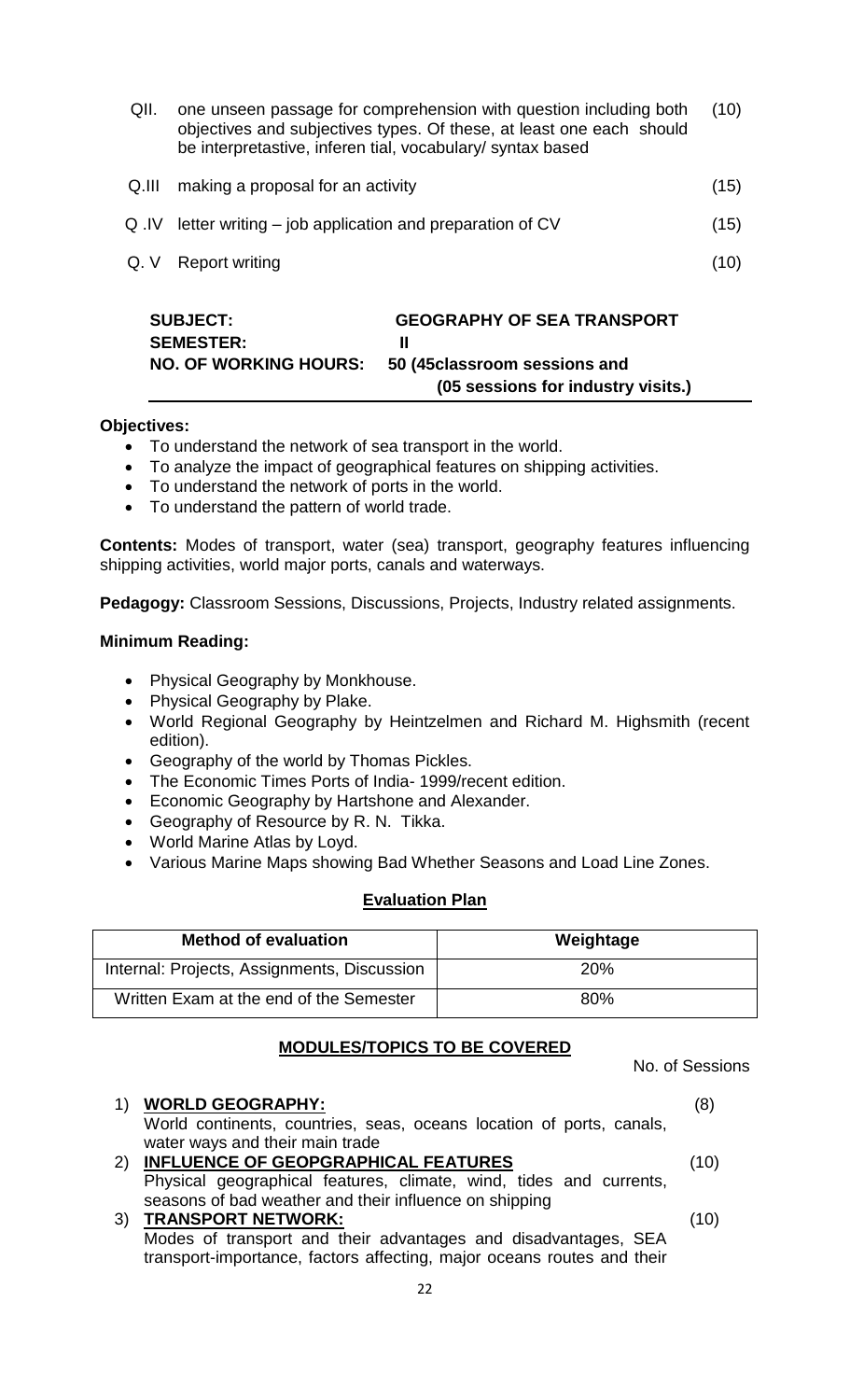| | | |
|---|---|---|
| QII. | one unseen passage for comprehension with question including both objectives and subjectives types. Of these, at least one each should be interpretastive, inferen tial, vocabulary/ syntax based | (10) |
| Q.III | making a proposal for an activity | (15) |
| Q .IV | letter writing – job application and preparation of CV | (15) |
| Q. V | Report writing | (10) |

**SUBJECT:** **GEOGRAPHY OF SEA TRANSPORT**
**SEMESTER:** **II**
**NO. OF WORKING HOURS:** **50 (45classroom sessions and (05 sessions for industry visits.)**

**Objectives:**

- To understand the network of sea transport in the world.
- To analyze the impact of geographical features on shipping activities.
- To understand the network of ports in the world.
- To understand the pattern of world trade.

**Contents:** Modes of transport, water (sea) transport, geography features influencing shipping activities, world major ports, canals and waterways.

**Pedagogy:** Classroom Sessions, Discussions, Projects, Industry related assignments.

**Minimum Reading:**

- Physical Geography by Monkhouse.
- Physical Geography by Plake.
- World Regional Geography by Heintzelmen and Richard M. Highsmith (recent edition).
- Geography of the world by Thomas Pickles.
- The Economic Times Ports of India- 1999/recent edition.
- Economic Geography by Hartshone and Alexander.
- Geography of Resource by R. N. Tikka.
- World Marine Atlas by Loyd.
- Various Marine Maps showing Bad Whether Seasons and Load Line Zones.

**Evaluation Plan**

| Method of evaluation | Weightage |
|---|---|
| Internal: Projects, Assignments, Discussion | 20% |
| Written Exam at the end of the Semester | 80% |

**MODULES/TOPICS TO BE COVERED**

No. of Sessions

1) **WORLD GEOGRAPHY:** (8)
World continents, countries, seas, oceans location of ports, canals, water ways and their main trade
2) **INFLUENCE OF GEOPGRAPHICAL FEATURES** (10)
Physical geographical features, climate, wind, tides and currents, seasons of bad weather and their influence on shipping
3) **TRANSPORT NETWORK:** (10)
Modes of transport and their advantages and disadvantages, SEA transport-importance, factors affecting, major oceans routes and their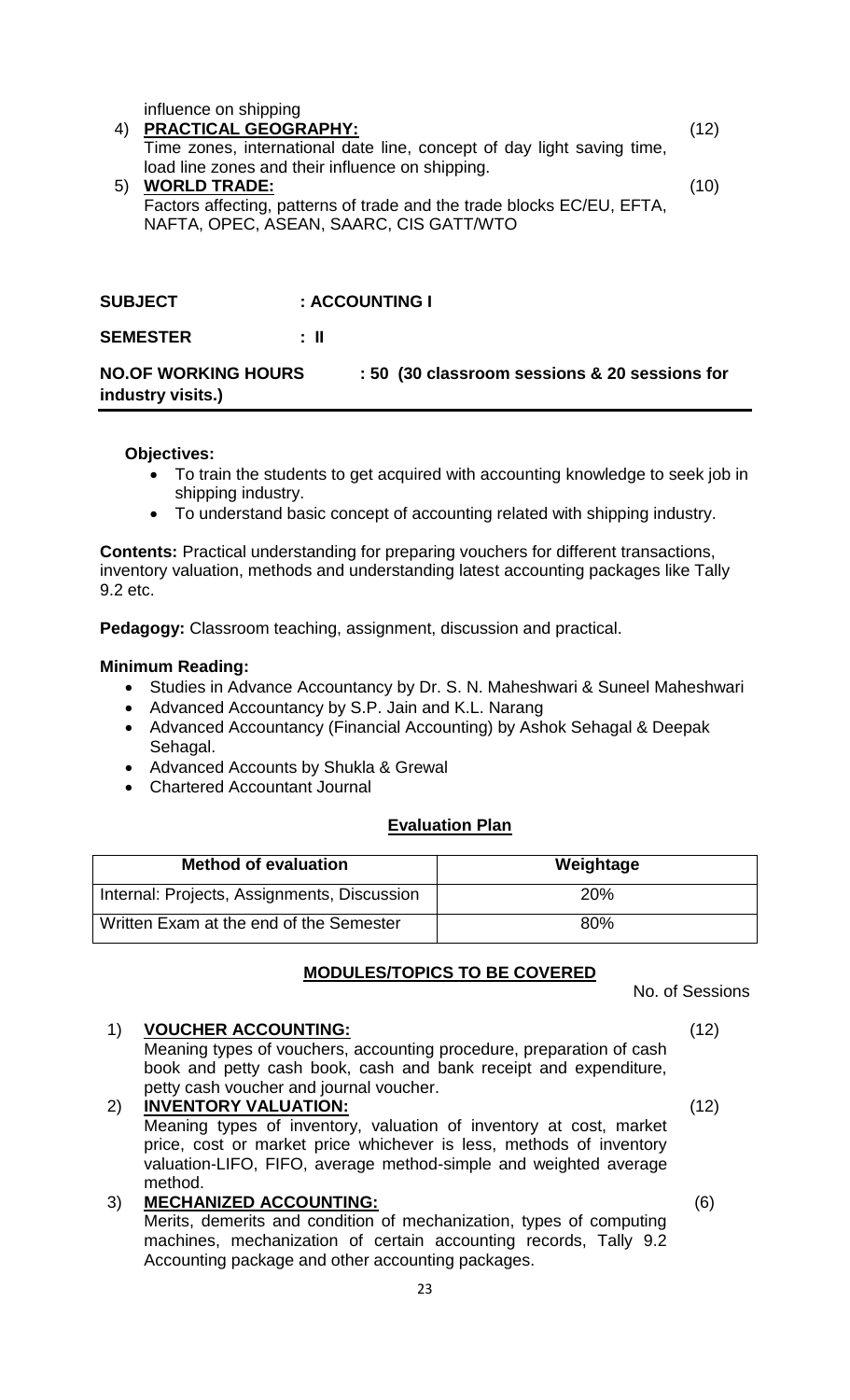influence on shipping

4) **PRACTICAL GEOGRAPHY:** (12)
Time zones, international date line, concept of day light saving time, load line zones and their influence on shipping.

5) **WORLD TRADE:** (10)
Factors affecting, patterns of trade and the trade blocks EC/EU, EFTA, NAFTA, OPEC, ASEAN, SAARC, CIS GATT/WTO

**SUBJECT : ACCOUNTING I**

**SEMESTER : II**

**NO.OF WORKING HOURS : 50 (30 classroom sessions & 20 sessions for industry visits.)**

**Objectives:**

- To train the students to get acquired with accounting knowledge to seek job in shipping industry.
- To understand basic concept of accounting related with shipping industry.

**Contents:** Practical understanding for preparing vouchers for different transactions, inventory valuation, methods and understanding latest accounting packages like Tally 9.2 etc.

**Pedagogy:** Classroom teaching, assignment, discussion and practical.

**Minimum Reading:**

- Studies in Advance Accountancy by Dr. S. N. Maheshwari & Suneel Maheshwari
- Advanced Accountancy by S.P. Jain and K.L. Narang
- Advanced Accountancy (Financial Accounting) by Ashok Sehagal & Deepak Sehagal.
- Advanced Accounts by Shukla & Grewal
- Chartered Accountant Journal

**Evaluation Plan**

| Method of evaluation | Weightage |
|---|---|
| Internal: Projects, Assignments, Discussion | 20% |
| Written Exam at the end of the Semester | 80% |

**MODULES/TOPICS TO BE COVERED**

No. of Sessions

1) **VOUCHER ACCOUNTING:** (12)
Meaning types of vouchers, accounting procedure, preparation of cash book and petty cash book, cash and bank receipt and expenditure, petty cash voucher and journal voucher.

2) **INVENTORY VALUATION:** (12)
Meaning types of inventory, valuation of inventory at cost, market price, cost or market price whichever is less, methods of inventory valuation-LIFO, FIFO, average method-simple and weighted average method.

3) **MECHANIZED ACCOUNTING:** (6)
Merits, demerits and condition of mechanization, types of computing machines, mechanization of certain accounting records, Tally 9.2 Accounting package and other accounting packages.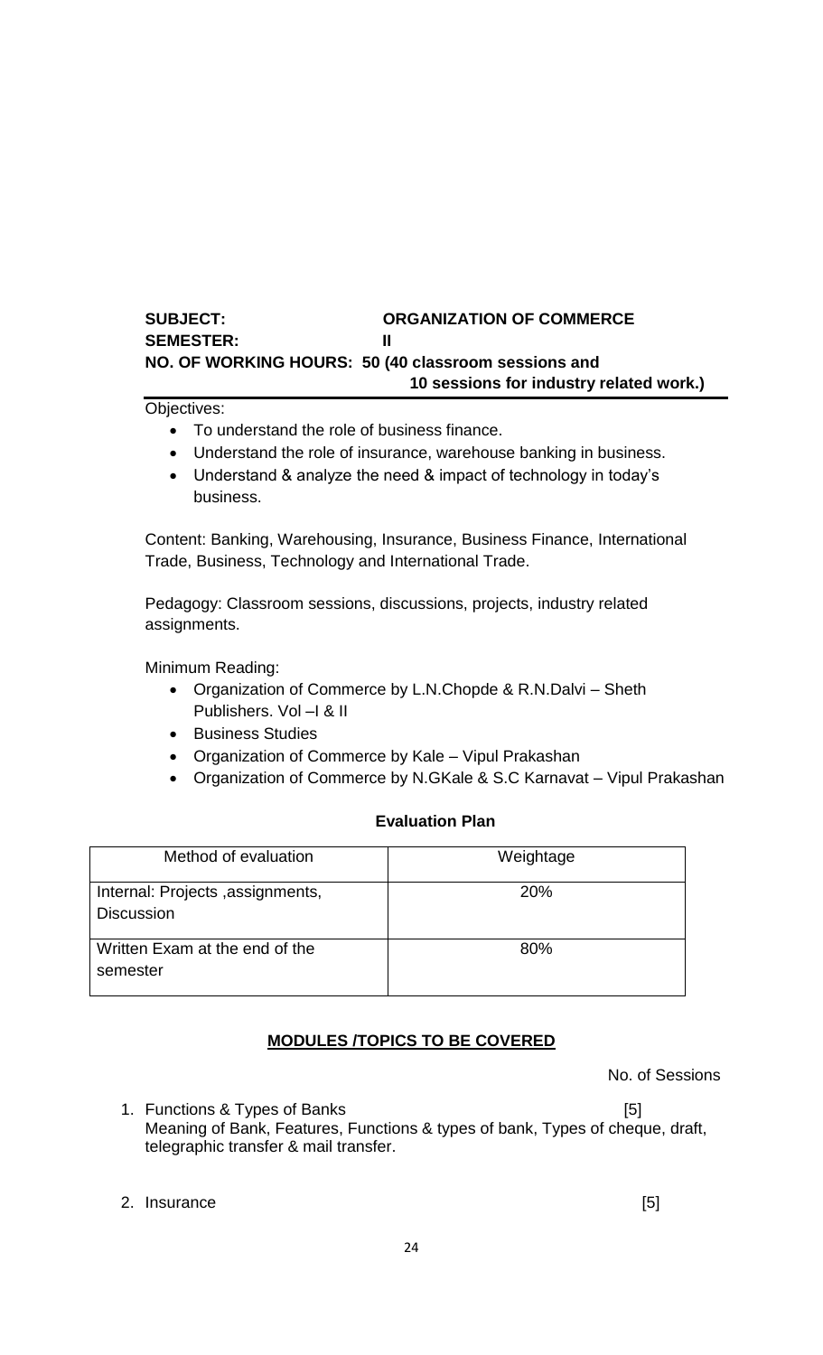**SUBJECT:** **ORGANIZATION OF COMMERCE**
**SEMESTER:** **II**
**NO. OF WORKING HOURS: 50 (40 classroom sessions and 10 sessions for industry related work.)**

Objectives:

- To understand the role of business finance.
- Understand the role of insurance, warehouse banking in business.
- Understand & analyze the need & impact of technology in today's business.

Content: Banking, Warehousing, Insurance, Business Finance, International Trade, Business, Technology and International Trade.

Pedagogy: Classroom sessions, discussions, projects, industry related assignments.

Minimum Reading:

- Organization of Commerce by L.N.Chopde & R.N.Dalvi – Sheth Publishers. Vol –I & II
- Business Studies
- Organization of Commerce by Kale – Vipul Prakashan
- Organization of Commerce by N.GKale & S.C Karnavat – Vipul Prakashan

**Evaluation Plan**

| Method of evaluation | Weightage |
|---|---|
| Internal: Projects ,assignments, Discussion | 20% |
| Written Exam at the end of the semester | 80% |

**MODULES /TOPICS TO BE COVERED**

No. of Sessions

1. Functions & Types of Banks [5]
   Meaning of Bank, Features, Functions & types of bank, Types of cheque, draft, telegraphic transfer & mail transfer.

2. Insurance [5]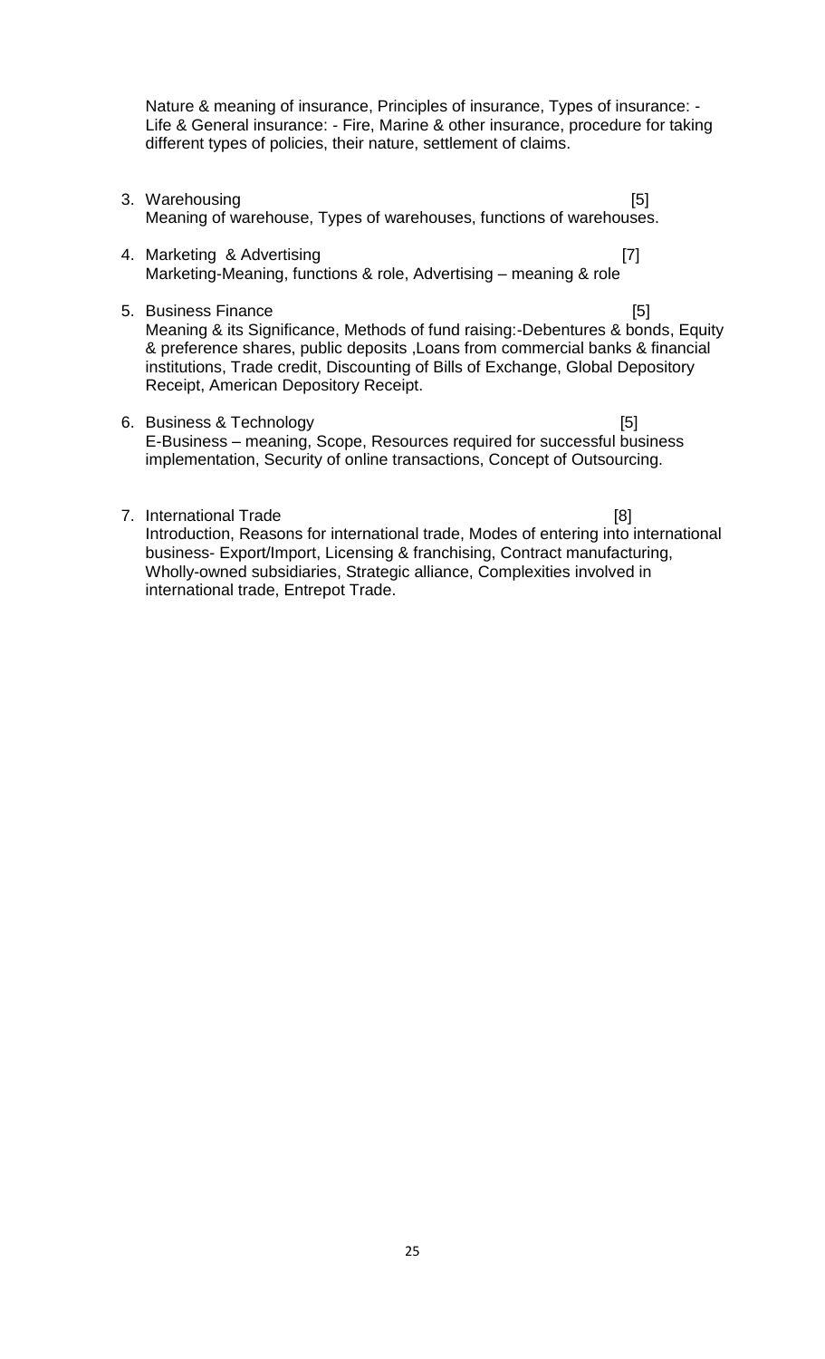Nature & meaning of insurance, Principles of insurance, Types of insurance: - Life & General insurance: - Fire, Marine & other insurance, procedure for taking different types of policies, their nature, settlement of claims.

3. Warehousing [5]
   Meaning of warehouse, Types of warehouses, functions of warehouses.

4. Marketing & Advertising [7]
   Marketing-Meaning, functions & role, Advertising – meaning & role

5. Business Finance [5]
   Meaning & its Significance, Methods of fund raising:-Debentures & bonds, Equity & preference shares, public deposits ,Loans from commercial banks & financial institutions, Trade credit, Discounting of Bills of Exchange, Global Depository Receipt, American Depository Receipt.

6. Business & Technology [5]
   E-Business – meaning, Scope, Resources required for successful business implementation, Security of online transactions, Concept of Outsourcing.

7. International Trade [8]
   Introduction, Reasons for international trade, Modes of entering into international business- Export/Import, Licensing & franchising, Contract manufacturing, Wholly-owned subsidiaries, Strategic alliance, Complexities involved in international trade, Entrepot Trade.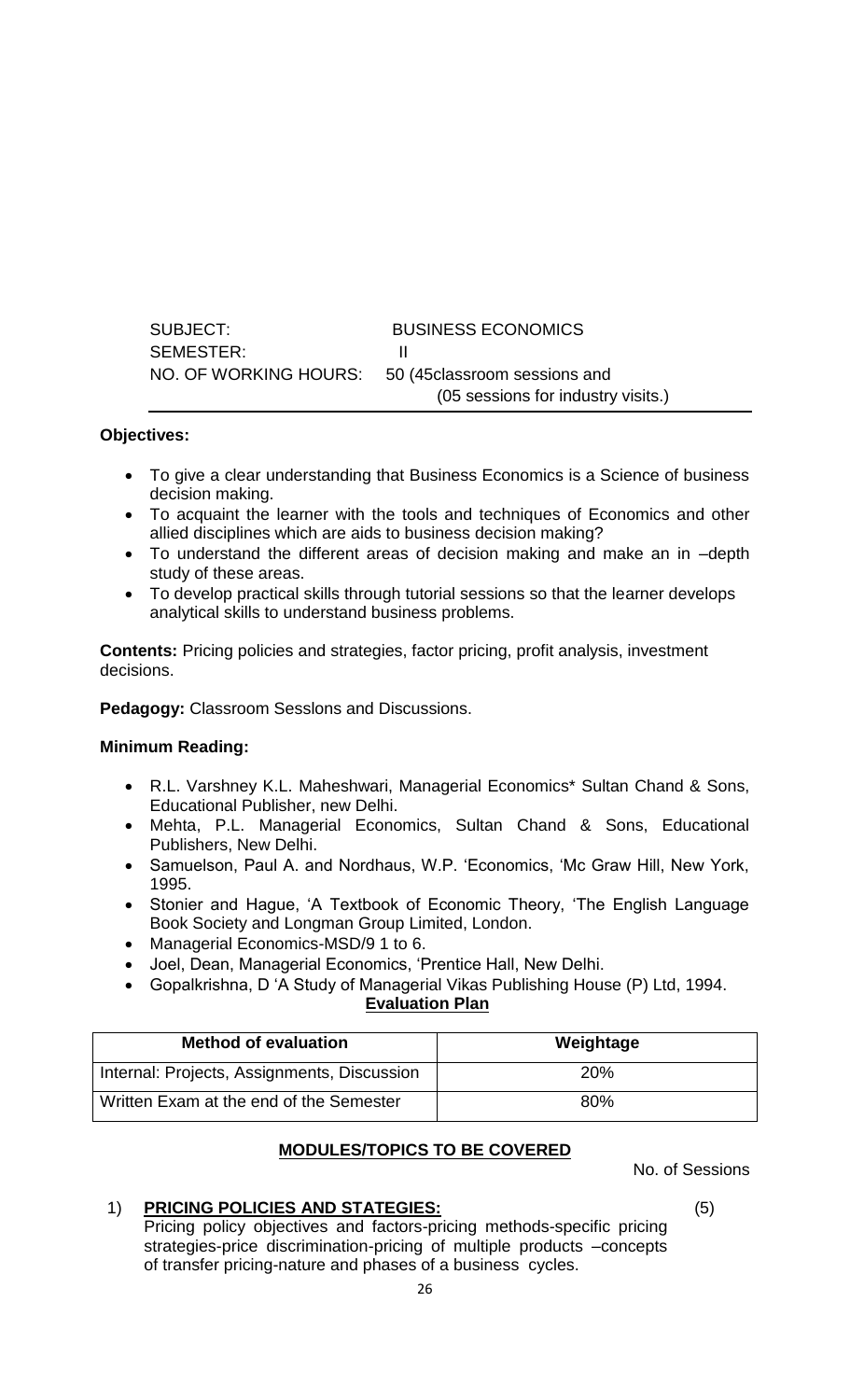SUBJECT: BUSINESS ECONOMICS
SEMESTER: II
NO. OF WORKING HOURS: 50 (45classroom sessions and (05 sessions for industry visits.)

**Objectives:**

- To give a clear understanding that Business Economics is a Science of business decision making.
- To acquaint the learner with the tools and techniques of Economics and other allied disciplines which are aids to business decision making?
- To understand the different areas of decision making and make an in –depth study of these areas.
- To develop practical skills through tutorial sessions so that the learner develops analytical skills to understand business problems.

**Contents:** Pricing policies and strategies, factor pricing, profit analysis, investment decisions.

**Pedagogy:** Classroom Sesslons and Discussions.

**Minimum Reading:**

- R.L. Varshney K.L. Maheshwari, Managerial Economics* Sultan Chand & Sons, Educational Publisher, new Delhi.
- Mehta, P.L. Managerial Economics, Sultan Chand & Sons, Educational Publishers, New Delhi.
- Samuelson, Paul A. and Nordhaus, W.P. 'Economics, 'Mc Graw Hill, New York, 1995.
- Stonier and Hague, 'A Textbook of Economic Theory, 'The English Language Book Society and Longman Group Limited, London.
- Managerial Economics-MSD/9 1 to 6.
- Joel, Dean, Managerial Economics, 'Prentice Hall, New Delhi.
- Gopalkrishna, D 'A Study of Managerial Vikas Publishing House (P) Ltd, 1994.

**Evaluation Plan**

| Method of evaluation | Weightage |
|---|---|
| Internal: Projects, Assignments, Discussion | 20% |
| Written Exam at the end of the Semester | 80% |

**MODULES/TOPICS TO BE COVERED**

No. of Sessions

1) **PRICING POLICIES AND STATEGIES:** (5)
Pricing policy objectives and factors-pricing methods-specific pricing strategies-price discrimination-pricing of multiple products –concepts of transfer pricing-nature and phases of a business cycles.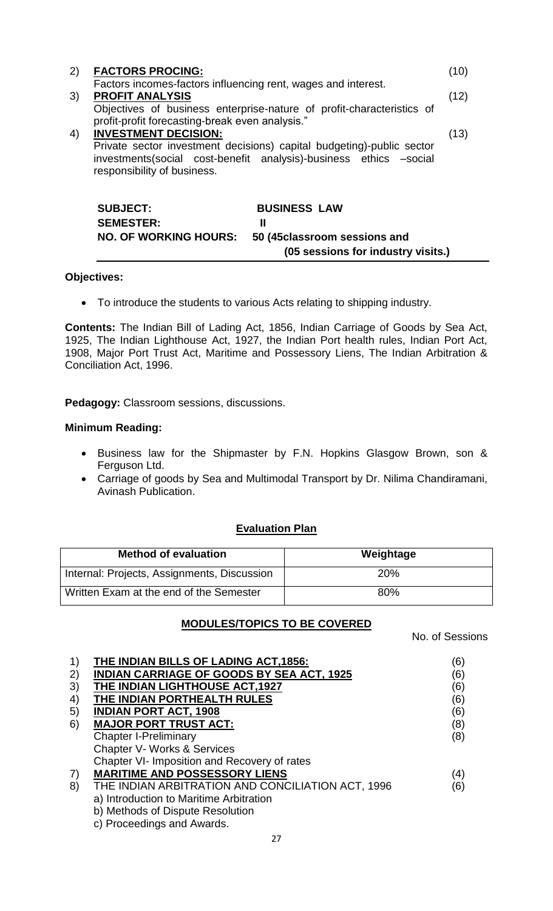2) **FACTORS PROCING:** (10)
Factors incomes-factors influencing rent, wages and interest.

3) **PROFIT ANALYSIS** (12)
Objectives of business enterprise-nature of profit-characteristics of profit-profit forecasting-break even analysis."

4) **INVESTMENT DECISION:** (13)
Private sector investment decisions) capital budgeting)-public sector investments(social cost-benefit analysis)-business ethics –social responsibility of business.

**SUBJECT:** **BUSINESS LAW**
**SEMESTER:** **II**
**NO. OF WORKING HOURS:** **50 (45classroom sessions and (05 sessions for industry visits.)**

**Objectives:**

- To introduce the students to various Acts relating to shipping industry.

**Contents:** The Indian Bill of Lading Act, 1856, Indian Carriage of Goods by Sea Act, 1925, The Indian Lighthouse Act, 1927, the Indian Port health rules, Indian Port Act, 1908, Major Port Trust Act, Maritime and Possessory Liens, The Indian Arbitration & Conciliation Act, 1996.

**Pedagogy:** Classroom sessions, discussions.

**Minimum Reading:**

- Business law for the Shipmaster by F.N. Hopkins Glasgow Brown, son & Ferguson Ltd.
- Carriage of goods by Sea and Multimodal Transport by Dr. Nilima Chandiramani, Avinash Publication.

**Evaluation Plan**

| Method of evaluation | Weightage |
|---|---|
| Internal: Projects, Assignments, Discussion | 20% |
| Written Exam at the end of the Semester | 80% |

**MODULES/TOPICS TO BE COVERED**

No. of Sessions

1) **THE INDIAN BILLS OF LADING ACT,1856:** (6)
2) **INDIAN CARRIAGE OF GOODS BY SEA ACT, 1925** (6)
3) **THE INDIAN LIGHTHOUSE ACT,1927** (6)
4) **THE INDIAN PORTHEALTH RULES** (6)
5) **INDIAN PORT ACT, 1908** (6)
6) **MAJOR PORT TRUST ACT:** (8)
Chapter I-Preliminary (8)
Chapter V- Works & Services
Chapter VI- Imposition and Recovery of rates
7) **MARITIME AND POSSESSORY LIENS** (4)
8) THE INDIAN ARBITRATION AND CONCILIATION ACT, 1996 (6)
a) Introduction to Maritime Arbitration
b) Methods of Dispute Resolution
c) Proceedings and Awards.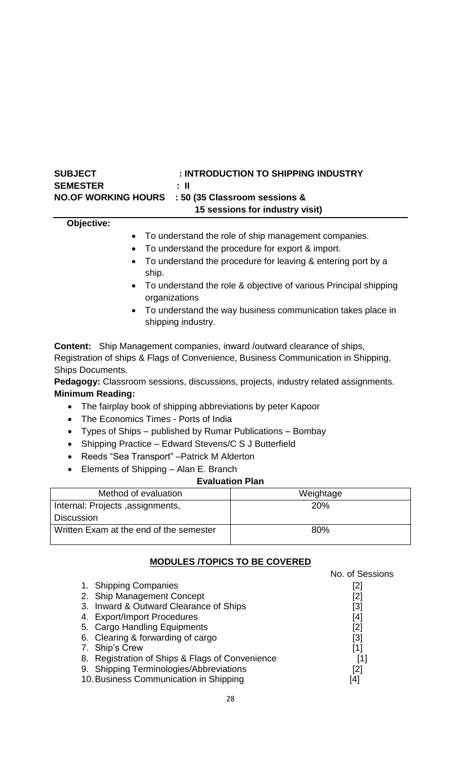**SUBJECT : INTRODUCTION TO SHIPPING INDUSTRY**
**SEMESTER : II**
**NO.OF WORKING HOURS : 50 (35 Classroom sessions & 15 sessions for industry visit)**

**Objective:**

- To understand the role of ship management companies.
- To understand the procedure for export & import.
- To understand the procedure for leaving & entering port by a ship.
- To understand the role & objective of various Principal shipping organizations
- To understand the way business communication takes place in shipping industry.

**Content:** Ship Management companies, inward /outward clearance of ships, Registration of ships & Flags of Convenience, Business Communication in Shipping, Ships Documents.

**Pedagogy:** Classroom sessions, discussions, projects, industry related assignments.

**Minimum Reading:**

- The fairplay book of shipping abbreviations by peter Kapoor
- The Economics Times - Ports of India
- Types of Ships – published by Rumar Publications – Bombay
- Shipping Practice – Edward Stevens/C S J Butterfield
- Reeds "Sea Transport" –Patrick M Alderton
- Elements of Shipping – Alan E. Branch

**Evaluation Plan**

| Method of evaluation | Weightage |
|---|---|
| Internal: Projects ,assignments, Discussion | 20% |
| Written Exam at the end of the semester | 80% |

**MODULES /TOPICS TO BE COVERED**

| | No. of Sessions |
|---|---|
| 1. Shipping Companies | [2] |
| 2. Ship Management Concept | [2] |
| 3. Inward & Outward Clearance of Ships | [3] |
| 4. Export/Import Procedures | [4] |
| 5. Cargo Handling Equipments | [2] |
| 6. Clearing & forwarding of cargo | [3] |
| 7. Ship's Crew | [1] |
| 8. Registration of Ships & Flags of Convenience | [1] |
| 9. Shipping Terminologies/Abbreviations | [2] |
| 10. Business Communication in Shipping | [4] |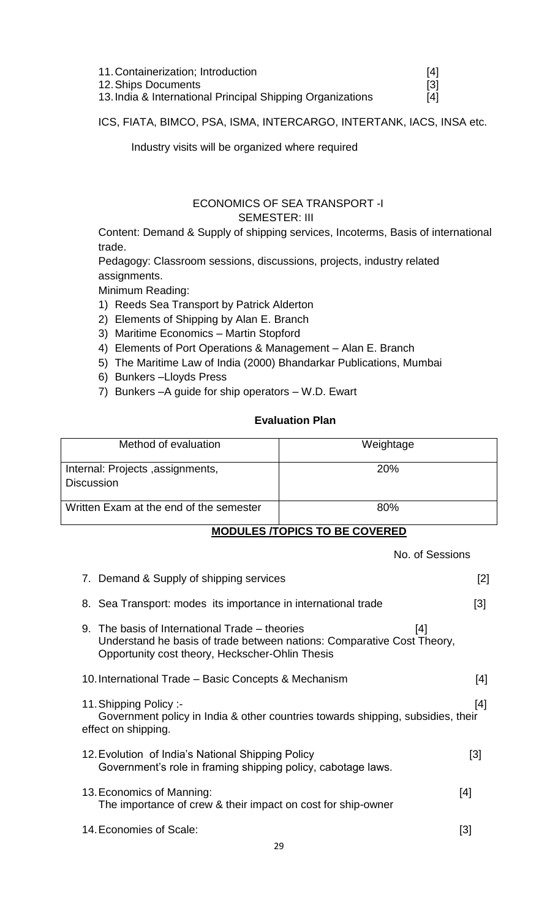11. Containerization; Introduction [4]
12. Ships Documents [3]
13. India & International Principal Shipping Organizations [4]

ICS, FIATA, BIMCO, PSA, ISMA, INTERCARGO, INTERTANK, IACS, INSA etc.

Industry visits will be organized where required

## ECONOMICS OF SEA TRANSPORT -I
### SEMESTER: III

Content: Demand & Supply of shipping services, Incoterms, Basis of international trade.

Pedagogy: Classroom sessions, discussions, projects, industry related assignments.

Minimum Reading:

1) Reeds Sea Transport by Patrick Alderton
2) Elements of Shipping by Alan E. Branch
3) Maritime Economics – Martin Stopford
4) Elements of Port Operations & Management – Alan E. Branch
5) The Maritime Law of India (2000) Bhandarkar Publications, Mumbai
6) Bunkers –Lloyds Press
7) Bunkers –A guide for ship operators – W.D. Ewart

**Evaluation Plan**

| Method of evaluation | Weightage |
|---|---|
| Internal: Projects ,assignments, Discussion | 20% |
| Written Exam at the end of the semester | 80% |

**MODULES /TOPICS TO BE COVERED**

No. of Sessions

7. Demand & Supply of shipping services [2]
8. Sea Transport: modes its importance in international trade [3]
9. The basis of International Trade – theories [4]
   Understand he basis of trade between nations: Comparative Cost Theory, Opportunity cost theory, Heckscher-Ohlin Thesis
10. International Trade – Basic Concepts & Mechanism [4]
11. Shipping Policy :- [4]
    Government policy in India & other countries towards shipping, subsidies, their effect on shipping.
12. Evolution of India's National Shipping Policy [3]
    Government's role in framing shipping policy, cabotage laws.
13. Economics of Manning: [4]
    The importance of crew & their impact on cost for ship-owner
14. Economies of Scale: [3]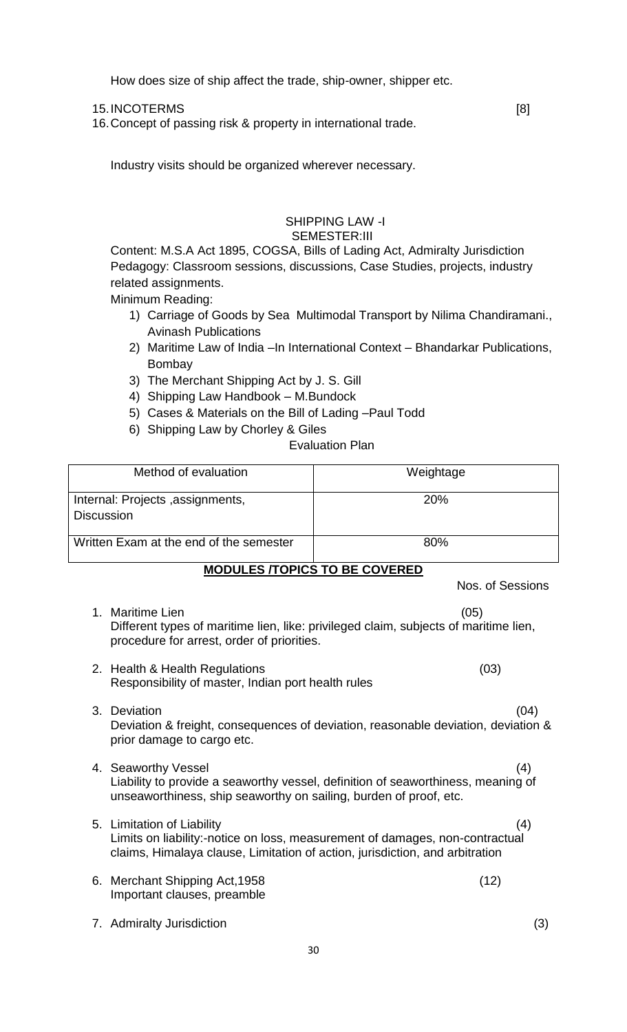How does size of ship affect the trade, ship-owner, shipper etc.

15. INCOTERMS [8]
16. Concept of passing risk & property in international trade.

Industry visits should be organized wherever necessary.

## SHIPPING LAW -I
### SEMESTER:III

Content: M.S.A Act 1895, COGSA, Bills of Lading Act, Admiralty Jurisdiction
Pedagogy: Classroom sessions, discussions, Case Studies, projects, industry related assignments.
Minimum Reading:

1) Carriage of Goods by Sea Multimodal Transport by Nilima Chandiramani., Avinash Publications
2) Maritime Law of India –In International Context – Bhandarkar Publications, Bombay
3) The Merchant Shipping Act by J. S. Gill
4) Shipping Law Handbook – M.Bundock
5) Cases & Materials on the Bill of Lading –Paul Todd
6) Shipping Law by Chorley & Giles

Evaluation Plan

| Method of evaluation | Weightage |
|---|---|
| Internal: Projects ,assignments, Discussion | 20% |
| Written Exam at the end of the semester | 80% |

**MODULES /TOPICS TO BE COVERED**

Nos. of Sessions

1. Maritime Lien (05)
   Different types of maritime lien, like: privileged claim, subjects of maritime lien, procedure for arrest, order of priorities.

2. Health & Health Regulations (03)
   Responsibility of master, Indian port health rules

3. Deviation (04)
   Deviation & freight, consequences of deviation, reasonable deviation, deviation & prior damage to cargo etc.

4. Seaworthy Vessel (4)
   Liability to provide a seaworthy vessel, definition of seaworthiness, meaning of unseaworthiness, ship seaworthy on sailing, burden of proof, etc.

5. Limitation of Liability (4)
   Limits on liability:-notice on loss, measurement of damages, non-contractual claims, Himalaya clause, Limitation of action, jurisdiction, and arbitration

6. Merchant Shipping Act,1958 (12)
   Important clauses, preamble

7. Admiralty Jurisdiction (3)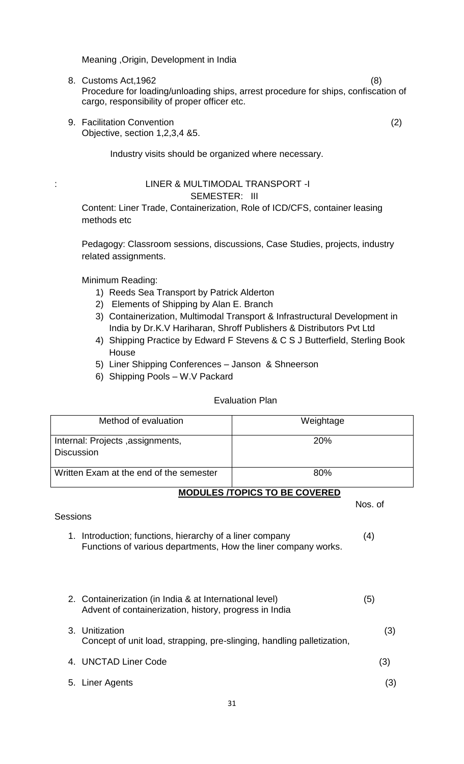Meaning ,Origin, Development in India

8. Customs Act,1962 (8)
   Procedure for loading/unloading ships, arrest procedure for ships, confiscation of cargo, responsibility of proper officer etc.

9. Facilitation Convention (2)
   Objective, section 1,2,3,4 &5.

Industry visits should be organized where necessary.

: LINER & MULTIMODAL TRANSPORT -I

SEMESTER: III

Content: Liner Trade, Containerization, Role of ICD/CFS, container leasing methods etc

Pedagogy: Classroom sessions, discussions, Case Studies, projects, industry related assignments.

Minimum Reading:

1) Reeds Sea Transport by Patrick Alderton
2) Elements of Shipping by Alan E. Branch
3) Containerization, Multimodal Transport & Infrastructural Development in India by Dr.K.V Hariharan, Shroff Publishers & Distributors Pvt Ltd
4) Shipping Practice by Edward F Stevens & C S J Butterfield, Sterling Book House
5) Liner Shipping Conferences – Janson & Shneerson
6) Shipping Pools – W.V Packard

Evaluation Plan

| Method of evaluation | Weightage |
|---|---|
| Internal: Projects ,assignments, Discussion | 20% |
| Written Exam at the end of the semester | 80% |

**MODULES /TOPICS TO BE COVERED**

Nos. of Sessions

1. Introduction; functions, hierarchy of a liner company (4)
   Functions of various departments, How the liner company works.

2. Containerization (in India & at International level) (5)
   Advent of containerization, history, progress in India

3. Unitization (3)
   Concept of unit load, strapping, pre-slinging, handling palletization,

4. UNCTAD Liner Code (3)

5. Liner Agents (3)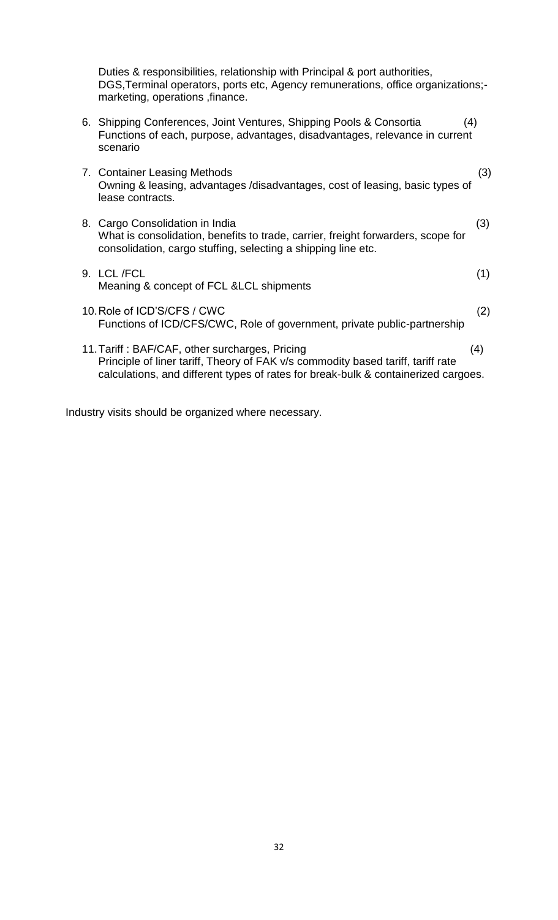Duties & responsibilities, relationship with Principal & port authorities, DGS,Terminal operators, ports etc, Agency remunerations, office organizations;- marketing, operations ,finance.

6. Shipping Conferences, Joint Ventures, Shipping Pools & Consortia (4)
   Functions of each, purpose, advantages, disadvantages, relevance in current scenario

7. Container Leasing Methods (3)
   Owning & leasing, advantages /disadvantages, cost of leasing, basic types of lease contracts.

8. Cargo Consolidation in India (3)
   What is consolidation, benefits to trade, carrier, freight forwarders, scope for consolidation, cargo stuffing, selecting a shipping line etc.

9. LCL /FCL (1)
   Meaning & concept of FCL &LCL shipments

10. Role of ICD'S/CFS / CWC (2)
    Functions of ICD/CFS/CWC, Role of government, private public-partnership

11. Tariff : BAF/CAF, other surcharges, Pricing (4)
    Principle of liner tariff, Theory of FAK v/s commodity based tariff, tariff rate calculations, and different types of rates for break-bulk & containerized cargoes.

Industry visits should be organized where necessary.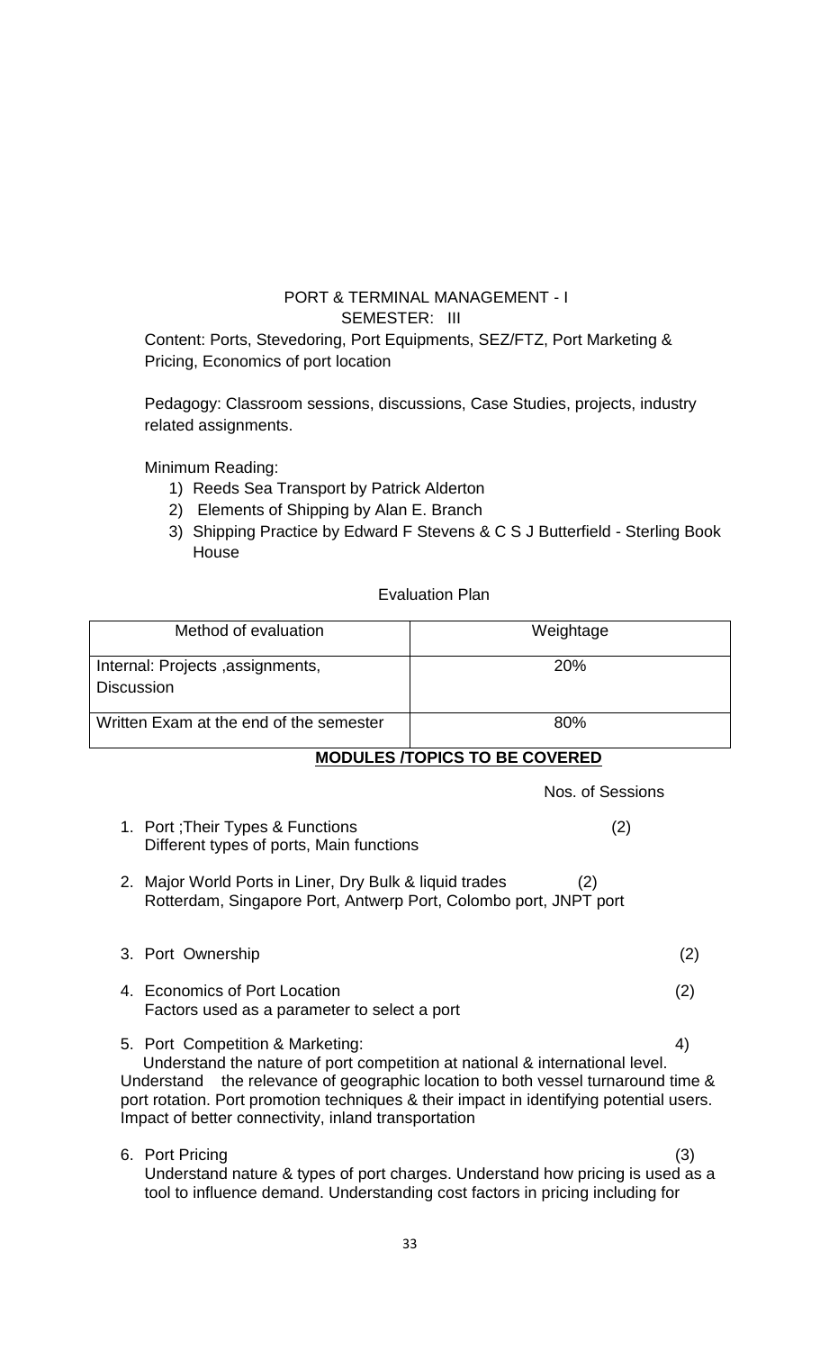# PORT & TERMINAL MANAGEMENT - I

## SEMESTER: III

Content: Ports, Stevedoring, Port Equipments, SEZ/FTZ, Port Marketing & Pricing, Economics of port location

Pedagogy: Classroom sessions, discussions, Case Studies, projects, industry related assignments.

Minimum Reading:

1) Reeds Sea Transport by Patrick Alderton
2) Elements of Shipping by Alan E. Branch
3) Shipping Practice by Edward F Stevens & C S J Butterfield - Sterling Book House

Evaluation Plan

| Method of evaluation | Weightage |
|---|---|
| Internal: Projects ,assignments, Discussion | 20% |
| Written Exam at the end of the semester | 80% |

**MODULES /TOPICS TO BE COVERED**

Nos. of Sessions

1. Port ;Their Types & Functions (2)
   Different types of ports, Main functions
2. Major World Ports in Liner, Dry Bulk & liquid trades (2)
   Rotterdam, Singapore Port, Antwerp Port, Colombo port, JNPT port
3. Port Ownership (2)
4. Economics of Port Location (2)
   Factors used as a parameter to select a port
5. Port Competition & Marketing: 4)
   Understand the nature of port competition at national & international level. Understand the relevance of geographic location to both vessel turnaround time & port rotation. Port promotion techniques & their impact in identifying potential users. Impact of better connectivity, inland transportation
6. Port Pricing (3)
   Understand nature & types of port charges. Understand how pricing is used as a tool to influence demand. Understanding cost factors in pricing including for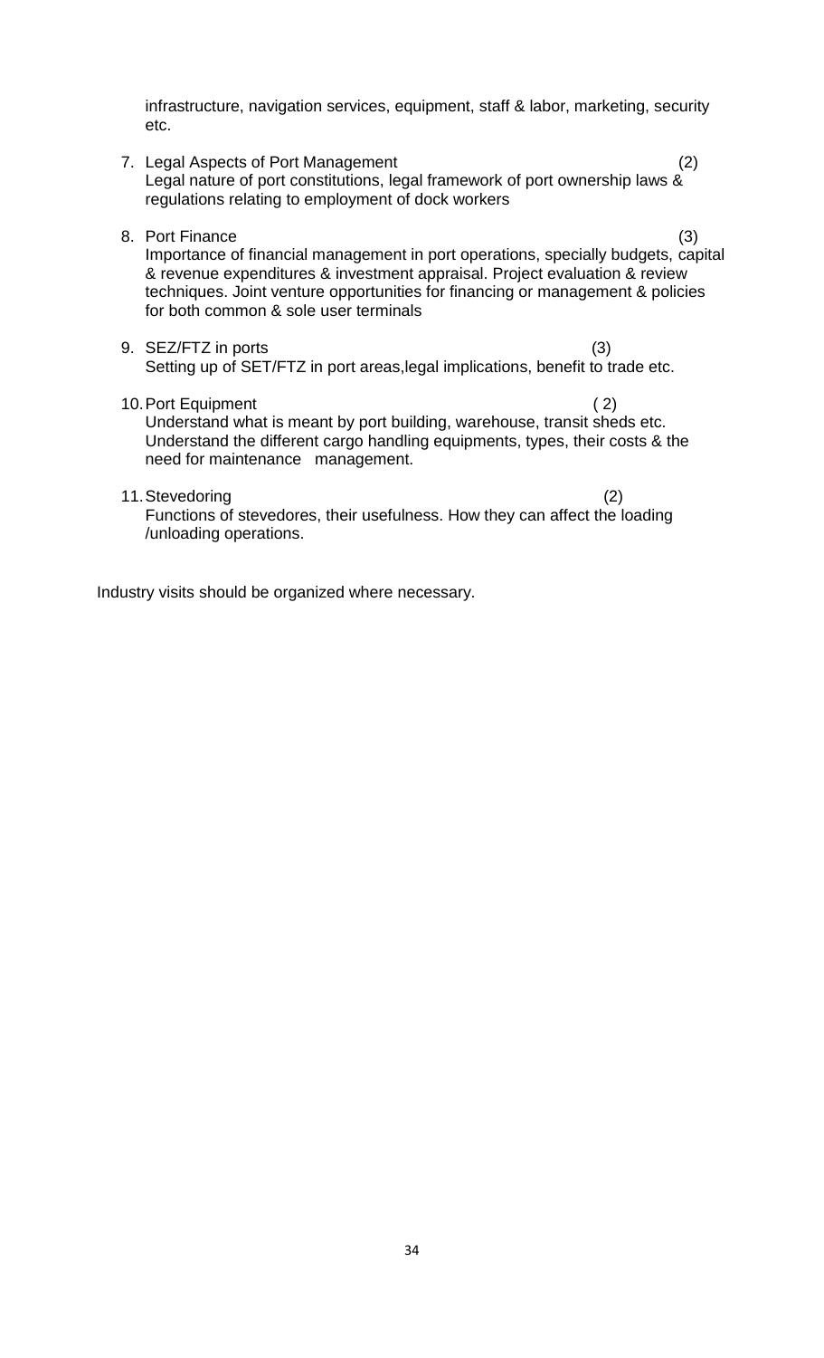infrastructure, navigation services, equipment, staff & labor, marketing, security etc.

7. Legal Aspects of Port Management (2)
   Legal nature of port constitutions, legal framework of port ownership laws & regulations relating to employment of dock workers

8. Port Finance (3)
   Importance of financial management in port operations, specially budgets, capital & revenue expenditures & investment appraisal. Project evaluation & review techniques. Joint venture opportunities for financing or management & policies for both common & sole user terminals

9. SEZ/FTZ in ports (3)
   Setting up of SET/FTZ in port areas,legal implications, benefit to trade etc.

10. Port Equipment ( 2)
    Understand what is meant by port building, warehouse, transit sheds etc. Understand the different cargo handling equipments, types, their costs & the need for maintenance management.

11. Stevedoring (2)
    Functions of stevedores, their usefulness. How they can affect the loading /unloading operations.

Industry visits should be organized where necessary.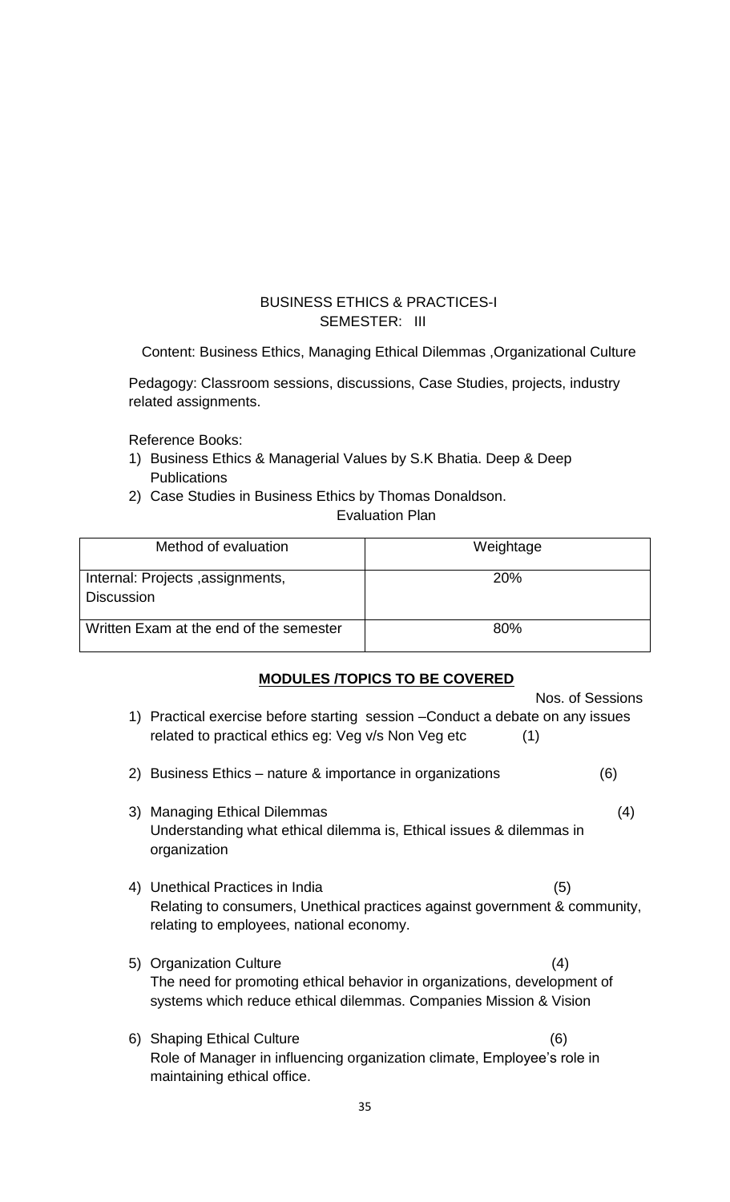## BUSINESS ETHICS & PRACTICES-I
## SEMESTER: III

Content: Business Ethics, Managing Ethical Dilemmas ,Organizational Culture

Pedagogy: Classroom sessions, discussions, Case Studies, projects, industry related assignments.

Reference Books:

1) Business Ethics & Managerial Values by S.K Bhatia. Deep & Deep Publications
2) Case Studies in Business Ethics by Thomas Donaldson.

Evaluation Plan

| Method of evaluation | Weightage |
|---|---|
| Internal: Projects ,assignments, Discussion | 20% |
| Written Exam at the end of the semester | 80% |

**MODULES /TOPICS TO BE COVERED**

Nos. of Sessions

1) Practical exercise before starting session –Conduct a debate on any issues related to practical ethics eg: Veg v/s Non Veg etc (1)

2) Business Ethics – nature & importance in organizations (6)

3) Managing Ethical Dilemmas (4)
   Understanding what ethical dilemma is, Ethical issues & dilemmas in organization

4) Unethical Practices in India (5)
   Relating to consumers, Unethical practices against government & community, relating to employees, national economy.

5) Organization Culture (4)
   The need for promoting ethical behavior in organizations, development of systems which reduce ethical dilemmas. Companies Mission & Vision

6) Shaping Ethical Culture (6)
   Role of Manager in influencing organization climate, Employee's role in maintaining ethical office.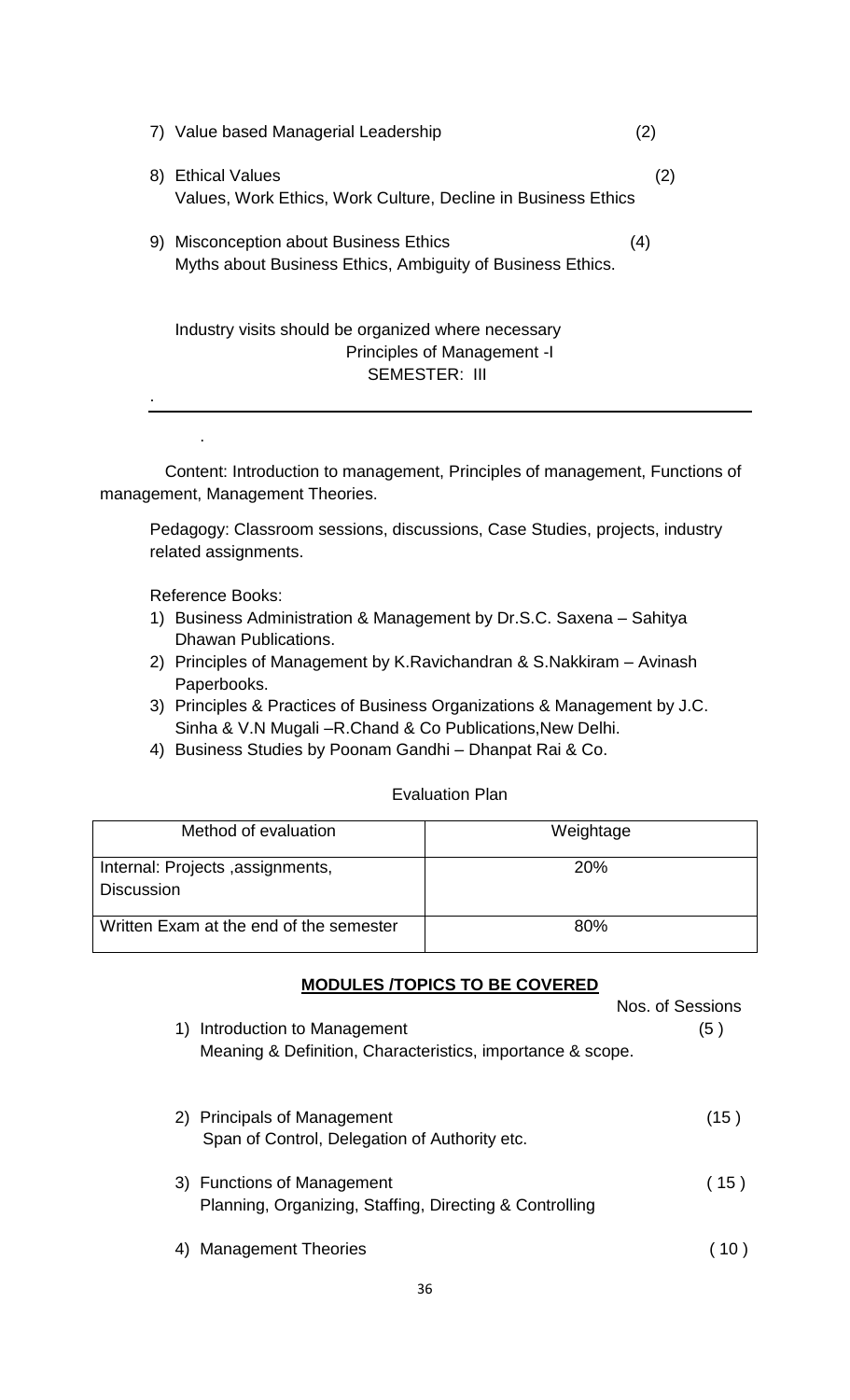7) Value based Managerial Leadership (2)

8) Ethical Values (2)
   Values, Work Ethics, Work Culture, Decline in Business Ethics

9) Misconception about Business Ethics (4)
   Myths about Business Ethics, Ambiguity of Business Ethics.

Industry visits should be organized where necessary

## Principles of Management -I

### SEMESTER: III

---

Content: Introduction to management, Principles of management, Functions of management, Management Theories.

Pedagogy: Classroom sessions, discussions, Case Studies, projects, industry related assignments.

Reference Books:

1) Business Administration & Management by Dr.S.C. Saxena – Sahitya Dhawan Publications.
2) Principles of Management by K.Ravichandran & S.Nakkiram – Avinash Paperbooks.
3) Principles & Practices of Business Organizations & Management by J.C. Sinha & V.N Mugali –R.Chand & Co Publications,New Delhi.
4) Business Studies by Poonam Gandhi – Dhanpat Rai & Co.

Evaluation Plan

| Method of evaluation | Weightage |
|---|---|
| Internal: Projects ,assignments, Discussion | 20% |
| Written Exam at the end of the semester | 80% |

**MODULES /TOPICS TO BE COVERED**

Nos. of Sessions

1) Introduction to Management (5)
   Meaning & Definition, Characteristics, importance & scope.

2) Principals of Management (15)
   Span of Control, Delegation of Authority etc.

3) Functions of Management (15)
   Planning, Organizing, Staffing, Directing & Controlling

4) Management Theories (10)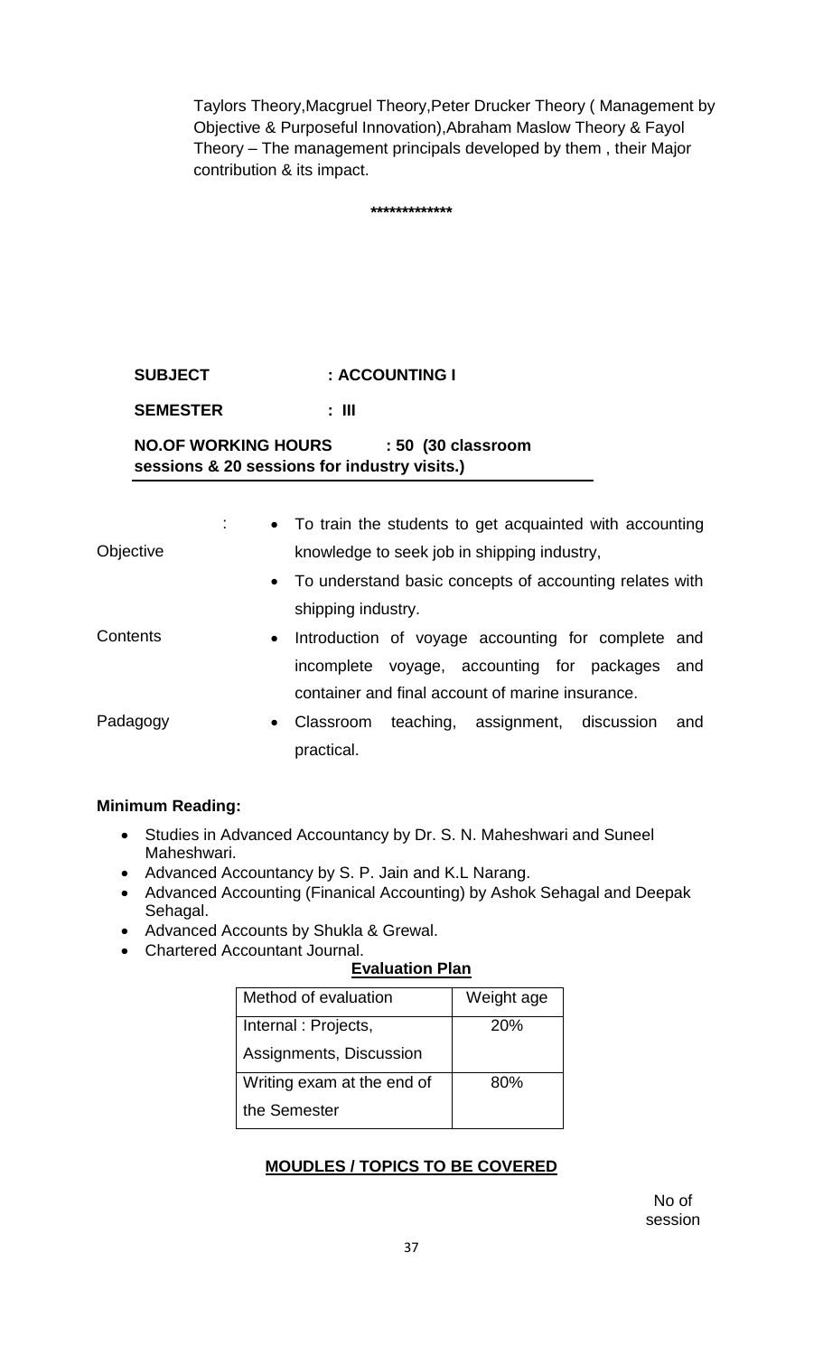Taylors Theory,Macgruel Theory,Peter Drucker Theory ( Management by Objective & Purposeful Innovation),Abraham Maslow Theory & Fayol Theory – The management principals developed by them , their Major contribution & its impact.

*************

**SUBJECT : ACCOUNTING I**

**SEMESTER : III**

**NO.OF WORKING HOURS : 50 (30 classroom sessions & 20 sessions for industry visits.)**

Objective :
- To train the students to get acquainted with accounting knowledge to seek job in shipping industry,
- To understand basic concepts of accounting relates with shipping industry.

Contents
- Introduction of voyage accounting for complete and incomplete voyage, accounting for packages and container and final account of marine insurance.

Padagogy
- Classroom teaching, assignment, discussion and practical.

**Minimum Reading:**

- Studies in Advanced Accountancy by Dr. S. N. Maheshwari and Suneel Maheshwari.
- Advanced Accountancy by S. P. Jain and K.L Narang.
- Advanced Accounting (Finanical Accounting) by Ashok Sehagal and Deepak Sehagal.
- Advanced Accounts by Shukla & Grewal.
- Chartered Accountant Journal.

**Evaluation Plan**

| Method of evaluation | Weight age |
|---|---|
| Internal : Projects, Assignments, Discussion | 20% |
| Writing exam at the end of the Semester | 80% |

**MOUDLES / TOPICS TO BE COVERED**

No of session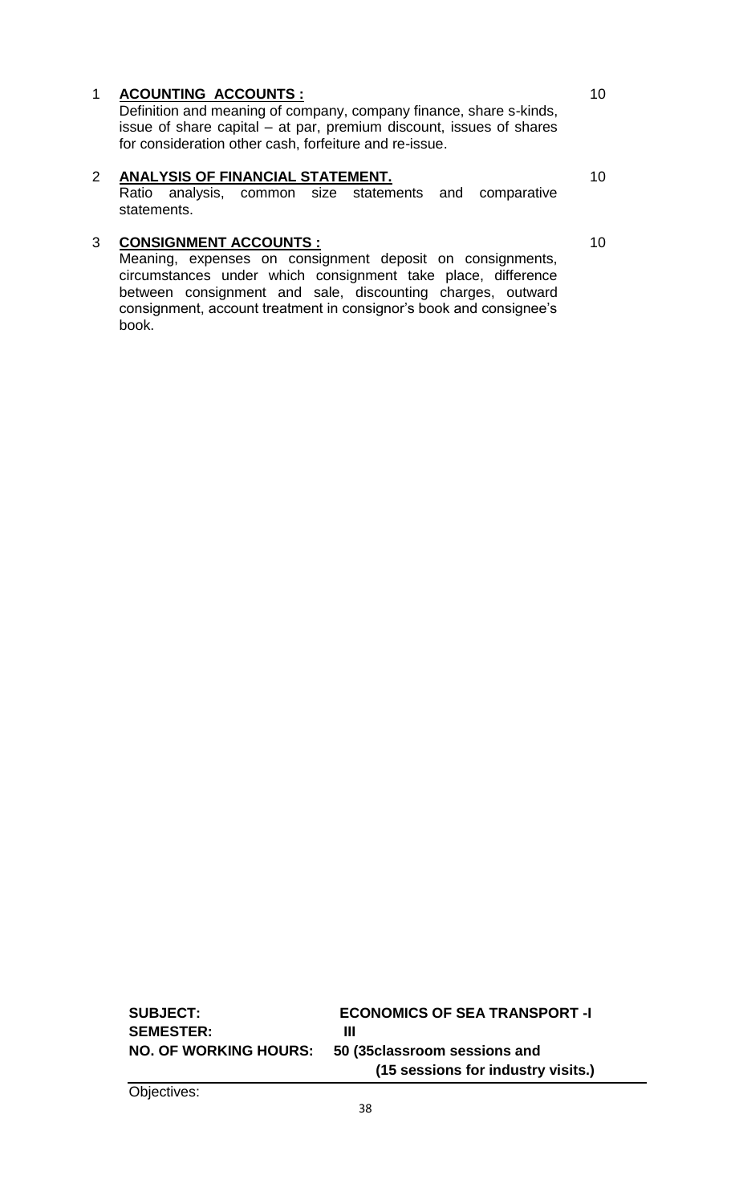| | | |
|---|---|---|
| 1 | **ACOUNTING ACCOUNTS :**<br>Definition and meaning of company, company finance, share s-kinds, issue of share capital – at par, premium discount, issues of shares for consideration other cash, forfeiture and re-issue. | 10 |
| 2 | **ANALYSIS OF FINANCIAL STATEMENT.**<br>Ratio analysis, common size statements and comparative statements. | 10 |
| 3 | **CONSIGNMENT ACCOUNTS :**<br>Meaning, expenses on consignment deposit on consignments, circumstances under which consignment take place, difference between consignment and sale, discounting charges, outward consignment, account treatment in consignor's book and consignee's book. | 10 |

**SUBJECT:** **ECONOMICS OF SEA TRANSPORT -I**

**SEMESTER:** **III**

**NO. OF WORKING HOURS:** **50 (35classroom sessions and (15 sessions for industry visits.)**

Objectives: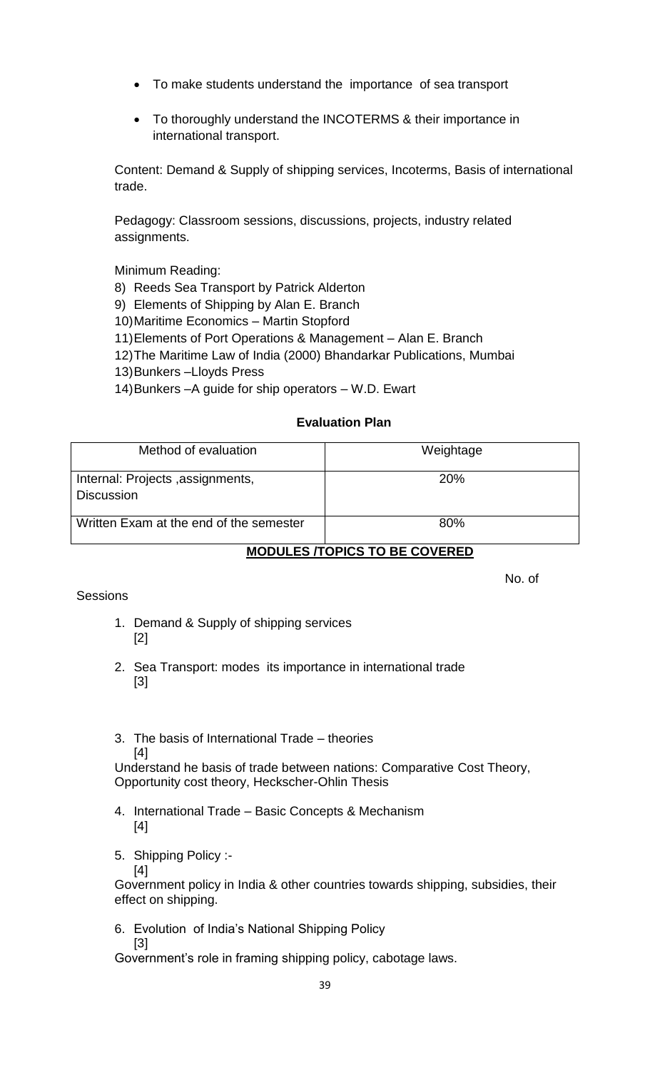- To make students understand the importance of sea transport
- To thoroughly understand the INCOTERMS & their importance in international transport.

Content: Demand & Supply of shipping services, Incoterms, Basis of international trade.

Pedagogy: Classroom sessions, discussions, projects, industry related assignments.

Minimum Reading:

8) Reeds Sea Transport by Patrick Alderton
9) Elements of Shipping by Alan E. Branch
10) Maritime Economics – Martin Stopford
11) Elements of Port Operations & Management – Alan E. Branch
12) The Maritime Law of India (2000) Bhandarkar Publications, Mumbai
13) Bunkers –Lloyds Press
14) Bunkers –A guide for ship operators – W.D. Ewart

**Evaluation Plan**

| Method of evaluation | Weightage |
| --- | --- |
| Internal: Projects ,assignments, Discussion | 20% |
| Written Exam at the end of the semester | 80% |

**MODULES /TOPICS TO BE COVERED**

No. of Sessions

1. Demand & Supply of shipping services [2]
2. Sea Transport: modes its importance in international trade [3]
3. The basis of International Trade – theories [4]
   Understand he basis of trade between nations: Comparative Cost Theory, Opportunity cost theory, Heckscher-Ohlin Thesis
4. International Trade – Basic Concepts & Mechanism [4]
5. Shipping Policy :- [4]
   Government policy in India & other countries towards shipping, subsidies, their effect on shipping.
6. Evolution of India's National Shipping Policy [3]
   Government's role in framing shipping policy, cabotage laws.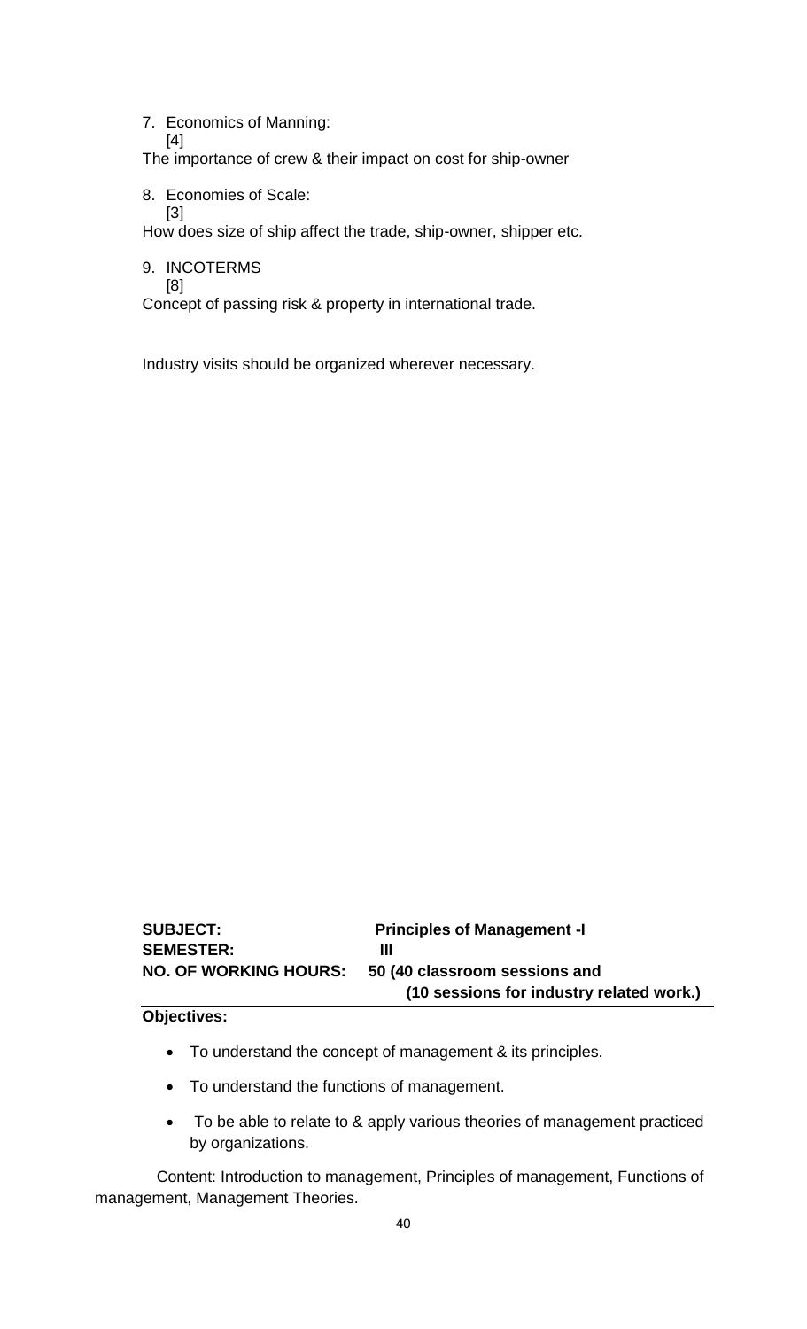7. Economics of Manning: [4]

The importance of crew & their impact on cost for ship-owner

8. Economies of Scale: [3]

How does size of ship affect the trade, ship-owner, shipper etc.

9. INCOTERMS [8]

Concept of passing risk & property in international trade.

Industry visits should be organized wherever necessary.

**SUBJECT:** **Principles of Management -I**

**SEMESTER:** **III**

**NO. OF WORKING HOURS:** **50 (40 classroom sessions and (10 sessions for industry related work.)**

**Objectives:**

- To understand the concept of management & its principles.
- To understand the functions of management.
- To be able to relate to & apply various theories of management practiced by organizations.

Content: Introduction to management, Principles of management, Functions of management, Management Theories.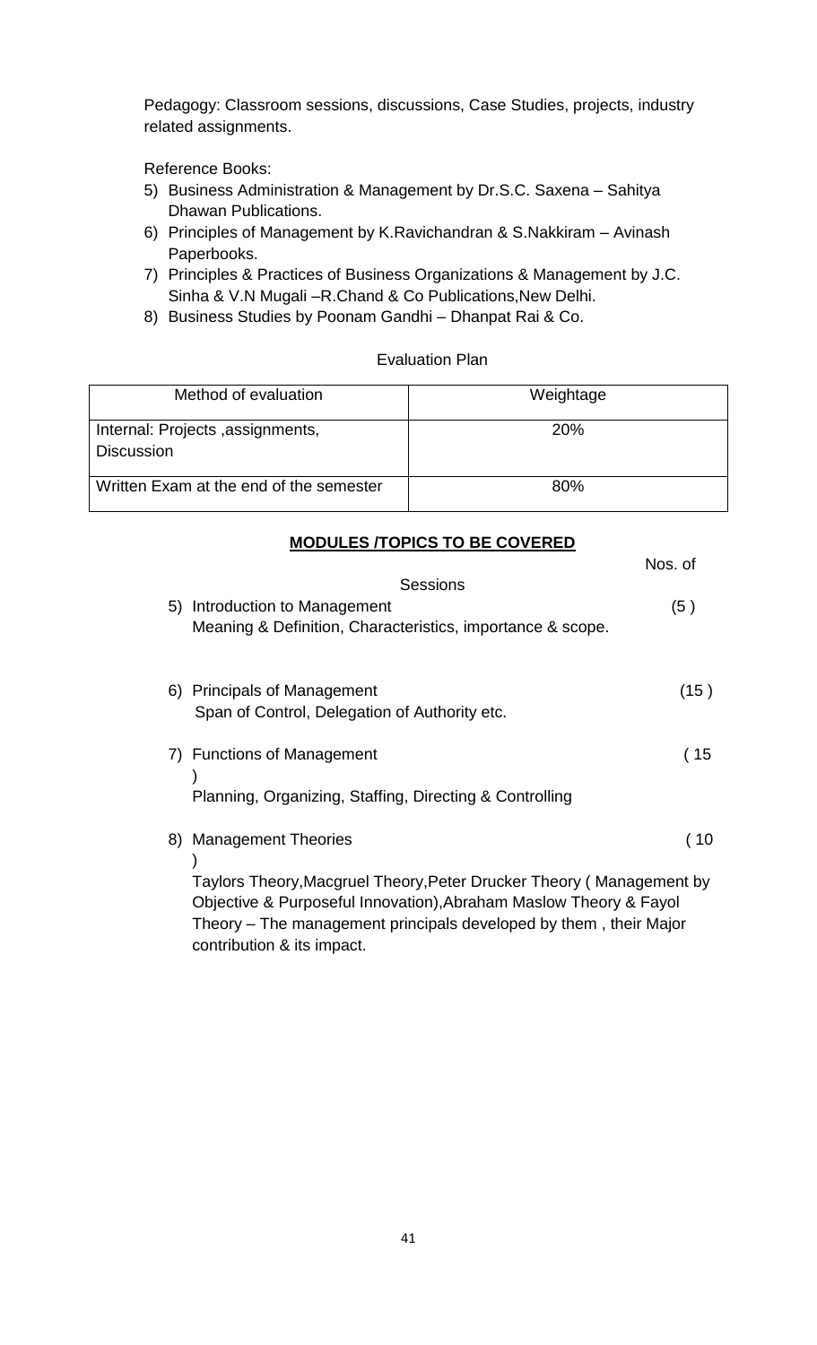Pedagogy: Classroom sessions, discussions, Case Studies, projects, industry related assignments.

Reference Books:

5) Business Administration & Management by Dr.S.C. Saxena – Sahitya Dhawan Publications.
6) Principles of Management by K.Ravichandran & S.Nakkiram – Avinash Paperbooks.
7) Principles & Practices of Business Organizations & Management by J.C. Sinha & V.N Mugali –R.Chand & Co Publications,New Delhi.
8) Business Studies by Poonam Gandhi – Dhanpat Rai & Co.

Evaluation Plan

| Method of evaluation | Weightage |
|---|---|
| Internal: Projects ,assignments, Discussion | 20% |
| Written Exam at the end of the semester | 80% |

**MODULES /TOPICS TO BE COVERED**

Nos. of Sessions

5) Introduction to Management (5 )
   Meaning & Definition, Characteristics, importance & scope.

6) Principals of Management (15 )
   Span of Control, Delegation of Authority etc.

7) Functions of Management ( 15 )
   Planning, Organizing, Staffing, Directing & Controlling

8) Management Theories ( 10 )
   Taylors Theory,Macgruel Theory,Peter Drucker Theory ( Management by Objective & Purposeful Innovation),Abraham Maslow Theory & Fayol Theory – The management principals developed by them , their Major contribution & its impact.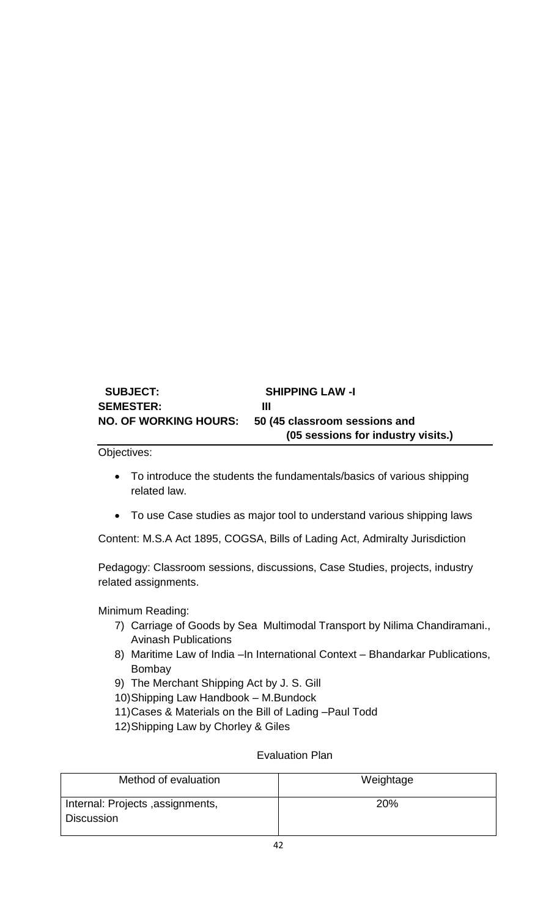**SUBJECT:** **SHIPPING LAW -I**

**SEMESTER:** **III**

**NO. OF WORKING HOURS:** **50 (45 classroom sessions and (05 sessions for industry visits.)**

Objectives:

- To introduce the students the fundamentals/basics of various shipping related law.
- To use Case studies as major tool to understand various shipping laws

Content: M.S.A Act 1895, COGSA, Bills of Lading Act, Admiralty Jurisdiction

Pedagogy: Classroom sessions, discussions, Case Studies, projects, industry related assignments.

Minimum Reading:

7) Carriage of Goods by Sea Multimodal Transport by Nilima Chandiramani., Avinash Publications
8) Maritime Law of India –In International Context – Bhandarkar Publications, Bombay
9) The Merchant Shipping Act by J. S. Gill
10) Shipping Law Handbook – M.Bundock
11) Cases & Materials on the Bill of Lading –Paul Todd
12) Shipping Law by Chorley & Giles

Evaluation Plan

| Method of evaluation | Weightage |
| --- | --- |
| Internal: Projects ,assignments, Discussion | 20% |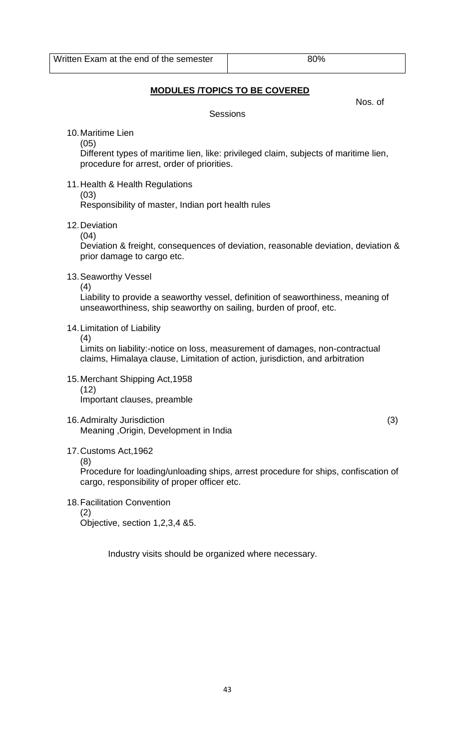| Written Exam at the end of the semester | 80% |
|---|---|

**MODULES /TOPICS TO BE COVERED**

Nos. of Sessions

10. Maritime Lien
(05)
Different types of maritime lien, like: privileged claim, subjects of maritime lien, procedure for arrest, order of priorities.

11. Health & Health Regulations
(03)
Responsibility of master, Indian port health rules

12. Deviation
(04)
Deviation & freight, consequences of deviation, reasonable deviation, deviation & prior damage to cargo etc.

13. Seaworthy Vessel
(4)
Liability to provide a seaworthy vessel, definition of seaworthiness, meaning of unseaworthiness, ship seaworthy on sailing, burden of proof, etc.

14. Limitation of Liability
(4)
Limits on liability:-notice on loss, measurement of damages, non-contractual claims, Himalaya clause, Limitation of action, jurisdiction, and arbitration

15. Merchant Shipping Act,1958
(12)
Important clauses, preamble

16. Admiralty Jurisdiction (3)
Meaning ,Origin, Development in India

17. Customs Act,1962
(8)
Procedure for loading/unloading ships, arrest procedure for ships, confiscation of cargo, responsibility of proper officer etc.

18. Facilitation Convention
(2)
Objective, section 1,2,3,4 &5.

Industry visits should be organized where necessary.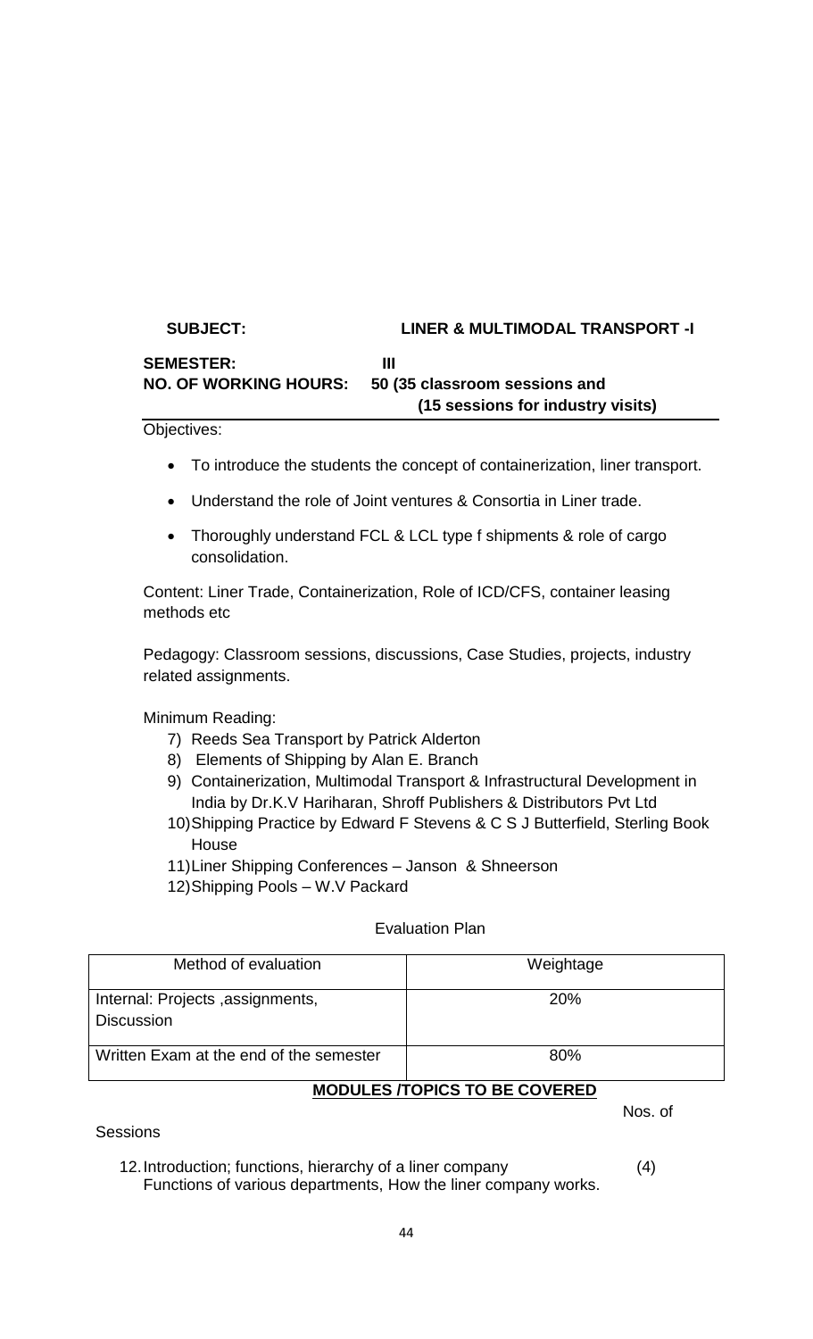**SUBJECT:** **LINER & MULTIMODAL TRANSPORT -I**

**SEMESTER:** **III**

**NO. OF WORKING HOURS:** **50 (35 classroom sessions and (15 sessions for industry visits)**

Objectives:

- To introduce the students the concept of containerization, liner transport.
- Understand the role of Joint ventures & Consortia in Liner trade.
- Thoroughly understand FCL & LCL type f shipments & role of cargo consolidation.

Content: Liner Trade, Containerization, Role of ICD/CFS, container leasing methods etc

Pedagogy: Classroom sessions, discussions, Case Studies, projects, industry related assignments.

Minimum Reading:

7) Reeds Sea Transport by Patrick Alderton
8) Elements of Shipping by Alan E. Branch
9) Containerization, Multimodal Transport & Infrastructural Development in India by Dr.K.V Hariharan, Shroff Publishers & Distributors Pvt Ltd
10) Shipping Practice by Edward F Stevens & C S J Butterfield, Sterling Book House
11) Liner Shipping Conferences – Janson & Shneerson
12) Shipping Pools – W.V Packard

Evaluation Plan

| Method of evaluation | Weightage |
|---|---|
| Internal: Projects ,assignments, Discussion | 20% |
| Written Exam at the end of the semester | 80% |

**MODULES /TOPICS TO BE COVERED**

Nos. of Sessions

12. Introduction; functions, hierarchy of a liner company (4)
    Functions of various departments, How the liner company works.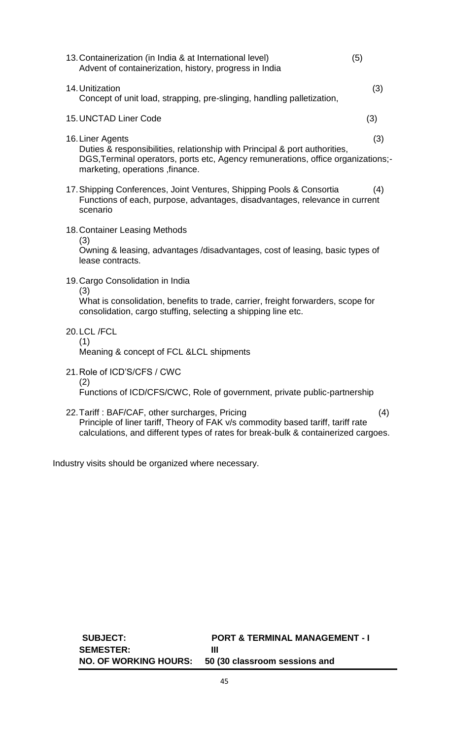13. Containerization (in India & at International level) (5)
    Advent of containerization, history, progress in India

14. Unitization (3)
    Concept of unit load, strapping, pre-slinging, handling palletization,

15. UNCTAD Liner Code (3)

16. Liner Agents (3)
    Duties & responsibilities, relationship with Principal & port authorities, DGS,Terminal operators, ports etc, Agency remunerations, office organizations;- marketing, operations ,finance.

17. Shipping Conferences, Joint Ventures, Shipping Pools & Consortia (4)
    Functions of each, purpose, advantages, disadvantages, relevance in current scenario

18. Container Leasing Methods
    (3)
    Owning & leasing, advantages /disadvantages, cost of leasing, basic types of lease contracts.

19. Cargo Consolidation in India
    (3)
    What is consolidation, benefits to trade, carrier, freight forwarders, scope for consolidation, cargo stuffing, selecting a shipping line etc.

20. LCL /FCL
    (1)
    Meaning & concept of FCL &LCL shipments

21. Role of ICD'S/CFS / CWC
    (2)
    Functions of ICD/CFS/CWC, Role of government, private public-partnership

22. Tariff : BAF/CAF, other surcharges, Pricing (4)
    Principle of liner tariff, Theory of FAK v/s commodity based tariff, tariff rate calculations, and different types of rates for break-bulk & containerized cargoes.

Industry visits should be organized where necessary.

| **SUBJECT:** | **PORT & TERMINAL MANAGEMENT - I** |
|---|---|
| **SEMESTER:** | **III** |
| **NO. OF WORKING HOURS:** | **50 (30 classroom sessions and** |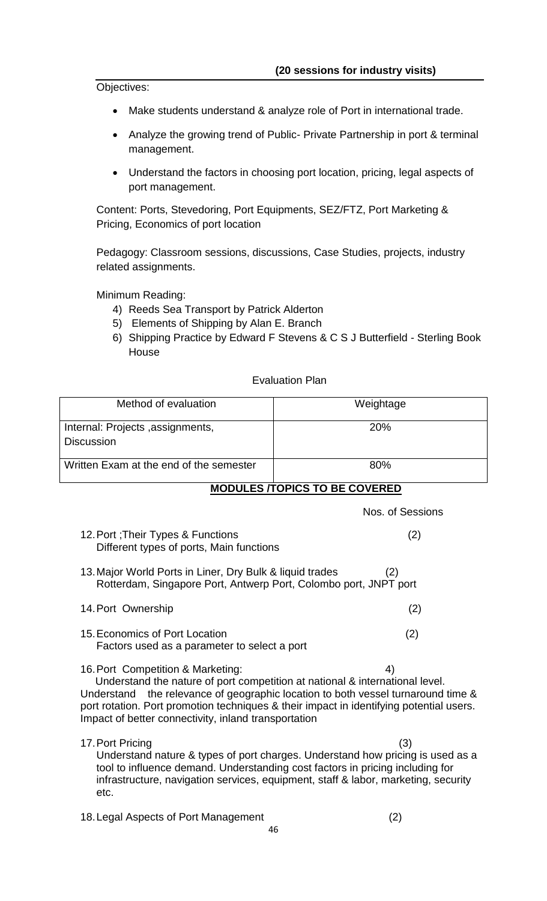**(20 sessions for industry visits)**

Objectives:

- Make students understand & analyze role of Port in international trade.
- Analyze the growing trend of Public- Private Partnership in port & terminal management.
- Understand the factors in choosing port location, pricing, legal aspects of port management.

Content: Ports, Stevedoring, Port Equipments, SEZ/FTZ, Port Marketing & Pricing, Economics of port location

Pedagogy: Classroom sessions, discussions, Case Studies, projects, industry related assignments.

Minimum Reading:

4) Reeds Sea Transport by Patrick Alderton
5) Elements of Shipping by Alan E. Branch
6) Shipping Practice by Edward F Stevens & C S J Butterfield - Sterling Book House

Evaluation Plan

| Method of evaluation | Weightage |
|---|---|
| Internal: Projects ,assignments, Discussion | 20% |
| Written Exam at the end of the semester | 80% |

**MODULES /TOPICS TO BE COVERED**

Nos. of Sessions

12. Port ;Their Types & Functions (2)
    Different types of ports, Main functions

13. Major World Ports in Liner, Dry Bulk & liquid trades (2)
    Rotterdam, Singapore Port, Antwerp Port, Colombo port, JNPT port

14. Port Ownership (2)

15. Economics of Port Location (2)
    Factors used as a parameter to select a port

16. Port Competition & Marketing: 4)
    Understand the nature of port competition at national & international level. Understand the relevance of geographic location to both vessel turnaround time & port rotation. Port promotion techniques & their impact in identifying potential users. Impact of better connectivity, inland transportation

17. Port Pricing (3)
    Understand nature & types of port charges. Understand how pricing is used as a tool to influence demand. Understanding cost factors in pricing including for infrastructure, navigation services, equipment, staff & labor, marketing, security etc.

18. Legal Aspects of Port Management (2)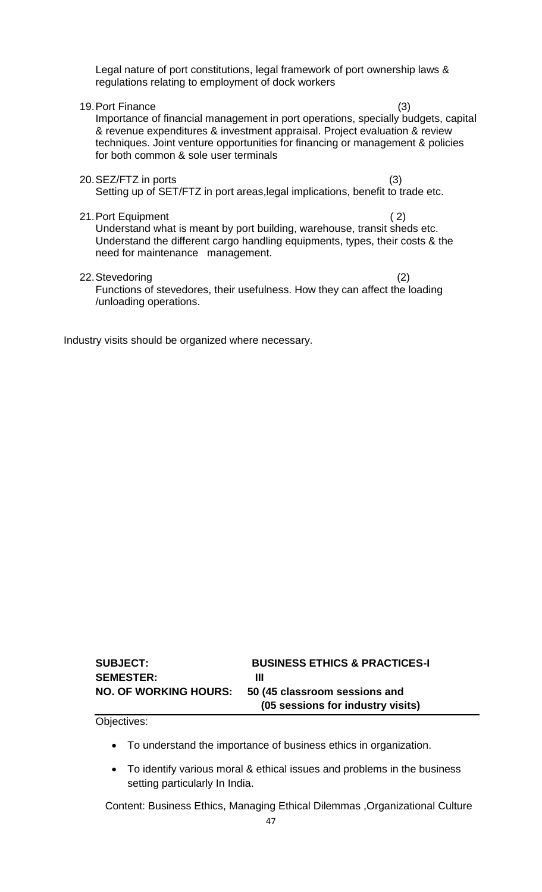Legal nature of port constitutions, legal framework of port ownership laws & regulations relating to employment of dock workers

19. Port Finance (3)
    Importance of financial management in port operations, specially budgets, capital & revenue expenditures & investment appraisal. Project evaluation & review techniques. Joint venture opportunities for financing or management & policies for both common & sole user terminals

20. SEZ/FTZ in ports (3)
    Setting up of SET/FTZ in port areas,legal implications, benefit to trade etc.

21. Port Equipment ( 2)
    Understand what is meant by port building, warehouse, transit sheds etc. Understand the different cargo handling equipments, types, their costs & the need for maintenance management.

22. Stevedoring (2)
    Functions of stevedores, their usefulness. How they can affect the loading /unloading operations.

Industry visits should be organized where necessary.

**SUBJECT:** **BUSINESS ETHICS & PRACTICES-I**
**SEMESTER:** **III**
**NO. OF WORKING HOURS:** **50 (45 classroom sessions and (05 sessions for industry visits)**

Objectives:

- To understand the importance of business ethics in organization.
- To identify various moral & ethical issues and problems in the business setting particularly In India.

Content: Business Ethics, Managing Ethical Dilemmas ,Organizational Culture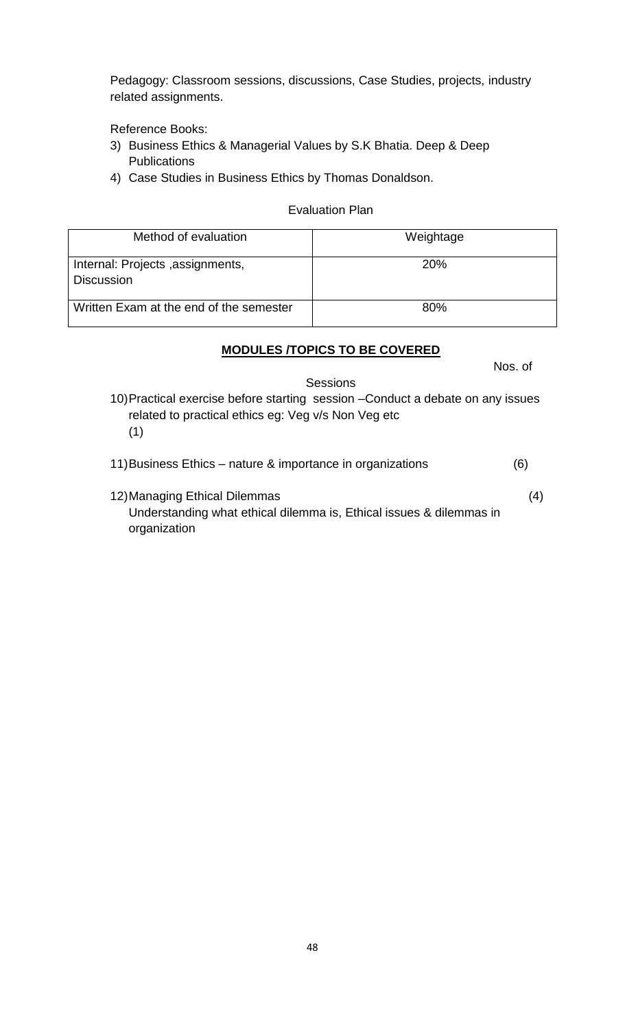Pedagogy: Classroom sessions, discussions, Case Studies, projects, industry related assignments.

Reference Books:

3) Business Ethics & Managerial Values by S.K Bhatia. Deep & Deep Publications
4) Case Studies in Business Ethics by Thomas Donaldson.

Evaluation Plan

| Method of evaluation | Weightage |
|---|---|
| Internal: Projects ,assignments, Discussion | 20% |
| Written Exam at the end of the semester | 80% |

**MODULES /TOPICS TO BE COVERED**

Nos. of Sessions

10) Practical exercise before starting session –Conduct a debate on any issues related to practical ethics eg: Veg v/s Non Veg etc (1)

11) Business Ethics – nature & importance in organizations (6)

12) Managing Ethical Dilemmas (4)
Understanding what ethical dilemma is, Ethical issues & dilemmas in organization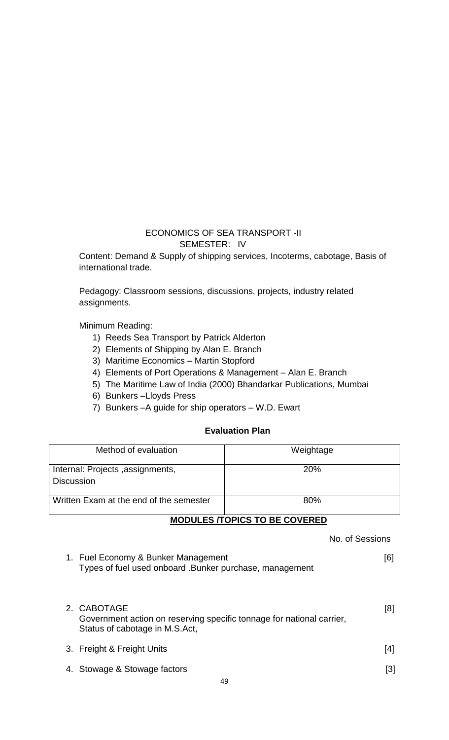# ECONOMICS OF SEA TRANSPORT -II

## SEMESTER: IV

Content: Demand & Supply of shipping services, Incoterms, cabotage, Basis of international trade.

Pedagogy: Classroom sessions, discussions, projects, industry related assignments.

Minimum Reading:

1) Reeds Sea Transport by Patrick Alderton
2) Elements of Shipping by Alan E. Branch
3) Maritime Economics – Martin Stopford
4) Elements of Port Operations & Management – Alan E. Branch
5) The Maritime Law of India (2000) Bhandarkar Publications, Mumbai
6) Bunkers –Lloyds Press
7) Bunkers –A guide for ship operators – W.D. Ewart

**Evaluation Plan**

| Method of evaluation | Weightage |
|---|---|
| Internal: Projects ,assignments, Discussion | 20% |
| Written Exam at the end of the semester | 80% |

**MODULES /TOPICS TO BE COVERED**

No. of Sessions

1. Fuel Economy & Bunker Management [6]
   Types of fuel used onboard .Bunker purchase, management

2. CABOTAGE [8]
   Government action on reserving specific tonnage for national carrier, Status of cabotage in M.S.Act,

3. Freight & Freight Units [4]

4. Stowage & Stowage factors [3]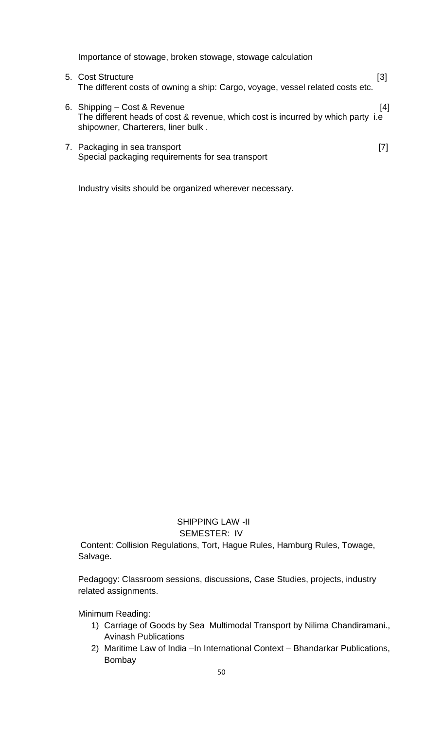Importance of stowage, broken stowage, stowage calculation

5. Cost Structure [3]
   The different costs of owning a ship: Cargo, voyage, vessel related costs etc.

6. Shipping – Cost & Revenue [4]
   The different heads of cost & revenue, which cost is incurred by which party i.e shipowner, Charterers, liner bulk .

7. Packaging in sea transport [7]
   Special packaging requirements for sea transport

Industry visits should be organized wherever necessary.

## SHIPPING LAW -II
### SEMESTER: IV

Content: Collision Regulations, Tort, Hague Rules, Hamburg Rules, Towage, Salvage.

Pedagogy: Classroom sessions, discussions, Case Studies, projects, industry related assignments.

Minimum Reading:

1) Carriage of Goods by Sea Multimodal Transport by Nilima Chandiramani., Avinash Publications
2) Maritime Law of India –In International Context – Bhandarkar Publications, Bombay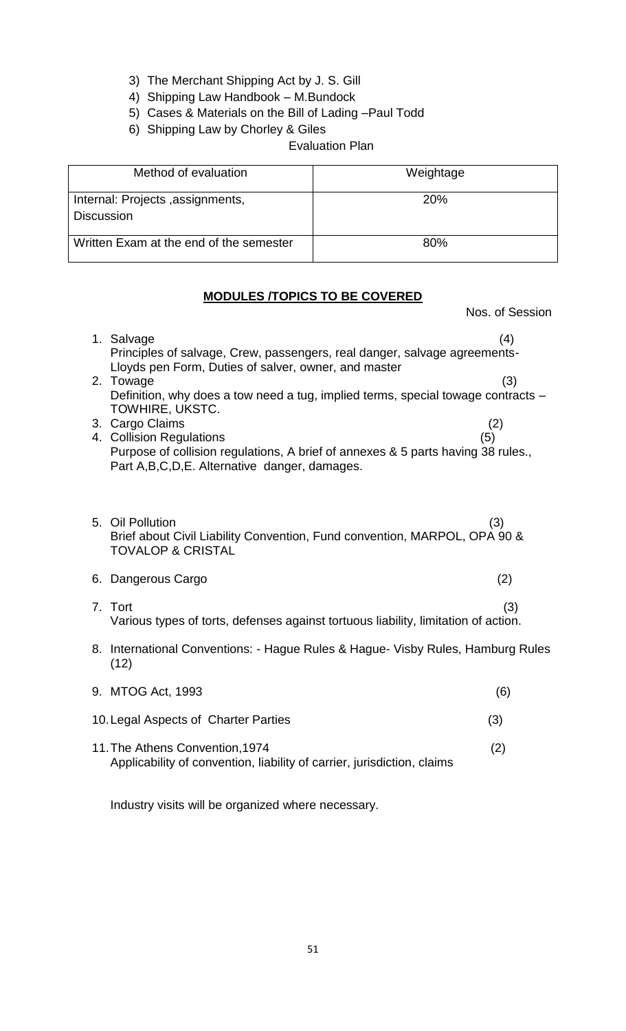3) The Merchant Shipping Act by J. S. Gill
4) Shipping Law Handbook – M.Bundock
5) Cases & Materials on the Bill of Lading –Paul Todd
6) Shipping Law by Chorley & Giles

Evaluation Plan

| Method of evaluation | Weightage |
|---|---|
| Internal: Projects ,assignments, Discussion | 20% |
| Written Exam at the end of the semester | 80% |

**MODULES /TOPICS TO BE COVERED**

Nos. of Session

1. Salvage (4)
   Principles of salvage, Crew, passengers, real danger, salvage agreements- Lloyds pen Form, Duties of salver, owner, and master
2. Towage (3)
   Definition, why does a tow need a tug, implied terms, special towage contracts – TOWHIRE, UKSTC.
3. Cargo Claims (2)
4. Collision Regulations (5)
   Purpose of collision regulations, A brief of annexes & 5 parts having 38 rules., Part A,B,C,D,E. Alternative danger, damages.
5. Oil Pollution (3)
   Brief about Civil Liability Convention, Fund convention, MARPOL, OPA 90 & TOVALOP & CRISTAL
6. Dangerous Cargo (2)
7. Tort (3)
   Various types of torts, defenses against tortuous liability, limitation of action.
8. International Conventions: - Hague Rules & Hague- Visby Rules, Hamburg Rules (12)
9. MTOG Act, 1993 (6)
10. Legal Aspects of Charter Parties (3)
11. The Athens Convention,1974 (2)
    Applicability of convention, liability of carrier, jurisdiction, claims

Industry visits will be organized where necessary.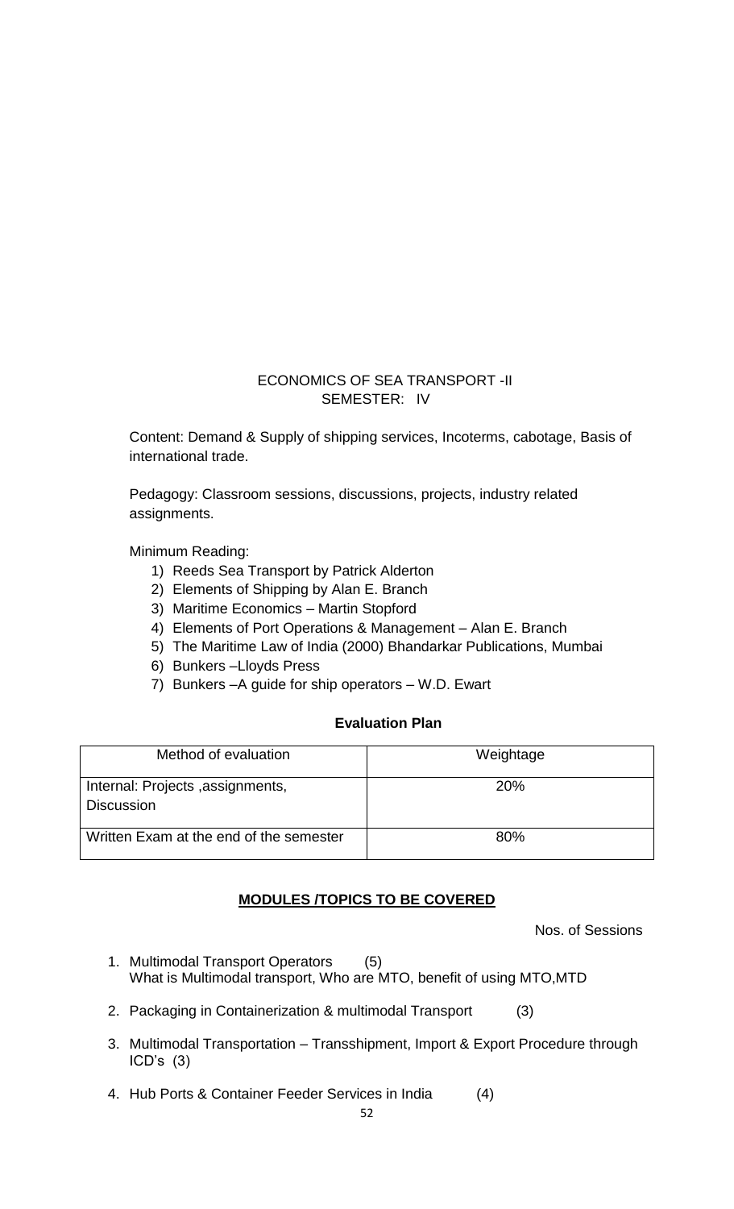# ECONOMICS OF SEA TRANSPORT -II
## SEMESTER: IV

Content: Demand & Supply of shipping services, Incoterms, cabotage, Basis of international trade.

Pedagogy: Classroom sessions, discussions, projects, industry related assignments.

Minimum Reading:

1) Reeds Sea Transport by Patrick Alderton
2) Elements of Shipping by Alan E. Branch
3) Maritime Economics – Martin Stopford
4) Elements of Port Operations & Management – Alan E. Branch
5) The Maritime Law of India (2000) Bhandarkar Publications, Mumbai
6) Bunkers –Lloyds Press
7) Bunkers –A guide for ship operators – W.D. Ewart

**Evaluation Plan**

| Method of evaluation | Weightage |
|---|---|
| Internal: Projects ,assignments, Discussion | 20% |
| Written Exam at the end of the semester | 80% |

**MODULES /TOPICS TO BE COVERED**

Nos. of Sessions

1. Multimodal Transport Operators (5)
   What is Multimodal transport, Who are MTO, benefit of using MTO,MTD
2. Packaging in Containerization & multimodal Transport (3)
3. Multimodal Transportation – Transshipment, Import & Export Procedure through ICD's (3)
4. Hub Ports & Container Feeder Services in India (4)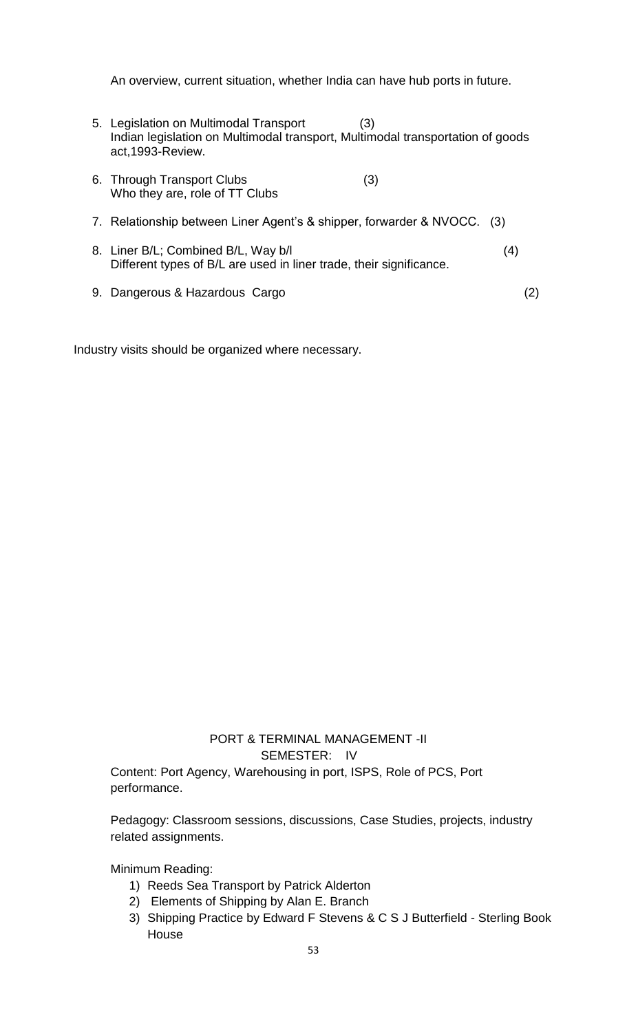An overview, current situation, whether India can have hub ports in future.

5. Legislation on Multimodal Transport (3)
   Indian legislation on Multimodal transport, Multimodal transportation of goods act,1993-Review.

6. Through Transport Clubs (3)
   Who they are, role of TT Clubs

7. Relationship between Liner Agent's & shipper, forwarder & NVOCC. (3)

8. Liner B/L; Combined B/L, Way b/l (4)
   Different types of B/L are used in liner trade, their significance.

9. Dangerous & Hazardous Cargo (2)

Industry visits should be organized where necessary.

## PORT & TERMINAL MANAGEMENT -II

### SEMESTER: IV

Content: Port Agency, Warehousing in port, ISPS, Role of PCS, Port performance.

Pedagogy: Classroom sessions, discussions, Case Studies, projects, industry related assignments.

Minimum Reading:

1) Reeds Sea Transport by Patrick Alderton
2) Elements of Shipping by Alan E. Branch
3) Shipping Practice by Edward F Stevens & C S J Butterfield - Sterling Book House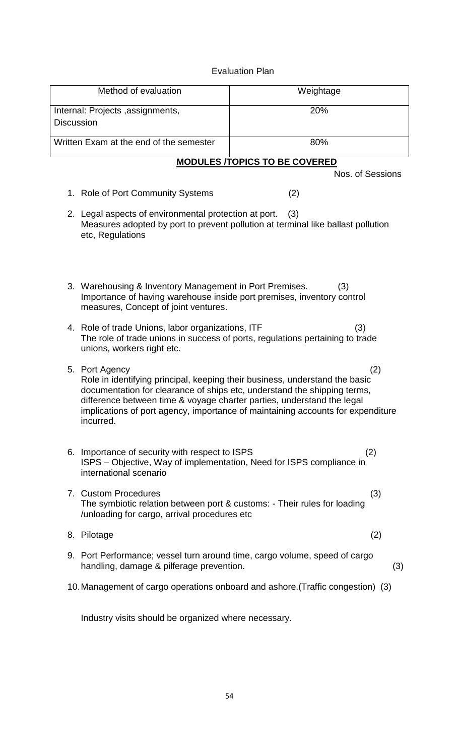Evaluation Plan

| Method of evaluation | Weightage |
| --- | --- |
| Internal: Projects ,assignments, Discussion | 20% |
| Written Exam at the end of the semester | 80% |

**MODULES /TOPICS TO BE COVERED**

Nos. of Sessions

1. Role of Port Community Systems (2)

2. Legal aspects of environmental protection at port. (3)
   Measures adopted by port to prevent pollution at terminal like ballast pollution etc, Regulations

3. Warehousing & Inventory Management in Port Premises. (3)
   Importance of having warehouse inside port premises, inventory control measures, Concept of joint ventures.

4. Role of trade Unions, labor organizations, ITF (3)
   The role of trade unions in success of ports, regulations pertaining to trade unions, workers right etc.

5. Port Agency (2)
   Role in identifying principal, keeping their business, understand the basic documentation for clearance of ships etc, understand the shipping terms, difference between time & voyage charter parties, understand the legal implications of port agency, importance of maintaining accounts for expenditure incurred.

6. Importance of security with respect to ISPS (2)
   ISPS – Objective, Way of implementation, Need for ISPS compliance in international scenario

7. Custom Procedures (3)
   The symbiotic relation between port & customs: - Their rules for loading /unloading for cargo, arrival procedures etc

8. Pilotage (2)

9. Port Performance; vessel turn around time, cargo volume, speed of cargo handling, damage & pilferage prevention. (3)

10. Management of cargo operations onboard and ashore.(Traffic congestion) (3)

Industry visits should be organized where necessary.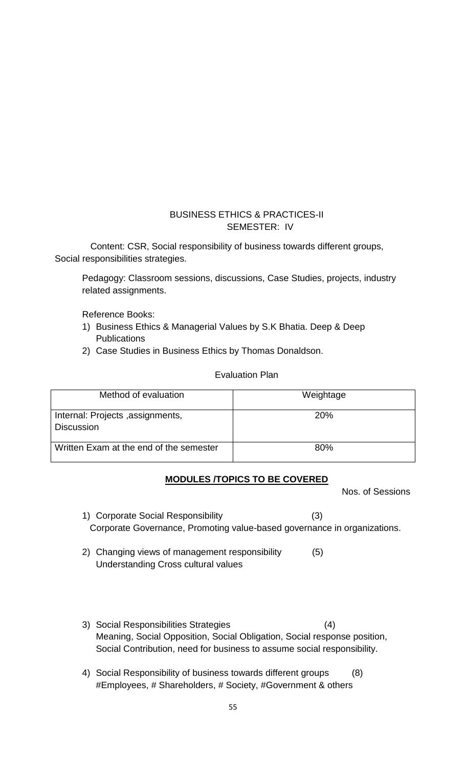## BUSINESS ETHICS & PRACTICES-II
### SEMESTER: IV

Content: CSR, Social responsibility of business towards different groups, Social responsibilities strategies.

Pedagogy: Classroom sessions, discussions, Case Studies, projects, industry related assignments.

Reference Books:

1) Business Ethics & Managerial Values by S.K Bhatia. Deep & Deep Publications
2) Case Studies in Business Ethics by Thomas Donaldson.

Evaluation Plan

| Method of evaluation | Weightage |
|---|---|
| Internal: Projects ,assignments, Discussion | 20% |
| Written Exam at the end of the semester | 80% |

**MODULES /TOPICS TO BE COVERED**

Nos. of Sessions

1) Corporate Social Responsibility (3)
   Corporate Governance, Promoting value-based governance in organizations.

2) Changing views of management responsibility (5)
   Understanding Cross cultural values

3) Social Responsibilities Strategies (4)
   Meaning, Social Opposition, Social Obligation, Social response position, Social Contribution, need for business to assume social responsibility.

4) Social Responsibility of business towards different groups (8)
   #Employees, # Shareholders, # Society, #Government & others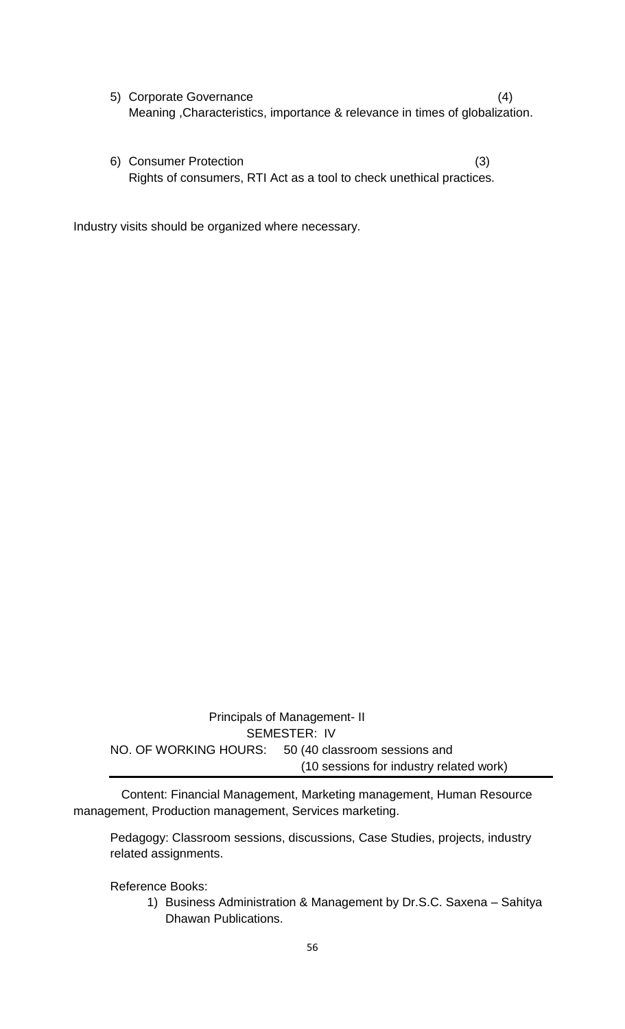5) Corporate Governance (4)
   Meaning ,Characteristics, importance & relevance in times of globalization.

6) Consumer Protection (3)
   Rights of consumers, RTI Act as a tool to check unethical practices.

Industry visits should be organized where necessary.

## Principals of Management- II

SEMESTER: IV

NO. OF WORKING HOURS: 50 (40 classroom sessions and (10 sessions for industry related work)

---

Content: Financial Management, Marketing management, Human Resource management, Production management, Services marketing.

Pedagogy: Classroom sessions, discussions, Case Studies, projects, industry related assignments.

Reference Books:

1) Business Administration & Management by Dr.S.C. Saxena – Sahitya Dhawan Publications.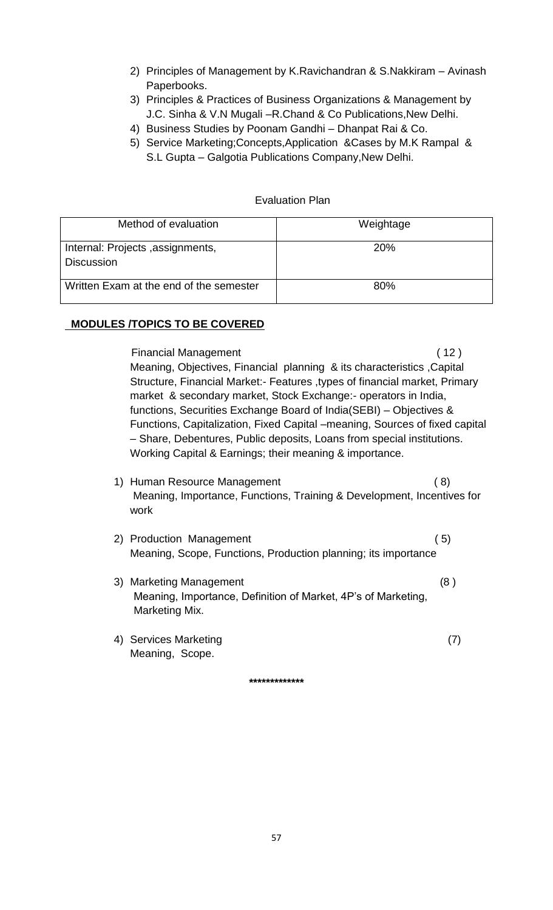2) Principles of Management by K.Ravichandran & S.Nakkiram – Avinash Paperbooks.
3) Principles & Practices of Business Organizations & Management by J.C. Sinha & V.N Mugali –R.Chand & Co Publications,New Delhi.
4) Business Studies by Poonam Gandhi – Dhanpat Rai & Co.
5) Service Marketing;Concepts,Application &Cases by M.K Rampal & S.L Gupta – Galgotia Publications Company,New Delhi.

Evaluation Plan

| Method of evaluation | Weightage |
| --- | --- |
| Internal: Projects ,assignments, Discussion | 20% |
| Written Exam at the end of the semester | 80% |

**MODULES /TOPICS TO BE COVERED**

Financial Management ( 12 )
Meaning, Objectives, Financial planning & its characteristics ,Capital Structure, Financial Market:- Features ,types of financial market, Primary market & secondary market, Stock Exchange:- operators in India, functions, Securities Exchange Board of India(SEBI) – Objectives & Functions, Capitalization, Fixed Capital –meaning, Sources of fixed capital – Share, Debentures, Public deposits, Loans from special institutions. Working Capital & Earnings; their meaning & importance.

1) Human Resource Management ( 8)
   Meaning, Importance, Functions, Training & Development, Incentives for work

2) Production Management ( 5)
   Meaning, Scope, Functions, Production planning; its importance

3) Marketing Management (8 )
   Meaning, Importance, Definition of Market, 4P's of Marketing, Marketing Mix.

4) Services Marketing (7)
   Meaning, Scope.

*************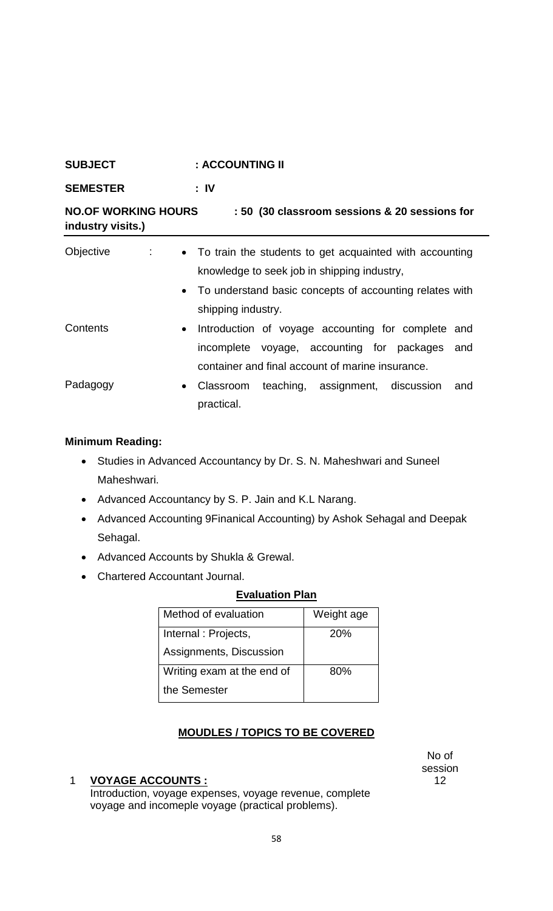**SUBJECT** : **ACCOUNTING II**

**SEMESTER** : **IV**

**NO.OF WORKING HOURS** : **50 (30 classroom sessions & 20 sessions for industry visits.)**

Objective :

- To train the students to get acquainted with accounting knowledge to seek job in shipping industry,
- To understand basic concepts of accounting relates with shipping industry.

Contents

- Introduction of voyage accounting for complete and incomplete voyage, accounting for packages and container and final account of marine insurance.

Padagogy

- Classroom teaching, assignment, discussion and practical.

**Minimum Reading:**

- Studies in Advanced Accountancy by Dr. S. N. Maheshwari and Suneel Maheshwari.
- Advanced Accountancy by S. P. Jain and K.L Narang.
- Advanced Accounting 9Finanical Accounting) by Ashok Sehagal and Deepak Sehagal.
- Advanced Accounts by Shukla & Grewal.
- Chartered Accountant Journal.

**Evaluation Plan**

| Method of evaluation | Weight age |
|---|---|
| Internal : Projects, Assignments, Discussion | 20% |
| Writing exam at the end of the Semester | 80% |

**MOUDLES / TOPICS TO BE COVERED**

| | | No of session |
|---|---|---|
| 1 | **VOYAGE ACCOUNTS :** Introduction, voyage expenses, voyage revenue, complete voyage and incomeple voyage (practical problems). | 12 |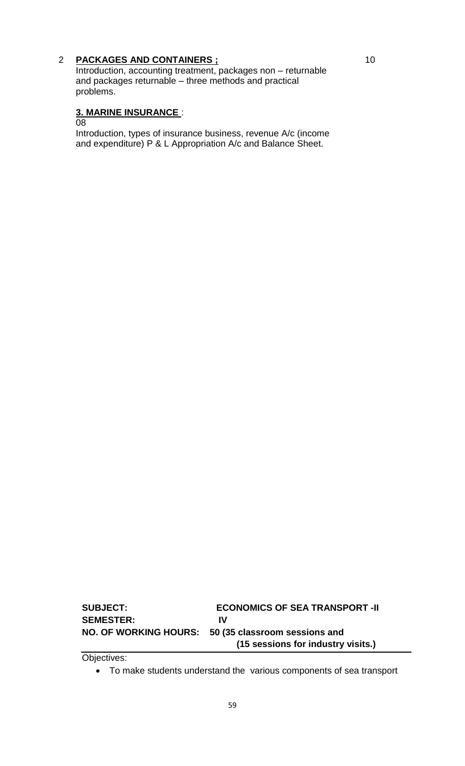2 **PACKAGES AND CONTAINERS ;** 10

Introduction, accounting treatment, packages non – returnable and packages returnable – three methods and practical problems.

**3. MARINE INSURANCE** :

08

Introduction, types of insurance business, revenue A/c (income and expenditure) P & L Appropriation A/c and Balance Sheet.

**SUBJECT:** **ECONOMICS OF SEA TRANSPORT -II**

**SEMESTER:** **IV**

**NO. OF WORKING HOURS:** **50 (35 classroom sessions and (15 sessions for industry visits.)**

Objectives:

- To make students understand the various components of sea transport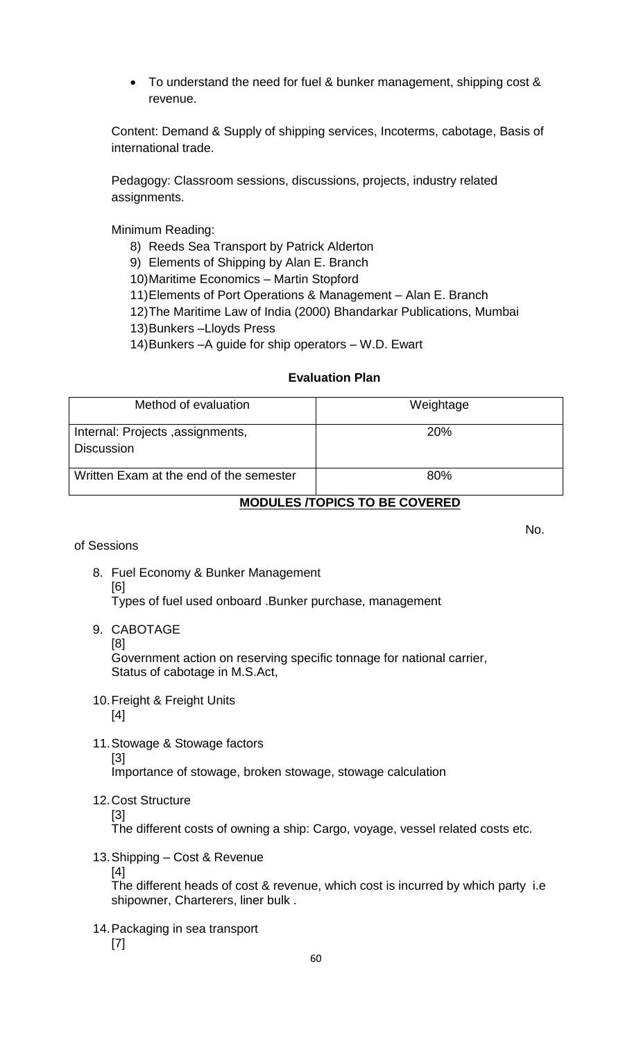- To understand the need for fuel & bunker management, shipping cost & revenue.

Content: Demand & Supply of shipping services, Incoterms, cabotage, Basis of international trade.

Pedagogy: Classroom sessions, discussions, projects, industry related assignments.

Minimum Reading:

8) Reeds Sea Transport by Patrick Alderton
9) Elements of Shipping by Alan E. Branch
10) Maritime Economics – Martin Stopford
11) Elements of Port Operations & Management – Alan E. Branch
12) The Maritime Law of India (2000) Bhandarkar Publications, Mumbai
13) Bunkers –Lloyds Press
14) Bunkers –A guide for ship operators – W.D. Ewart

**Evaluation Plan**

| Method of evaluation | Weightage |
|---|---|
| Internal: Projects ,assignments, Discussion | 20% |
| Written Exam at the end of the semester | 80% |

**MODULES /TOPICS TO BE COVERED**

No. of Sessions

8. Fuel Economy & Bunker Management [6]
   Types of fuel used onboard .Bunker purchase, management

9. CABOTAGE [8]
   Government action on reserving specific tonnage for national carrier, Status of cabotage in M.S.Act,

10. Freight & Freight Units [4]

11. Stowage & Stowage factors [3]
    Importance of stowage, broken stowage, stowage calculation

12. Cost Structure [3]
    The different costs of owning a ship: Cargo, voyage, vessel related costs etc.

13. Shipping – Cost & Revenue [4]
    The different heads of cost & revenue, which cost is incurred by which party i.e shipowner, Charterers, liner bulk .

14. Packaging in sea transport [7]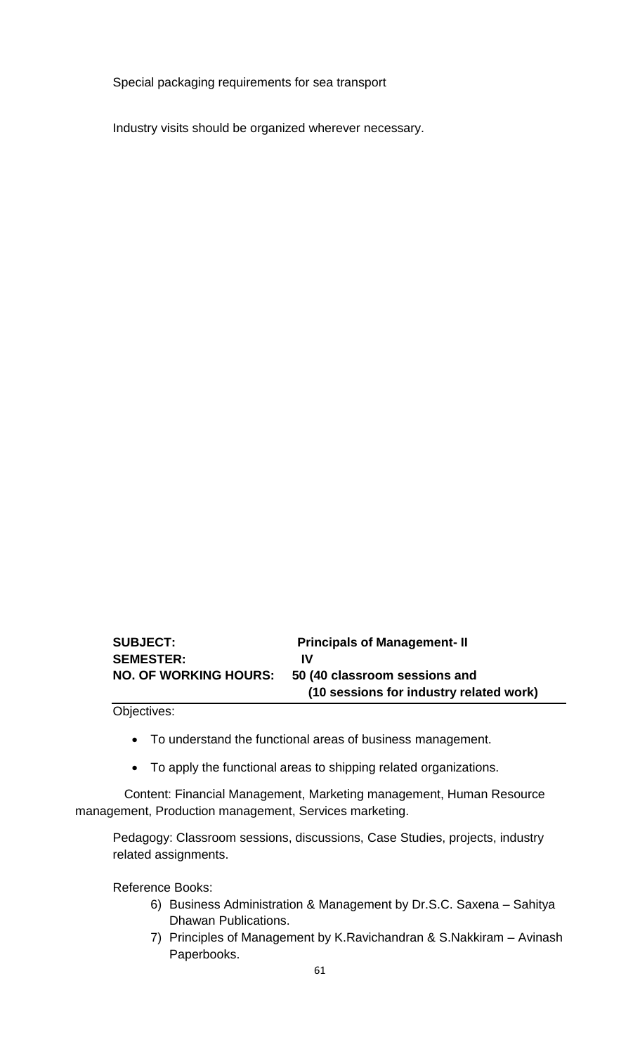Special packaging requirements for sea transport

Industry visits should be organized wherever necessary.

**SUBJECT:** **Principals of Management- II**
**SEMESTER:** **IV**
**NO. OF WORKING HOURS:** **50 (40 classroom sessions and (10 sessions for industry related work)**

Objectives:

- To understand the functional areas of business management.
- To apply the functional areas to shipping related organizations.

Content: Financial Management, Marketing management, Human Resource management, Production management, Services marketing.

Pedagogy: Classroom sessions, discussions, Case Studies, projects, industry related assignments.

Reference Books:

6) Business Administration & Management by Dr.S.C. Saxena – Sahitya Dhawan Publications.
7) Principles of Management by K.Ravichandran & S.Nakkiram – Avinash Paperbooks.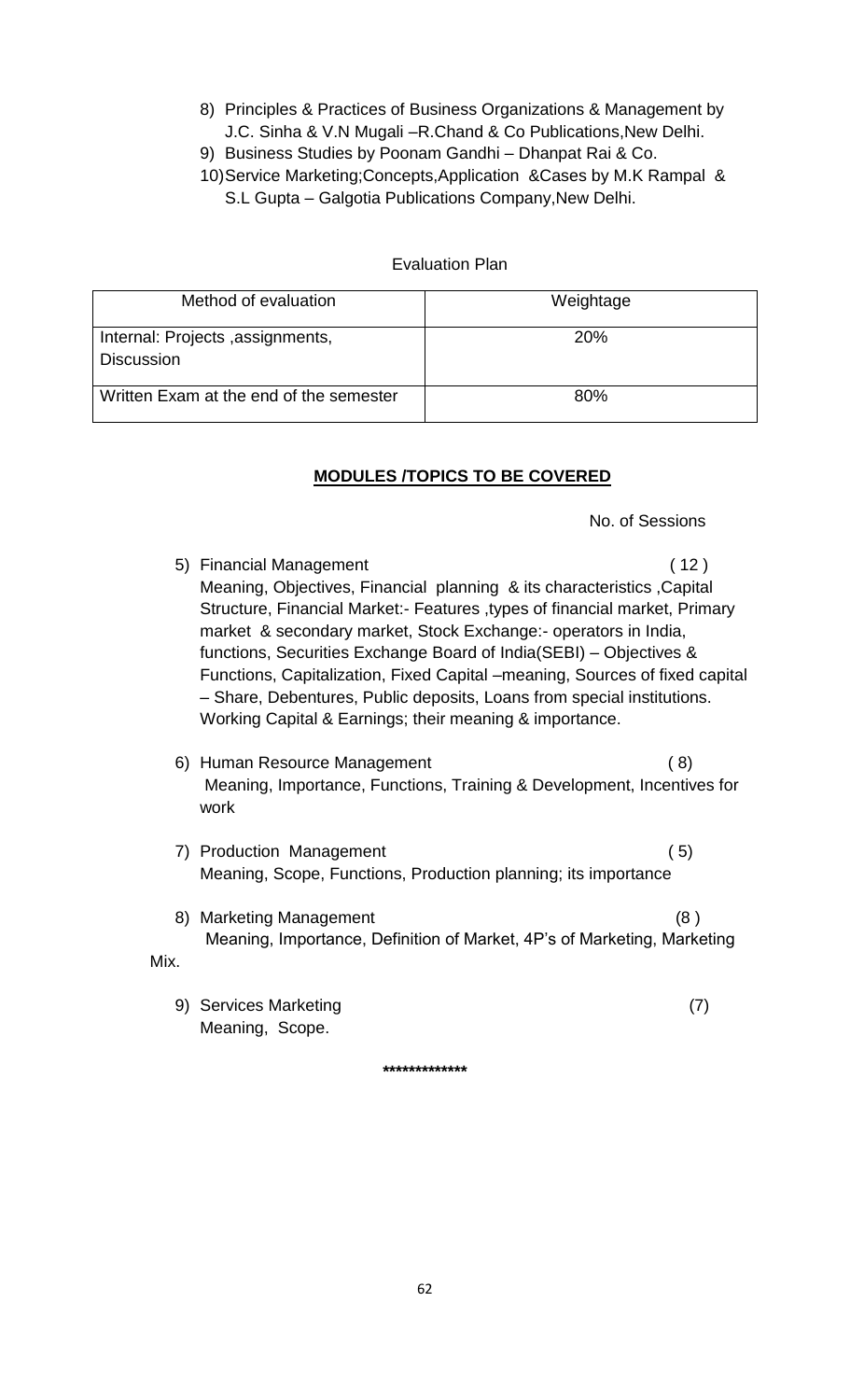8) Principles & Practices of Business Organizations & Management by J.C. Sinha & V.N Mugali –R.Chand & Co Publications,New Delhi.
9) Business Studies by Poonam Gandhi – Dhanpat Rai & Co.
10) Service Marketing;Concepts,Application &Cases by M.K Rampal & S.L Gupta – Galgotia Publications Company,New Delhi.

Evaluation Plan

| Method of evaluation | Weightage |
|---|---|
| Internal: Projects ,assignments, Discussion | 20% |
| Written Exam at the end of the semester | 80% |

**MODULES /TOPICS TO BE COVERED**

No. of Sessions

5) Financial Management ( 12 )
Meaning, Objectives, Financial planning & its characteristics ,Capital Structure, Financial Market:- Features ,types of financial market, Primary market & secondary market, Stock Exchange:- operators in India, functions, Securities Exchange Board of India(SEBI) – Objectives & Functions, Capitalization, Fixed Capital –meaning, Sources of fixed capital – Share, Debentures, Public deposits, Loans from special institutions. Working Capital & Earnings; their meaning & importance.

6) Human Resource Management ( 8)
Meaning, Importance, Functions, Training & Development, Incentives for work

7) Production Management ( 5)
Meaning, Scope, Functions, Production planning; its importance

8) Marketing Management (8 )
Meaning, Importance, Definition of Market, 4P's of Marketing, Marketing Mix.

9) Services Marketing (7)
Meaning, Scope.

*************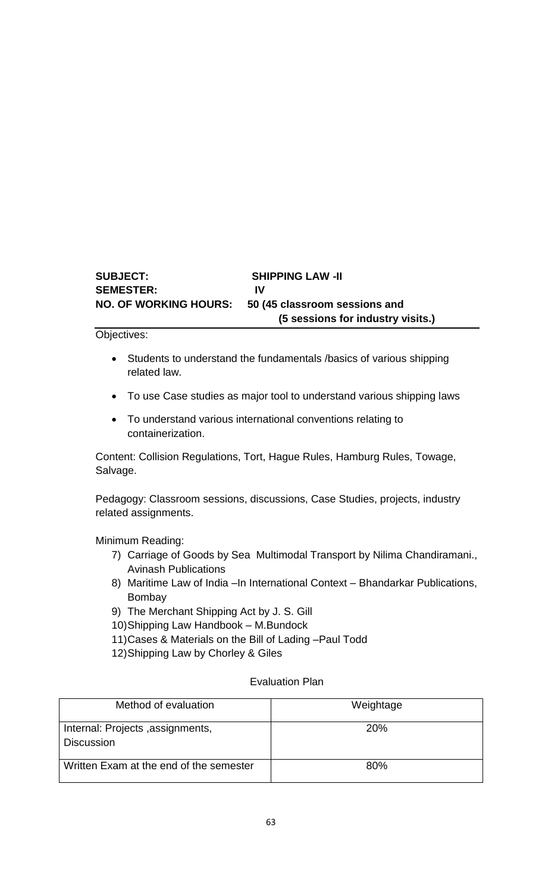**SUBJECT:** **SHIPPING LAW -II**
**SEMESTER:** **IV**
**NO. OF WORKING HOURS:** **50 (45 classroom sessions and (5 sessions for industry visits.)**

Objectives:

- Students to understand the fundamentals /basics of various shipping related law.
- To use Case studies as major tool to understand various shipping laws
- To understand various international conventions relating to containerization.

Content: Collision Regulations, Tort, Hague Rules, Hamburg Rules, Towage, Salvage.

Pedagogy: Classroom sessions, discussions, Case Studies, projects, industry related assignments.

Minimum Reading:

7) Carriage of Goods by Sea Multimodal Transport by Nilima Chandiramani., Avinash Publications
8) Maritime Law of India –In International Context – Bhandarkar Publications, Bombay
9) The Merchant Shipping Act by J. S. Gill
10) Shipping Law Handbook – M.Bundock
11) Cases & Materials on the Bill of Lading –Paul Todd
12) Shipping Law by Chorley & Giles

Evaluation Plan

| Method of evaluation | Weightage |
|---|---|
| Internal: Projects ,assignments, Discussion | 20% |
| Written Exam at the end of the semester | 80% |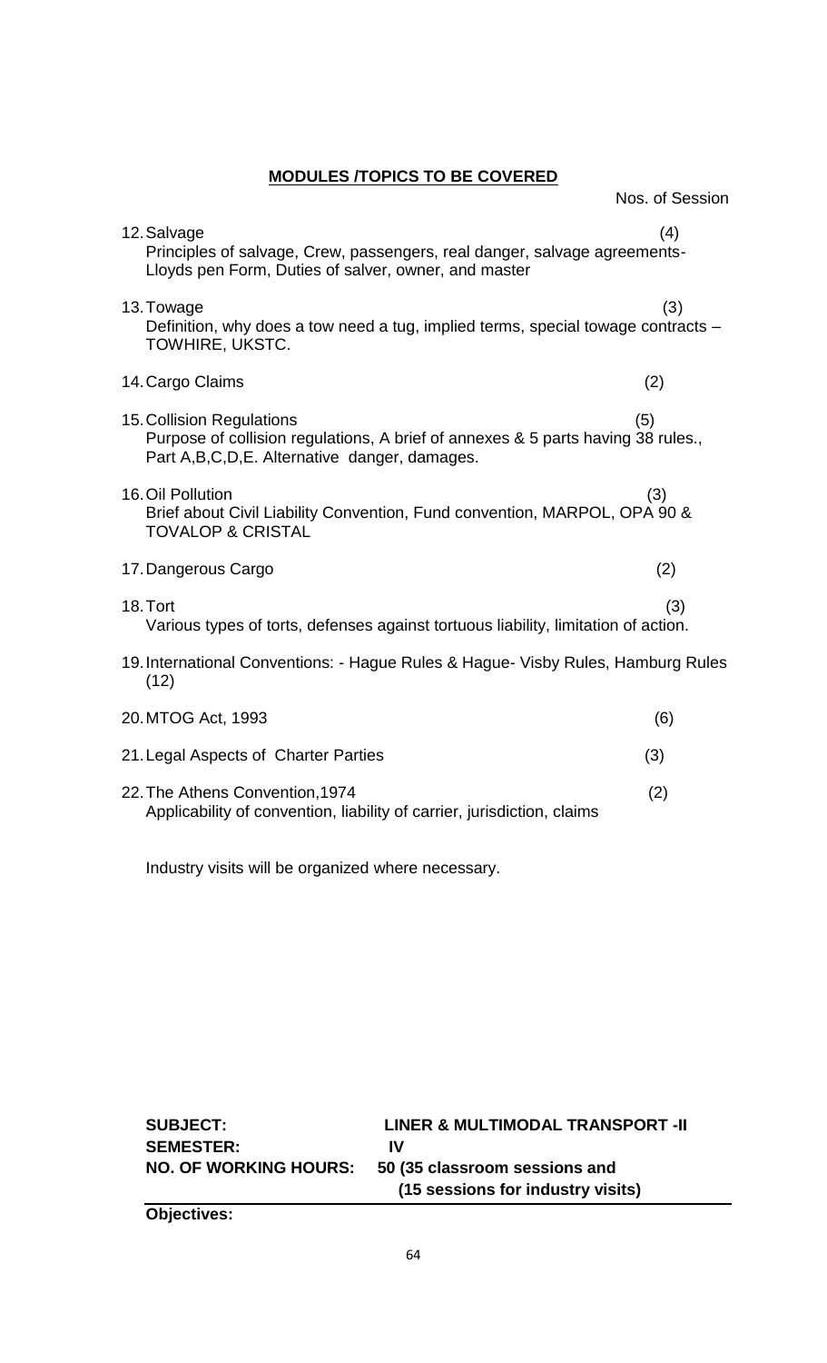## MODULES /TOPICS TO BE COVERED

Nos. of Session

12. Salvage (4)
Principles of salvage, Crew, passengers, real danger, salvage agreements- Lloyds pen Form, Duties of salver, owner, and master

13. Towage (3)
Definition, why does a tow need a tug, implied terms, special towage contracts – TOWHIRE, UKSTC.

14. Cargo Claims (2)

15. Collision Regulations (5)
Purpose of collision regulations, A brief of annexes & 5 parts having 38 rules., Part A,B,C,D,E. Alternative danger, damages.

16. Oil Pollution (3)
Brief about Civil Liability Convention, Fund convention, MARPOL, OPA 90 & TOVALOP & CRISTAL

17. Dangerous Cargo (2)

18. Tort (3)
Various types of torts, defenses against tortuous liability, limitation of action.

19. International Conventions: - Hague Rules & Hague- Visby Rules, Hamburg Rules (12)

20. MTOG Act, 1993 (6)

21. Legal Aspects of Charter Parties (3)

22. The Athens Convention,1974 (2)
Applicability of convention, liability of carrier, jurisdiction, claims

Industry visits will be organized where necessary.

**SUBJECT:** **LINER & MULTIMODAL TRANSPORT -II**
**SEMESTER:** **IV**
**NO. OF WORKING HOURS:** **50 (35 classroom sessions and (15 sessions for industry visits)**

**Objectives:**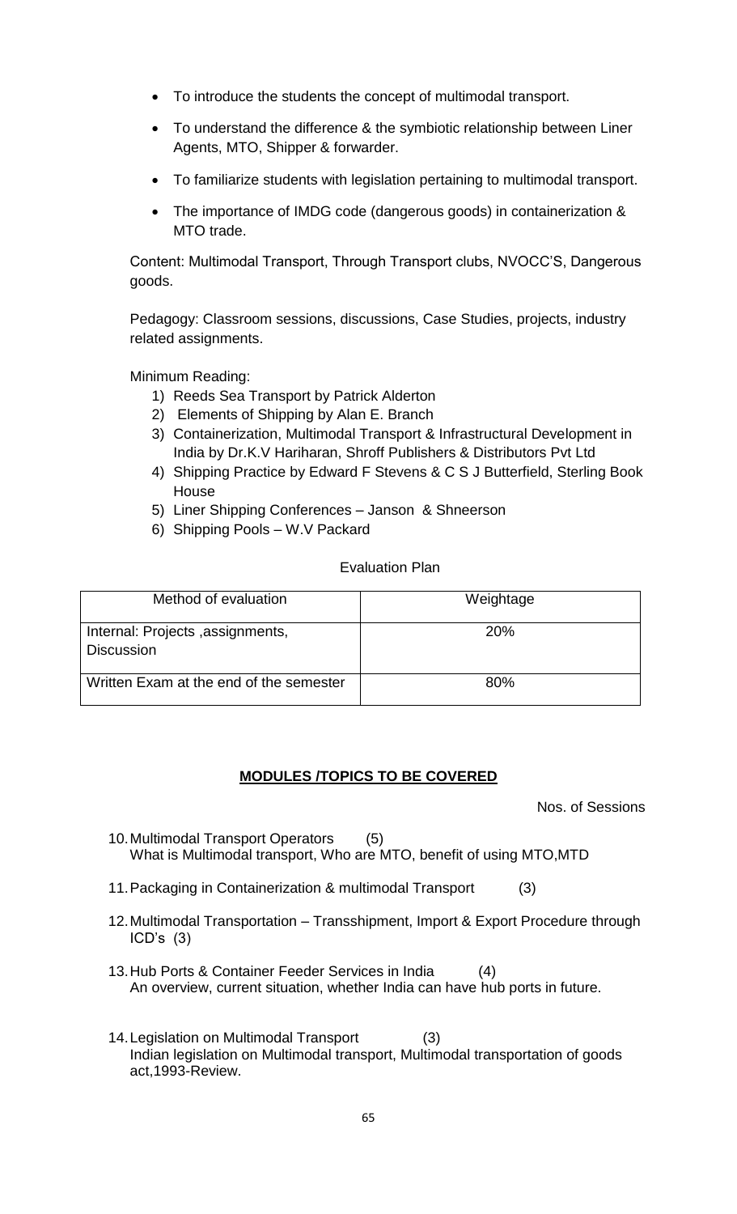- To introduce the students the concept of multimodal transport.
- To understand the difference & the symbiotic relationship between Liner Agents, MTO, Shipper & forwarder.
- To familiarize students with legislation pertaining to multimodal transport.
- The importance of IMDG code (dangerous goods) in containerization & MTO trade.

Content: Multimodal Transport, Through Transport clubs, NVOCC'S, Dangerous goods.

Pedagogy: Classroom sessions, discussions, Case Studies, projects, industry related assignments.

Minimum Reading:

1) Reeds Sea Transport by Patrick Alderton
2) Elements of Shipping by Alan E. Branch
3) Containerization, Multimodal Transport & Infrastructural Development in India by Dr.K.V Hariharan, Shroff Publishers & Distributors Pvt Ltd
4) Shipping Practice by Edward F Stevens & C S J Butterfield, Sterling Book House
5) Liner Shipping Conferences – Janson & Shneerson
6) Shipping Pools – W.V Packard

Evaluation Plan

| Method of evaluation | Weightage |
|---|---|
| Internal: Projects ,assignments, Discussion | 20% |
| Written Exam at the end of the semester | 80% |

**MODULES /TOPICS TO BE COVERED**

Nos. of Sessions

10. Multimodal Transport Operators (5)
    What is Multimodal transport, Who are MTO, benefit of using MTO,MTD
11. Packaging in Containerization & multimodal Transport (3)
12. Multimodal Transportation – Transshipment, Import & Export Procedure through ICD's (3)
13. Hub Ports & Container Feeder Services in India (4)
    An overview, current situation, whether India can have hub ports in future.
14. Legislation on Multimodal Transport (3)
    Indian legislation on Multimodal transport, Multimodal transportation of goods act,1993-Review.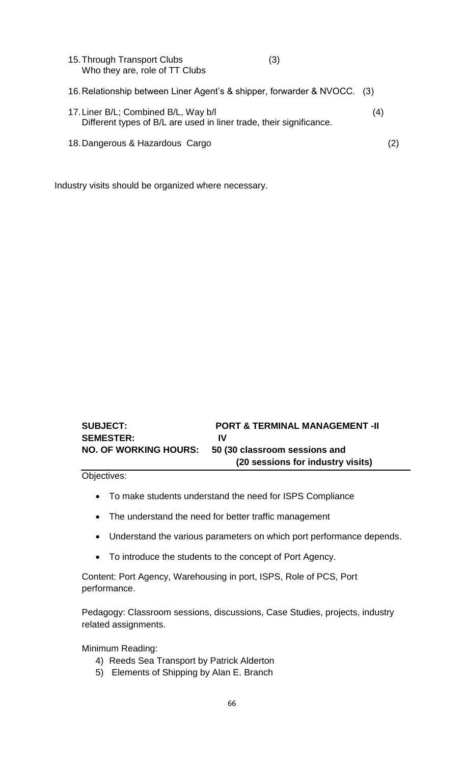15. Through Transport Clubs (3)
    Who they are, role of TT Clubs

16. Relationship between Liner Agent's & shipper, forwarder & NVOCC. (3)

17. Liner B/L; Combined B/L, Way b/l (4)
    Different types of B/L are used in liner trade, their significance.

18. Dangerous & Hazardous Cargo (2)

Industry visits should be organized where necessary.

**SUBJECT:** **PORT & TERMINAL MANAGEMENT -II**
**SEMESTER:** **IV**
**NO. OF WORKING HOURS:** **50 (30 classroom sessions and (20 sessions for industry visits)**

Objectives:

- To make students understand the need for ISPS Compliance
- The understand the need for better traffic management
- Understand the various parameters on which port performance depends.
- To introduce the students to the concept of Port Agency.

Content: Port Agency, Warehousing in port, ISPS, Role of PCS, Port performance.

Pedagogy: Classroom sessions, discussions, Case Studies, projects, industry related assignments.

Minimum Reading:

4) Reeds Sea Transport by Patrick Alderton
5) Elements of Shipping by Alan E. Branch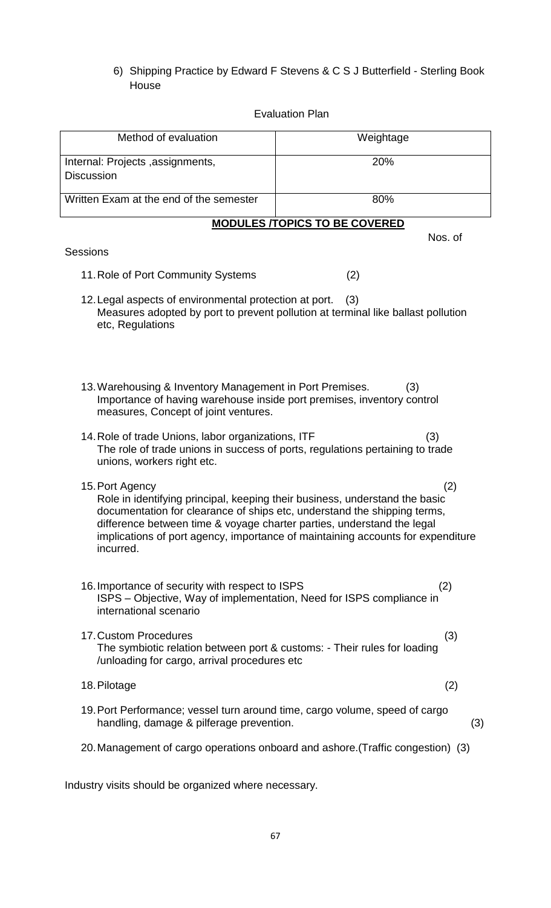6) Shipping Practice by Edward F Stevens & C S J Butterfield - Sterling Book House

Evaluation Plan

| Method of evaluation | Weightage |
|---|---|
| Internal: Projects ,assignments, Discussion | 20% |
| Written Exam at the end of the semester | 80% |

**MODULES /TOPICS TO BE COVERED**

Nos. of Sessions

11. Role of Port Community Systems (2)

12. Legal aspects of environmental protection at port. (3)
    Measures adopted by port to prevent pollution at terminal like ballast pollution etc, Regulations

13. Warehousing & Inventory Management in Port Premises. (3)
    Importance of having warehouse inside port premises, inventory control measures, Concept of joint ventures.

14. Role of trade Unions, labor organizations, ITF (3)
    The role of trade unions in success of ports, regulations pertaining to trade unions, workers right etc.

15. Port Agency (2)
    Role in identifying principal, keeping their business, understand the basic documentation for clearance of ships etc, understand the shipping terms, difference between time & voyage charter parties, understand the legal implications of port agency, importance of maintaining accounts for expenditure incurred.

16. Importance of security with respect to ISPS (2)
    ISPS – Objective, Way of implementation, Need for ISPS compliance in international scenario

17. Custom Procedures (3)
    The symbiotic relation between port & customs: - Their rules for loading /unloading for cargo, arrival procedures etc

18. Pilotage (2)

19. Port Performance; vessel turn around time, cargo volume, speed of cargo handling, damage & pilferage prevention. (3)

20. Management of cargo operations onboard and ashore.(Traffic congestion) (3)

Industry visits should be organized where necessary.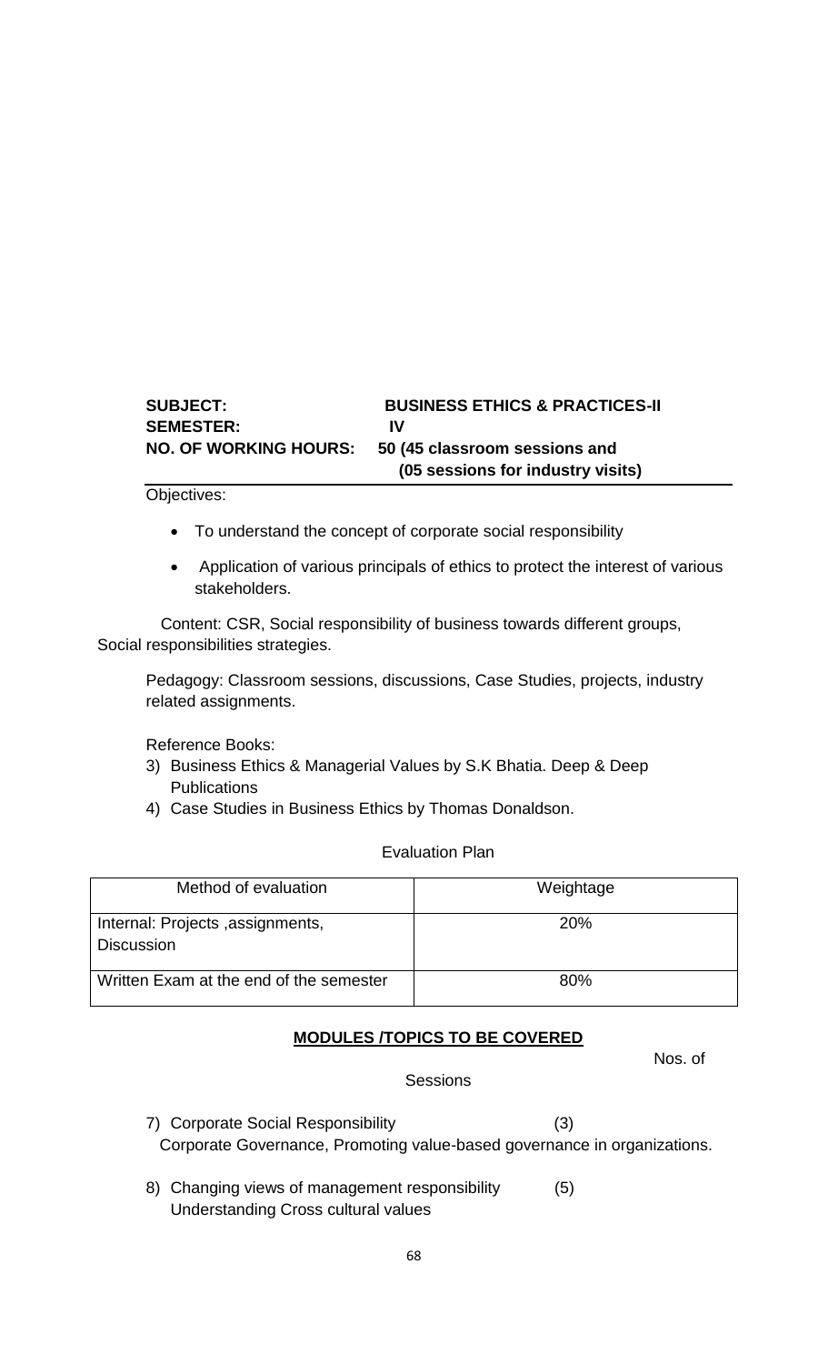**SUBJECT:** **BUSINESS ETHICS & PRACTICES-II**
**SEMESTER:** **IV**
**NO. OF WORKING HOURS:** **50 (45 classroom sessions and (05 sessions for industry visits)**

Objectives:

- To understand the concept of corporate social responsibility
- Application of various principals of ethics to protect the interest of various stakeholders.

Content: CSR, Social responsibility of business towards different groups, Social responsibilities strategies.

Pedagogy: Classroom sessions, discussions, Case Studies, projects, industry related assignments.

Reference Books:

3) Business Ethics & Managerial Values by S.K Bhatia. Deep & Deep Publications
4) Case Studies in Business Ethics by Thomas Donaldson.

Evaluation Plan

| Method of evaluation | Weightage |
|---|---|
| Internal: Projects ,assignments, Discussion | 20% |
| Written Exam at the end of the semester | 80% |

**MODULES /TOPICS TO BE COVERED**

Nos. of Sessions

7) Corporate Social Responsibility (3)
   Corporate Governance, Promoting value-based governance in organizations.

8) Changing views of management responsibility (5)
   Understanding Cross cultural values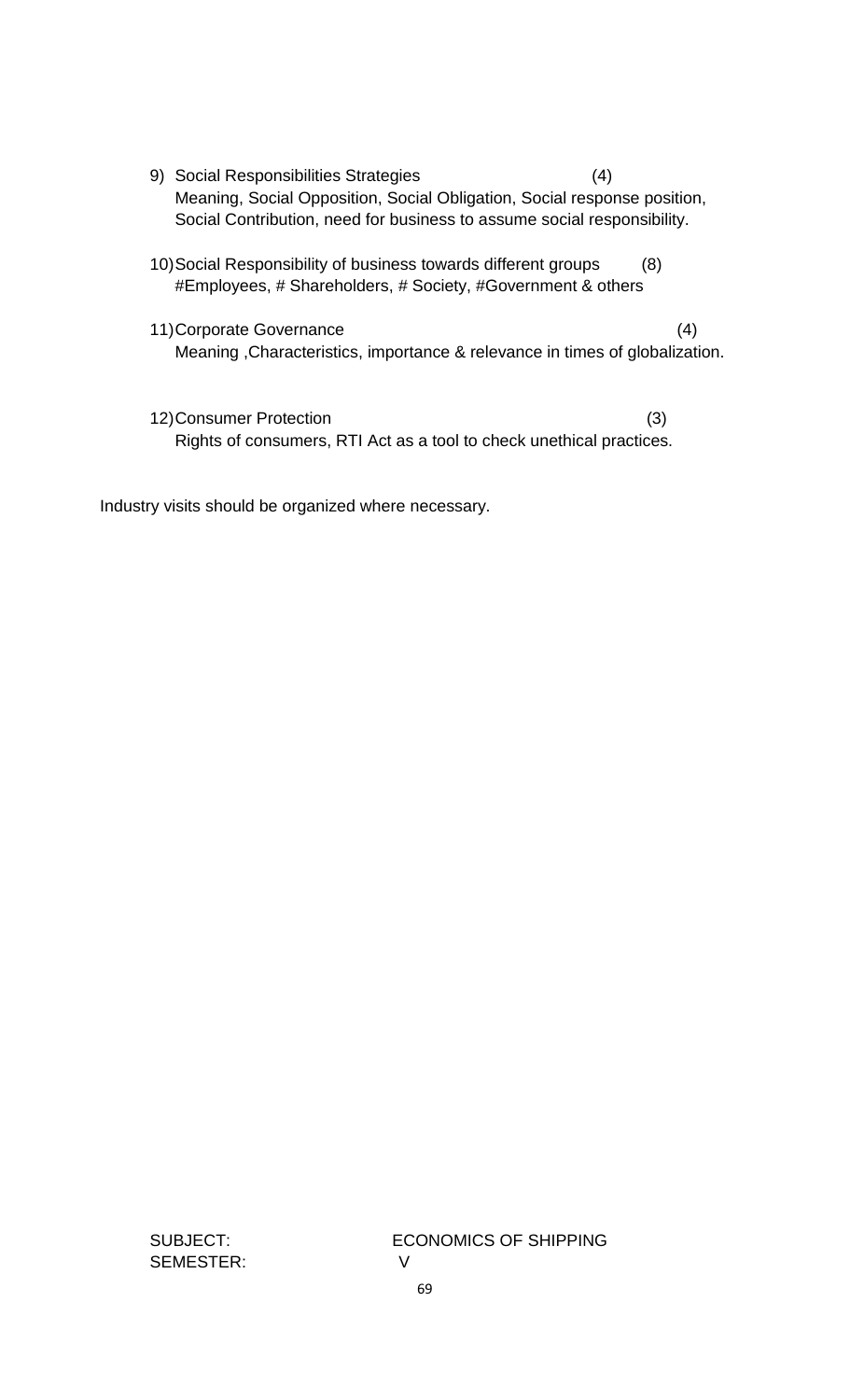9) Social Responsibilities Strategies (4)
   Meaning, Social Opposition, Social Obligation, Social response position, Social Contribution, need for business to assume social responsibility.

10) Social Responsibility of business towards different groups (8)
    #Employees, # Shareholders, # Society, #Government & others

11) Corporate Governance (4)
    Meaning ,Characteristics, importance & relevance in times of globalization.

12) Consumer Protection (3)
    Rights of consumers, RTI Act as a tool to check unethical practices.

Industry visits should be organized where necessary.

SUBJECT: ECONOMICS OF SHIPPING
SEMESTER: V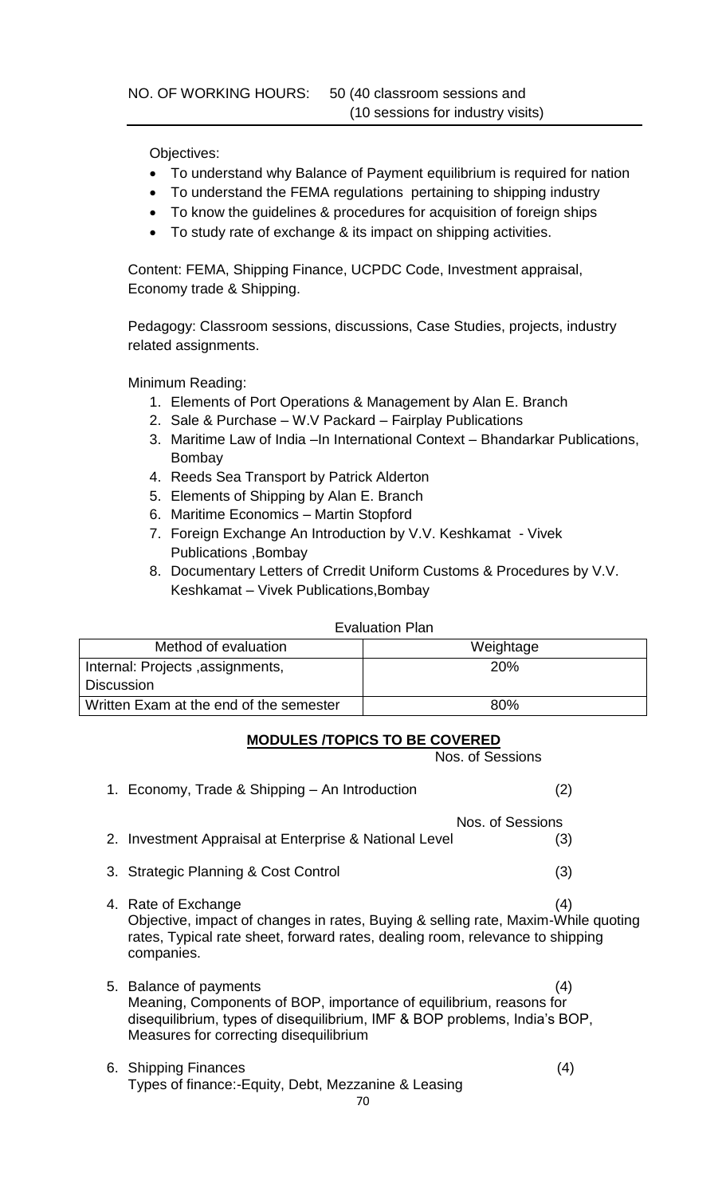NO. OF WORKING HOURS: 50 (40 classroom sessions and (10 sessions for industry visits)

---

Objectives:

- To understand why Balance of Payment equilibrium is required for nation
- To understand the FEMA regulations pertaining to shipping industry
- To know the guidelines & procedures for acquisition of foreign ships
- To study rate of exchange & its impact on shipping activities.

Content: FEMA, Shipping Finance, UCPDC Code, Investment appraisal, Economy trade & Shipping.

Pedagogy: Classroom sessions, discussions, Case Studies, projects, industry related assignments.

Minimum Reading:

1. Elements of Port Operations & Management by Alan E. Branch
2. Sale & Purchase – W.V Packard – Fairplay Publications
3. Maritime Law of India –In International Context – Bhandarkar Publications, Bombay
4. Reeds Sea Transport by Patrick Alderton
5. Elements of Shipping by Alan E. Branch
6. Maritime Economics – Martin Stopford
7. Foreign Exchange An Introduction by V.V. Keshkamat - Vivek Publications ,Bombay
8. Documentary Letters of Crredit Uniform Customs & Procedures by V.V. Keshkamat – Vivek Publications,Bombay

Evaluation Plan

| Method of evaluation | Weightage |
|---|---|
| Internal: Projects ,assignments, Discussion | 20% |
| Written Exam at the end of the semester | 80% |

**MODULES /TOPICS TO BE COVERED**

Nos. of Sessions

1. Economy, Trade & Shipping – An Introduction (2)

Nos. of Sessions

2. Investment Appraisal at Enterprise & National Level (3)

3. Strategic Planning & Cost Control (3)

4. Rate of Exchange (4)
   Objective, impact of changes in rates, Buying & selling rate, Maxim-While quoting rates, Typical rate sheet, forward rates, dealing room, relevance to shipping companies.

5. Balance of payments (4)
   Meaning, Components of BOP, importance of equilibrium, reasons for disequilibrium, types of disequilibrium, IMF & BOP problems, India's BOP, Measures for correcting disequilibrium

6. Shipping Finances (4)
   Types of finance:-Equity, Debt, Mezzanine & Leasing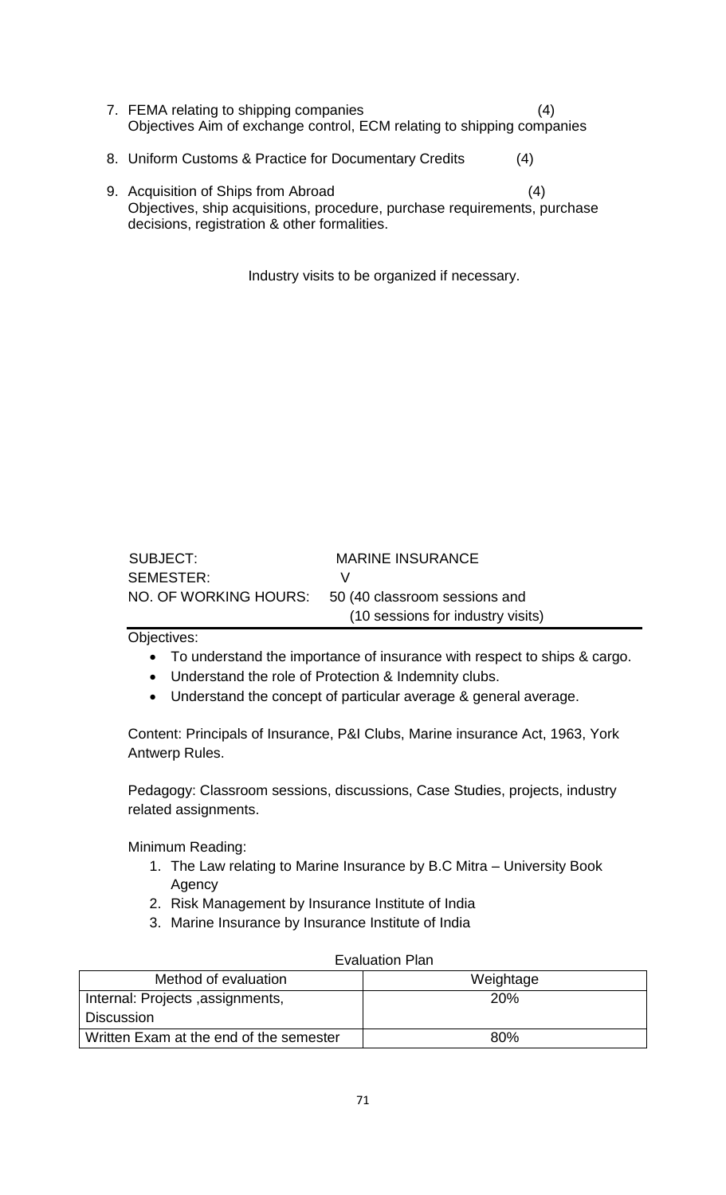7. FEMA relating to shipping companies (4)
   Objectives Aim of exchange control, ECM relating to shipping companies

8. Uniform Customs & Practice for Documentary Credits (4)

9. Acquisition of Ships from Abroad (4)
   Objectives, ship acquisitions, procedure, purchase requirements, purchase decisions, registration & other formalities.

Industry visits to be organized if necessary.

SUBJECT: MARINE INSURANCE
SEMESTER: V
NO. OF WORKING HOURS: 50 (40 classroom sessions and (10 sessions for industry visits)

Objectives:

- To understand the importance of insurance with respect to ships & cargo.
- Understand the role of Protection & Indemnity clubs.
- Understand the concept of particular average & general average.

Content: Principals of Insurance, P&I Clubs, Marine insurance Act, 1963, York Antwerp Rules.

Pedagogy: Classroom sessions, discussions, Case Studies, projects, industry related assignments.

Minimum Reading:

1. The Law relating to Marine Insurance by B.C Mitra – University Book Agency
2. Risk Management by Insurance Institute of India
3. Marine Insurance by Insurance Institute of India

Evaluation Plan

| Method of evaluation | Weightage |
|---|---|
| Internal: Projects ,assignments, Discussion | 20% |
| Written Exam at the end of the semester | 80% |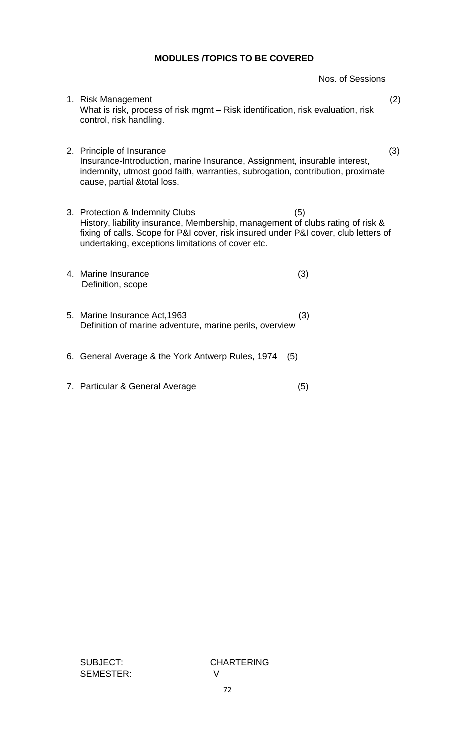## MODULES /TOPICS TO BE COVERED

Nos. of Sessions

1. Risk Management (2)
   What is risk, process of risk mgmt – Risk identification, risk evaluation, risk control, risk handling.

2. Principle of Insurance (3)
   Insurance-Introduction, marine Insurance, Assignment, insurable interest, indemnity, utmost good faith, warranties, subrogation, contribution, proximate cause, partial &total loss.

3. Protection & Indemnity Clubs (5)
   History, liability insurance, Membership, management of clubs rating of risk & fixing of calls. Scope for P&I cover, risk insured under P&I cover, club letters of undertaking, exceptions limitations of cover etc.

4. Marine Insurance (3)
   Definition, scope

5. Marine Insurance Act,1963 (3)
   Definition of marine adventure, marine perils, overview

6. General Average & the York Antwerp Rules, 1974 (5)

7. Particular & General Average (5)

SUBJECT: CHARTERING
SEMESTER: V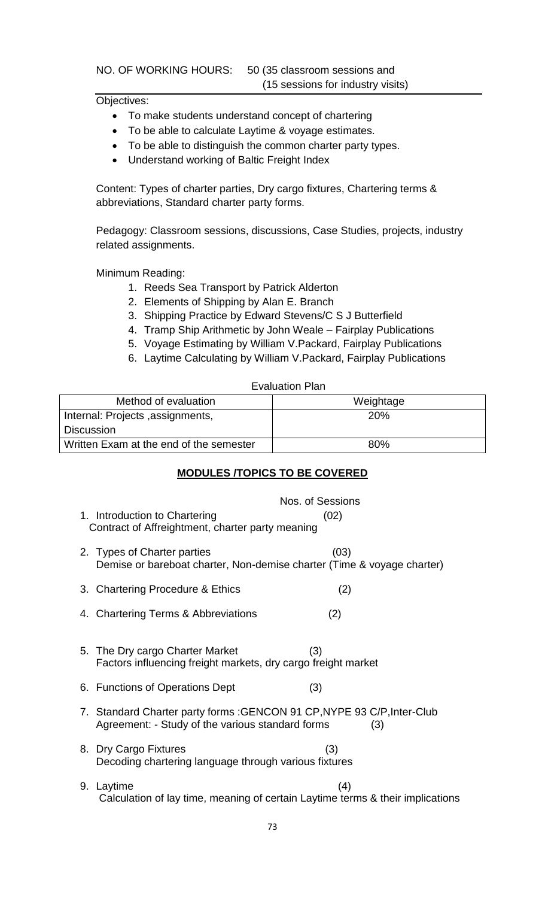NO. OF WORKING HOURS: 50 (35 classroom sessions and (15 sessions for industry visits)

Objectives:

- To make students understand concept of chartering
- To be able to calculate Laytime & voyage estimates.
- To be able to distinguish the common charter party types.
- Understand working of Baltic Freight Index

Content: Types of charter parties, Dry cargo fixtures, Chartering terms & abbreviations, Standard charter party forms.

Pedagogy: Classroom sessions, discussions, Case Studies, projects, industry related assignments.

Minimum Reading:

1. Reeds Sea Transport by Patrick Alderton
2. Elements of Shipping by Alan E. Branch
3. Shipping Practice by Edward Stevens/C S J Butterfield
4. Tramp Ship Arithmetic by John Weale – Fairplay Publications
5. Voyage Estimating by William V.Packard, Fairplay Publications
6. Laytime Calculating by William V.Packard, Fairplay Publications

Evaluation Plan

| Method of evaluation | Weightage |
|---|---|
| Internal: Projects ,assignments, Discussion | 20% |
| Written Exam at the end of the semester | 80% |

## MODULES /TOPICS TO BE COVERED

Nos. of Sessions

1. Introduction to Chartering (02)
   Contract of Affreightment, charter party meaning
2. Types of Charter parties (03)
   Demise or bareboat charter, Non-demise charter (Time & voyage charter)
3. Chartering Procedure & Ethics (2)
4. Chartering Terms & Abbreviations (2)
5. The Dry cargo Charter Market (3)
   Factors influencing freight markets, dry cargo freight market
6. Functions of Operations Dept (3)
7. Standard Charter party forms :GENCON 91 CP,NYPE 93 C/P,Inter-Club Agreement: - Study of the various standard forms (3)
8. Dry Cargo Fixtures (3)
   Decoding chartering language through various fixtures
9. Laytime (4)
   Calculation of lay time, meaning of certain Laytime terms & their implications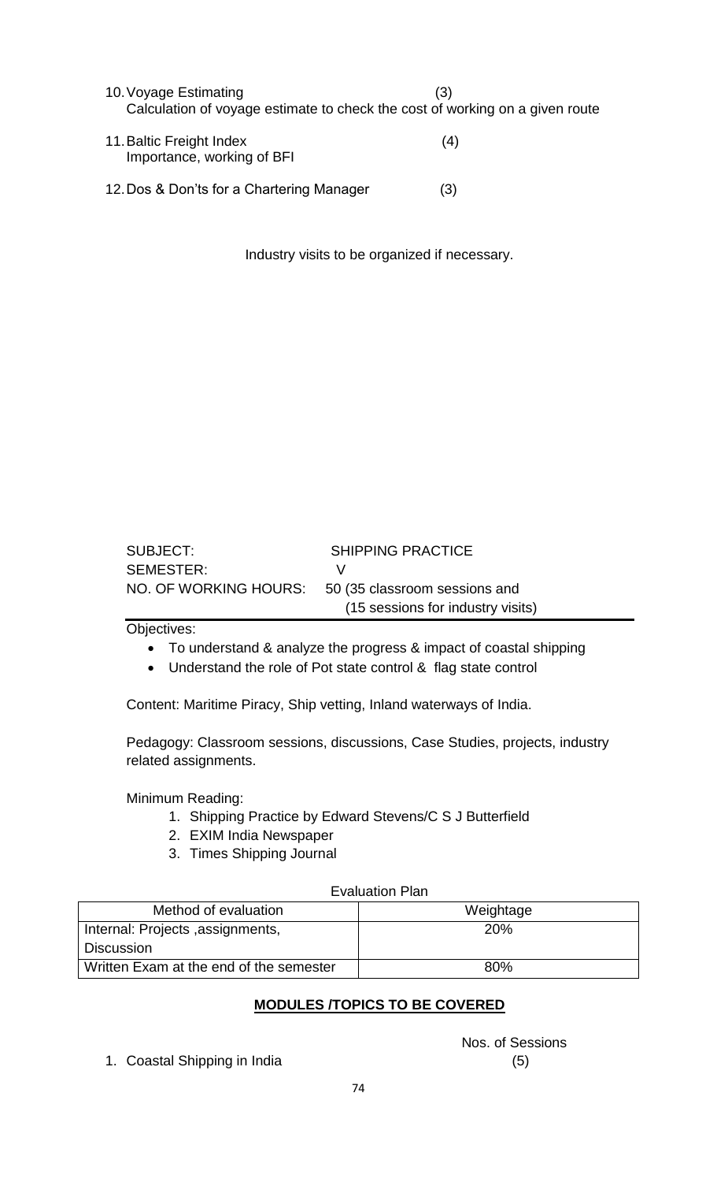10. Voyage Estimating (3)
    Calculation of voyage estimate to check the cost of working on a given route

11. Baltic Freight Index (4)
    Importance, working of BFI

12. Dos & Don'ts for a Chartering Manager (3)

Industry visits to be organized if necessary.

SUBJECT: SHIPPING PRACTICE
SEMESTER: V
NO. OF WORKING HOURS: 50 (35 classroom sessions and (15 sessions for industry visits)

Objectives:

- To understand & analyze the progress & impact of coastal shipping
- Understand the role of Pot state control & flag state control

Content: Maritime Piracy, Ship vetting, Inland waterways of India.

Pedagogy: Classroom sessions, discussions, Case Studies, projects, industry related assignments.

Minimum Reading:

1. Shipping Practice by Edward Stevens/C S J Butterfield
2. EXIM India Newspaper
3. Times Shipping Journal

Evaluation Plan

| Method of evaluation | Weightage |
|---|---|
| Internal: Projects ,assignments, Discussion | 20% |
| Written Exam at the end of the semester | 80% |

**MODULES /TOPICS TO BE COVERED**

Nos. of Sessions

1. Coastal Shipping in India (5)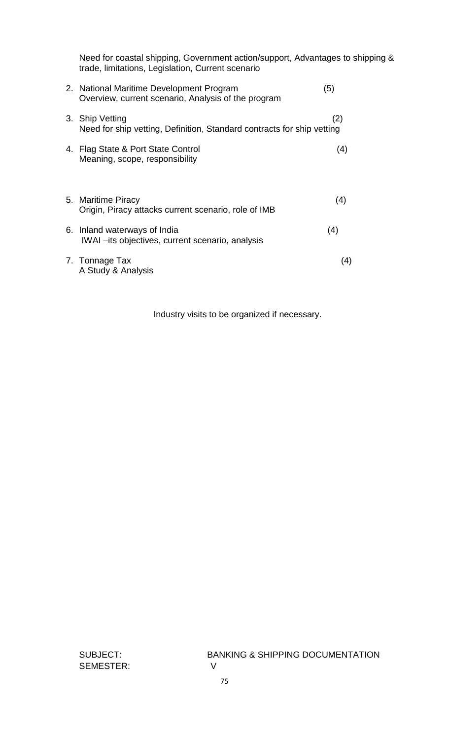Need for coastal shipping, Government action/support, Advantages to shipping & trade, limitations, Legislation, Current scenario

2. National Maritime Development Program (5)
   Overview, current scenario, Analysis of the program

3. Ship Vetting (2)
   Need for ship vetting, Definition, Standard contracts for ship vetting

4. Flag State & Port State Control (4)
   Meaning, scope, responsibility

5. Maritime Piracy (4)
   Origin, Piracy attacks current scenario, role of IMB

6. Inland waterways of India (4)
   IWAI –its objectives, current scenario, analysis

7. Tonnage Tax (4)
   A Study & Analysis

Industry visits to be organized if necessary.

SUBJECT: BANKING & SHIPPING DOCUMENTATION
SEMESTER: V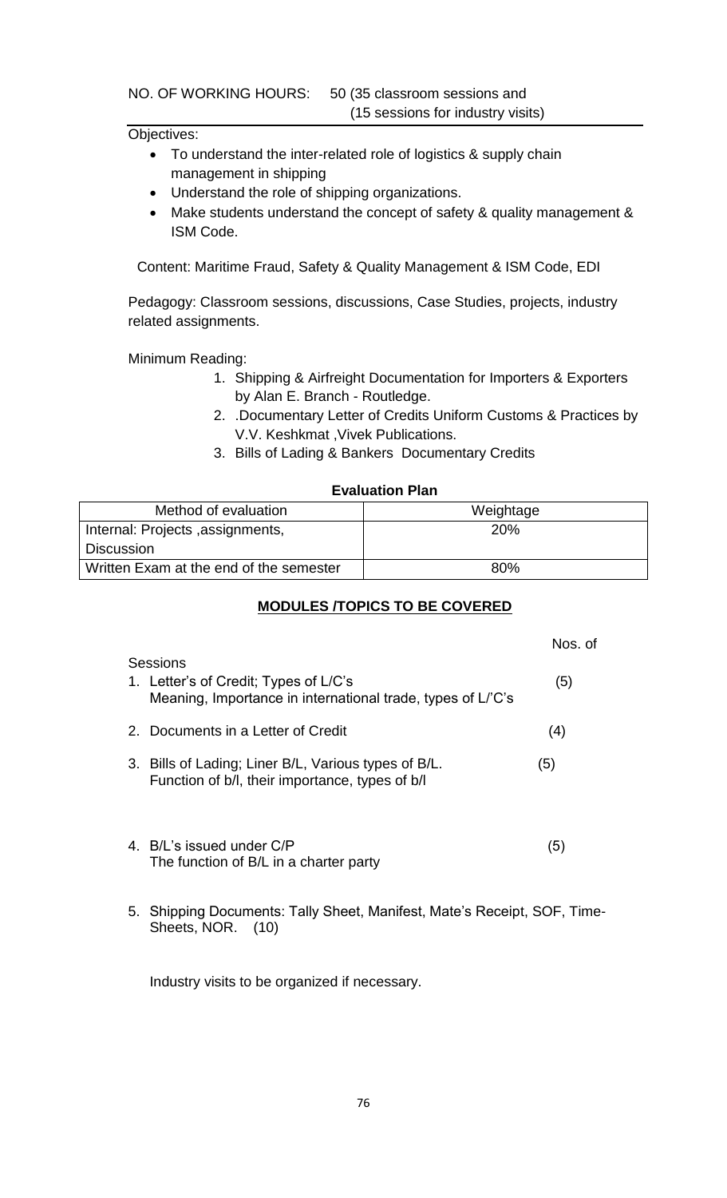NO. OF WORKING HOURS: 50 (35 classroom sessions and (15 sessions for industry visits)

Objectives:

- To understand the inter-related role of logistics & supply chain management in shipping
- Understand the role of shipping organizations.
- Make students understand the concept of safety & quality management & ISM Code.

Content: Maritime Fraud, Safety & Quality Management & ISM Code, EDI

Pedagogy: Classroom sessions, discussions, Case Studies, projects, industry related assignments.

Minimum Reading:

1. Shipping & Airfreight Documentation for Importers & Exporters by Alan E. Branch - Routledge.
2. .Documentary Letter of Credits Uniform Customs & Practices by V.V. Keshkmat ,Vivek Publications.
3. Bills of Lading & Bankers Documentary Credits

**Evaluation Plan**

| Method of evaluation | Weightage |
|---|---|
| Internal: Projects ,assignments, Discussion | 20% |
| Written Exam at the end of the semester | 80% |

**MODULES /TOPICS TO BE COVERED**

Nos. of Sessions

1. Letter's of Credit; Types of L/C's (5)
   Meaning, Importance in international trade, types of L/'C's
2. Documents in a Letter of Credit (4)
3. Bills of Lading; Liner B/L, Various types of B/L. (5)
   Function of b/l, their importance, types of b/l
4. B/L's issued under C/P (5)
   The function of B/L in a charter party
5. Shipping Documents: Tally Sheet, Manifest, Mate's Receipt, SOF, Time-Sheets, NOR. (10)

Industry visits to be organized if necessary.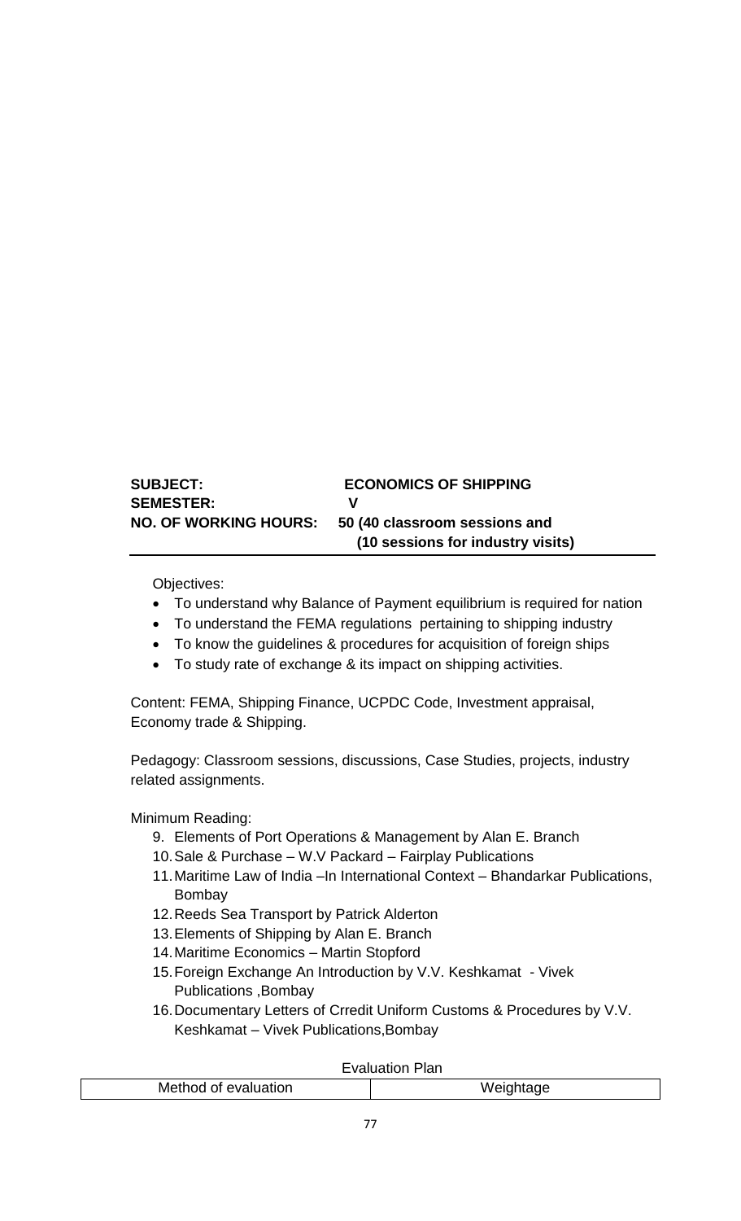**SUBJECT:** **ECONOMICS OF SHIPPING**
**SEMESTER:** **V**
**NO. OF WORKING HOURS:** **50 (40 classroom sessions and (10 sessions for industry visits)**

---

Objectives:

- To understand why Balance of Payment equilibrium is required for nation
- To understand the FEMA regulations pertaining to shipping industry
- To know the guidelines & procedures for acquisition of foreign ships
- To study rate of exchange & its impact on shipping activities.

Content: FEMA, Shipping Finance, UCPDC Code, Investment appraisal, Economy trade & Shipping.

Pedagogy: Classroom sessions, discussions, Case Studies, projects, industry related assignments.

Minimum Reading:

9. Elements of Port Operations & Management by Alan E. Branch
10. Sale & Purchase – W.V Packard – Fairplay Publications
11. Maritime Law of India –In International Context – Bhandarkar Publications, Bombay
12. Reeds Sea Transport by Patrick Alderton
13. Elements of Shipping by Alan E. Branch
14. Maritime Economics – Martin Stopford
15. Foreign Exchange An Introduction by V.V. Keshkamat - Vivek Publications ,Bombay
16. Documentary Letters of Crredit Uniform Customs & Procedures by V.V. Keshkamat – Vivek Publications,Bombay

Evaluation Plan

| Method of evaluation | Weightage |
|---|---|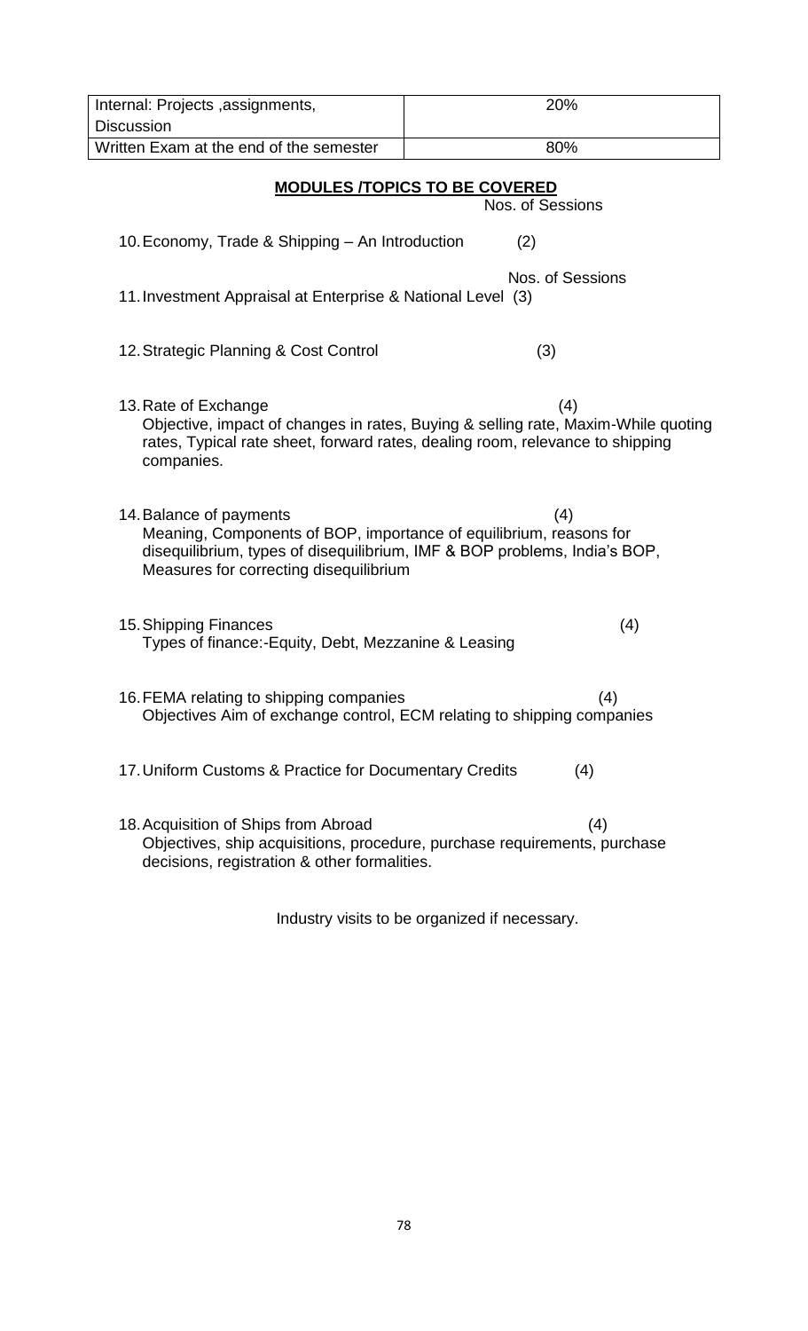| Internal: Projects ,assignments, Discussion | 20% |
|---|---|
| Written Exam at the end of the semester | 80% |

## MODULES /TOPICS TO BE COVERED

Nos. of Sessions

10. Economy, Trade & Shipping – An Introduction (2)

Nos. of Sessions

11. Investment Appraisal at Enterprise & National Level (3)

12. Strategic Planning & Cost Control (3)

13. Rate of Exchange (4)
    Objective, impact of changes in rates, Buying & selling rate, Maxim-While quoting rates, Typical rate sheet, forward rates, dealing room, relevance to shipping companies.

14. Balance of payments (4)
    Meaning, Components of BOP, importance of equilibrium, reasons for disequilibrium, types of disequilibrium, IMF & BOP problems, India's BOP, Measures for correcting disequilibrium

15. Shipping Finances (4)
    Types of finance:-Equity, Debt, Mezzanine & Leasing

16. FEMA relating to shipping companies (4)
    Objectives Aim of exchange control, ECM relating to shipping companies

17. Uniform Customs & Practice for Documentary Credits (4)

18. Acquisition of Ships from Abroad (4)
    Objectives, ship acquisitions, procedure, purchase requirements, purchase decisions, registration & other formalities.

Industry visits to be organized if necessary.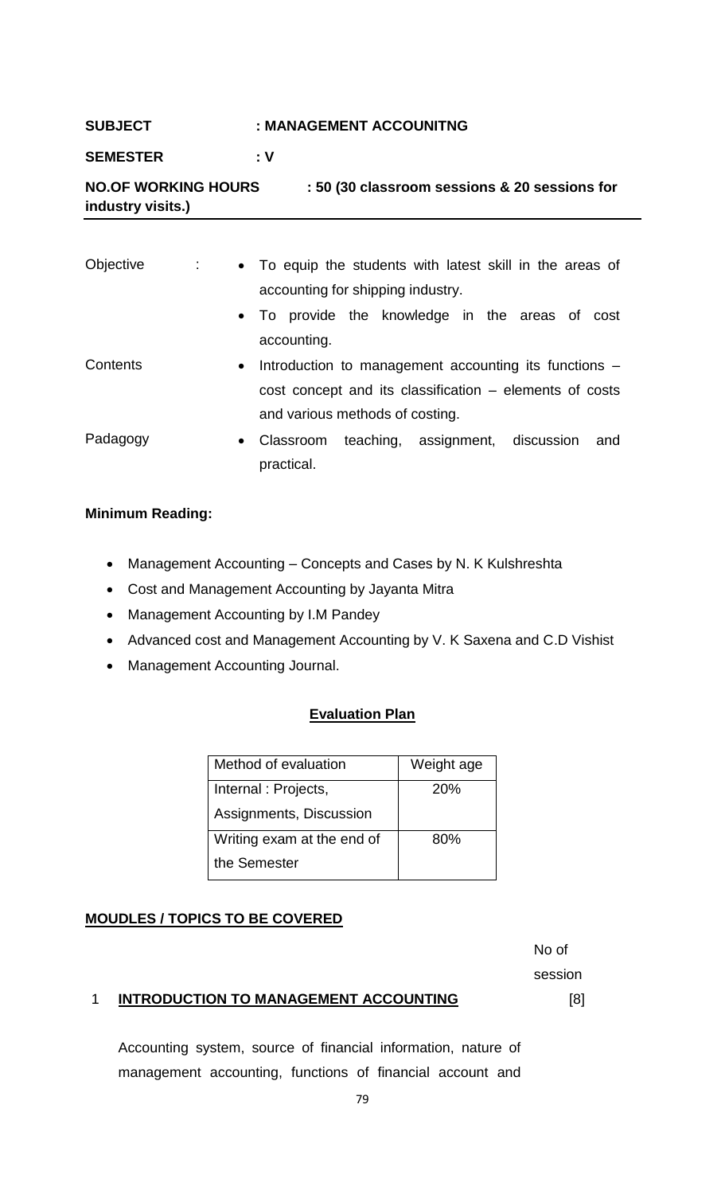**SUBJECT** : **MANAGEMENT ACCOUNITNG**

**SEMESTER** : **V**

**NO.OF WORKING HOURS** : **50 (30 classroom sessions & 20 sessions for industry visits.)**

---

Objective :
- To equip the students with latest skill in the areas of accounting for shipping industry.
- To provide the knowledge in the areas of cost accounting.

Contents
- Introduction to management accounting its functions – cost concept and its classification – elements of costs and various methods of costing.

Padagogy
- Classroom teaching, assignment, discussion and practical.

**Minimum Reading:**

- Management Accounting – Concepts and Cases by N. K Kulshreshta
- Cost and Management Accounting by Jayanta Mitra
- Management Accounting by I.M Pandey
- Advanced cost and Management Accounting by V. K Saxena and C.D Vishist
- Management Accounting Journal.

**Evaluation Plan**

| Method of evaluation | Weight age |
|---|---|
| Internal : Projects, Assignments, Discussion | 20% |
| Writing exam at the end of the Semester | 80% |

**MOUDLES / TOPICS TO BE COVERED**

No of session

1 **INTRODUCTION TO MANAGEMENT ACCOUNTING** [8]

Accounting system, source of financial information, nature of management accounting, functions of financial account and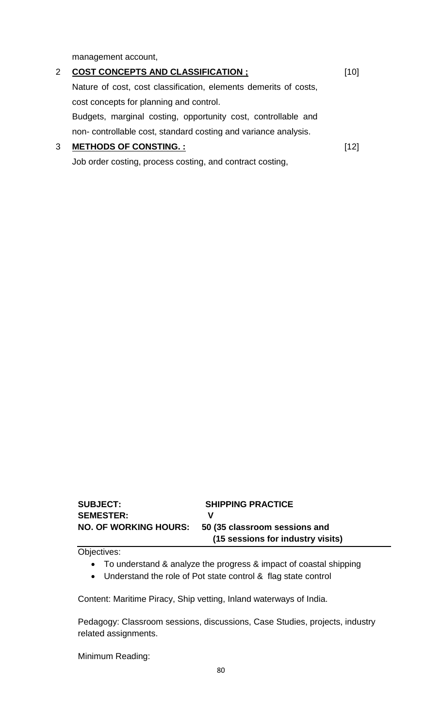management account,

2 **COST CONCEPTS AND CLASSIFICATION ;** [10]

Nature of cost, cost classification, elements demerits of costs, cost concepts for planning and control.

Budgets, marginal costing, opportunity cost, controllable and non- controllable cost, standard costing and variance analysis.

3 **METHODS OF CONSTING. :** [12]

Job order costing, process costing, and contract costing,

**SUBJECT:** **SHIPPING PRACTICE**
**SEMESTER:** **V**
**NO. OF WORKING HOURS:** **50 (35 classroom sessions and (15 sessions for industry visits)**

Objectives:

- To understand & analyze the progress & impact of coastal shipping
- Understand the role of Pot state control & flag state control

Content: Maritime Piracy, Ship vetting, Inland waterways of India.

Pedagogy: Classroom sessions, discussions, Case Studies, projects, industry related assignments.

Minimum Reading: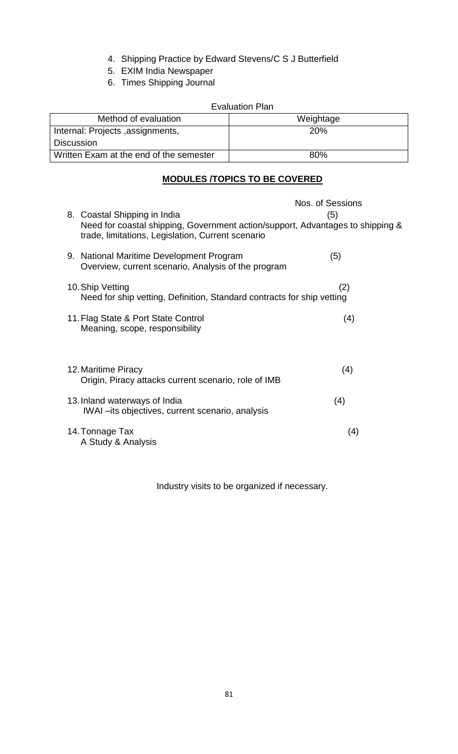4. Shipping Practice by Edward Stevens/C S J Butterfield
5. EXIM India Newspaper
6. Times Shipping Journal

Evaluation Plan

| Method of evaluation | Weightage |
| --- | --- |
| Internal: Projects ,assignments, Discussion | 20% |
| Written Exam at the end of the semester | 80% |

**MODULES /TOPICS TO BE COVERED**

| | Nos. of Sessions |
| --- | --- |
| 8. Coastal Shipping in India<br>Need for coastal shipping, Government action/support, Advantages to shipping & trade, limitations, Legislation, Current scenario | (5) |
| 9. National Maritime Development Program<br>Overview, current scenario, Analysis of the program | (5) |
| 10. Ship Vetting<br>Need for ship vetting, Definition, Standard contracts for ship vetting | (2) |
| 11. Flag State & Port State Control<br>Meaning, scope, responsibility | (4) |
| 12. Maritime Piracy<br>Origin, Piracy attacks current scenario, role of IMB | (4) |
| 13. Inland waterways of India<br>IWAI –its objectives, current scenario, analysis | (4) |
| 14. Tonnage Tax<br>A Study & Analysis | (4) |

Industry visits to be organized if necessary.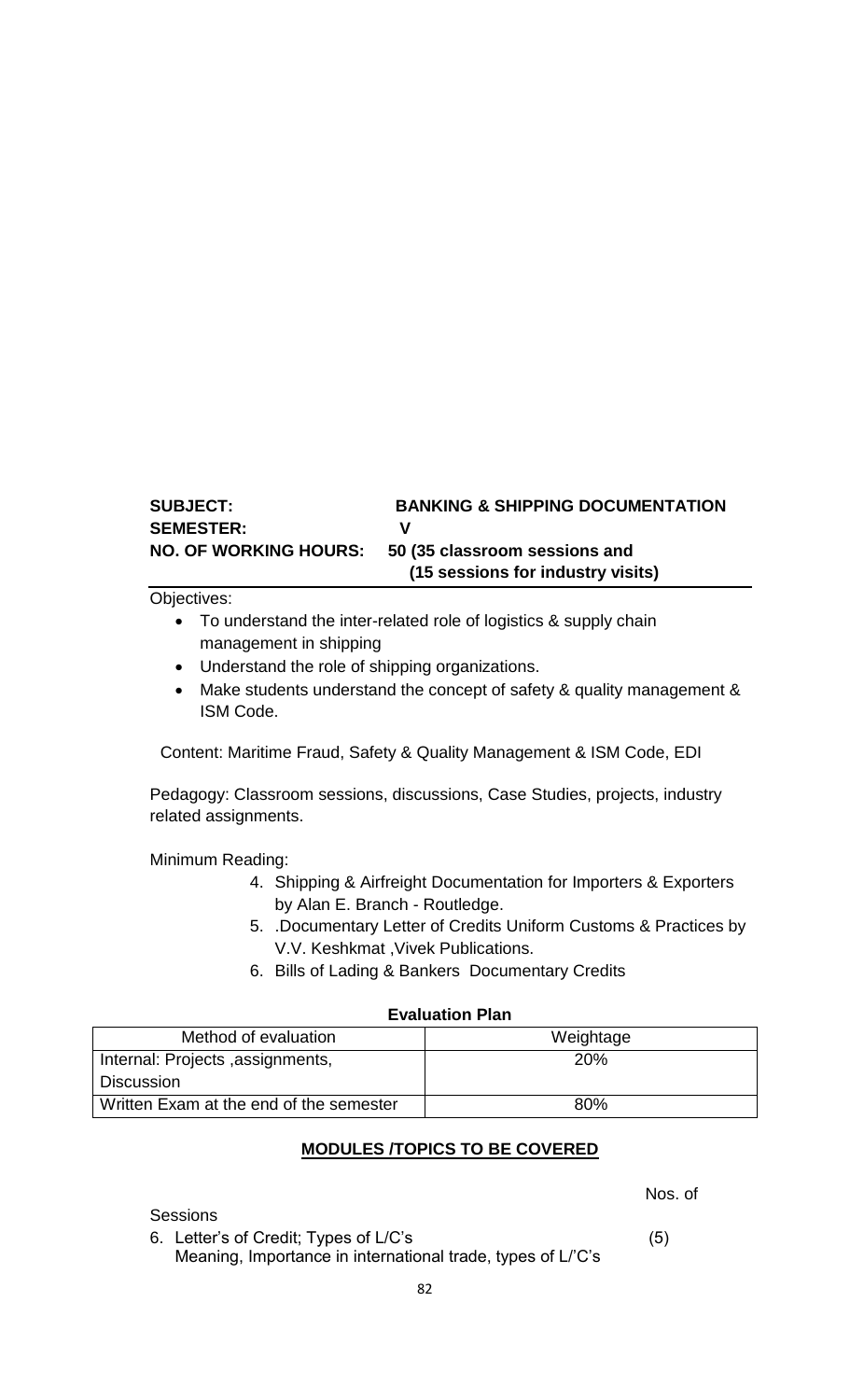**SUBJECT:** **BANKING & SHIPPING DOCUMENTATION**
**SEMESTER:** **V**
**NO. OF WORKING HOURS:** **50 (35 classroom sessions and (15 sessions for industry visits)**

Objectives:

- To understand the inter-related role of logistics & supply chain management in shipping
- Understand the role of shipping organizations.
- Make students understand the concept of safety & quality management & ISM Code.

Content: Maritime Fraud, Safety & Quality Management & ISM Code, EDI

Pedagogy: Classroom sessions, discussions, Case Studies, projects, industry related assignments.

Minimum Reading:

4. Shipping & Airfreight Documentation for Importers & Exporters by Alan E. Branch - Routledge.
5. .Documentary Letter of Credits Uniform Customs & Practices by V.V. Keshkmat ,Vivek Publications.
6. Bills of Lading & Bankers Documentary Credits

**Evaluation Plan**

| Method of evaluation | Weightage |
|---|---|
| Internal: Projects ,assignments, Discussion | 20% |
| Written Exam at the end of the semester | 80% |

**MODULES /TOPICS TO BE COVERED**

Nos. of Sessions

6. Letter's of Credit; Types of L/C's (5)
   Meaning, Importance in international trade, types of L/'C's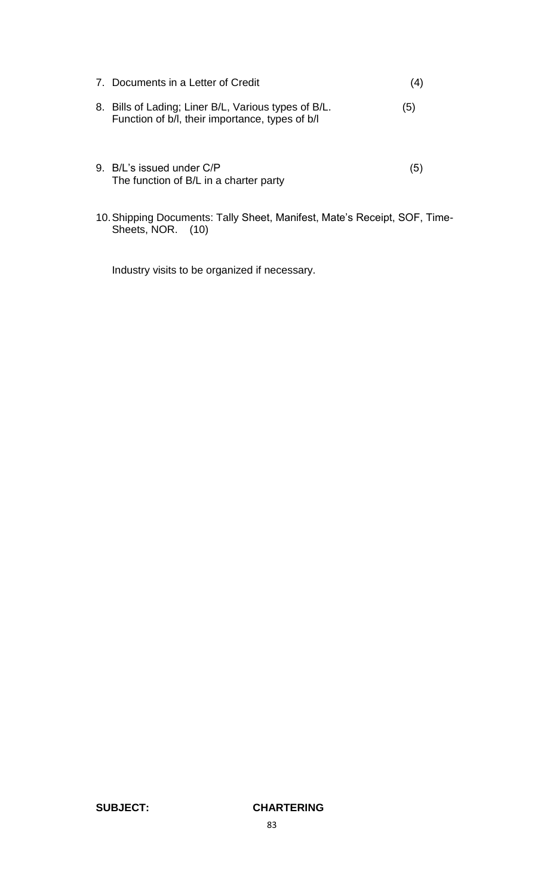7. Documents in a Letter of Credit (4)

8. Bills of Lading; Liner B/L, Various types of B/L. (5)
   Function of b/l, their importance, types of b/l

9. B/L's issued under C/P (5)
   The function of B/L in a charter party

10. Shipping Documents: Tally Sheet, Manifest, Mate's Receipt, SOF, Time-Sheets, NOR. (10)

Industry visits to be organized if necessary.

**SUBJECT:** **CHARTERING**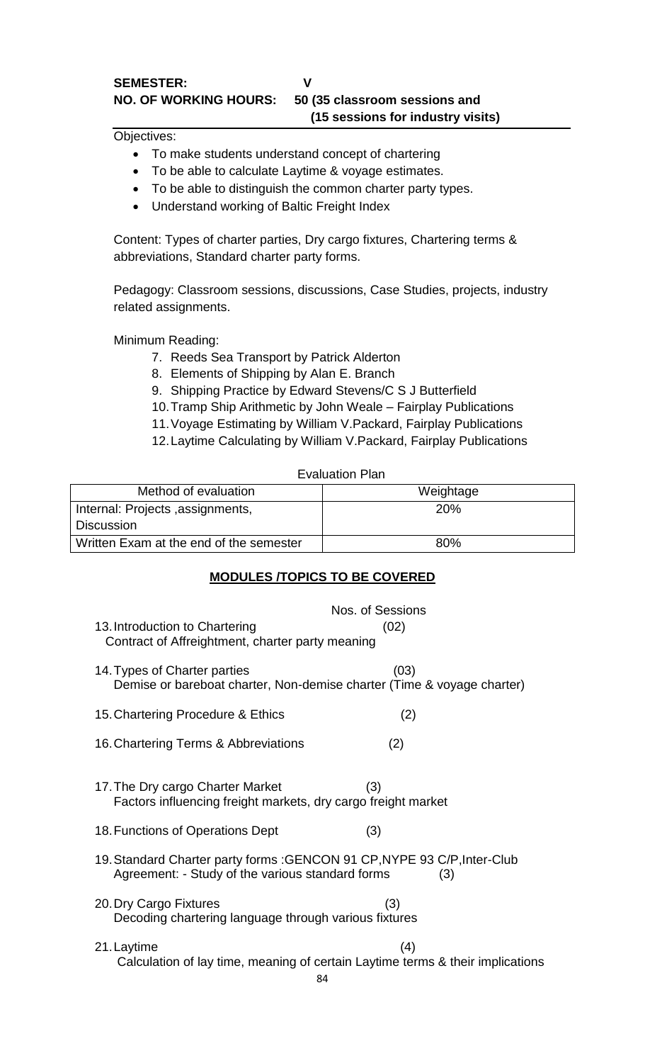**SEMESTER:** V
**NO. OF WORKING HOURS:** 50 (35 classroom sessions and (15 sessions for industry visits)

Objectives:

- To make students understand concept of chartering
- To be able to calculate Laytime & voyage estimates.
- To be able to distinguish the common charter party types.
- Understand working of Baltic Freight Index

Content: Types of charter parties, Dry cargo fixtures, Chartering terms & abbreviations, Standard charter party forms.

Pedagogy: Classroom sessions, discussions, Case Studies, projects, industry related assignments.

Minimum Reading:

7. Reeds Sea Transport by Patrick Alderton
8. Elements of Shipping by Alan E. Branch
9. Shipping Practice by Edward Stevens/C S J Butterfield
10. Tramp Ship Arithmetic by John Weale – Fairplay Publications
11. Voyage Estimating by William V.Packard, Fairplay Publications
12. Laytime Calculating by William V.Packard, Fairplay Publications

Evaluation Plan

| Method of evaluation | Weightage |
|---|---|
| Internal: Projects ,assignments, Discussion | 20% |
| Written Exam at the end of the semester | 80% |

**MODULES /TOPICS TO BE COVERED**

| | Nos. of Sessions |
|---|---|
| 13. Introduction to Chartering<br>Contract of Affreightment, charter party meaning | (02) |
| 14. Types of Charter parties<br>Demise or bareboat charter, Non-demise charter (Time & voyage charter) | (03) |
| 15. Chartering Procedure & Ethics | (2) |
| 16. Chartering Terms & Abbreviations | (2) |
| 17. The Dry cargo Charter Market<br>Factors influencing freight markets, dry cargo freight market | (3) |
| 18. Functions of Operations Dept | (3) |
| 19. Standard Charter party forms :GENCON 91 CP,NYPE 93 C/P,Inter-Club Agreement: - Study of the various standard forms | (3) |
| 20. Dry Cargo Fixtures<br>Decoding chartering language through various fixtures | (3) |
| 21. Laytime<br>Calculation of lay time, meaning of certain Laytime terms & their implications | (4) |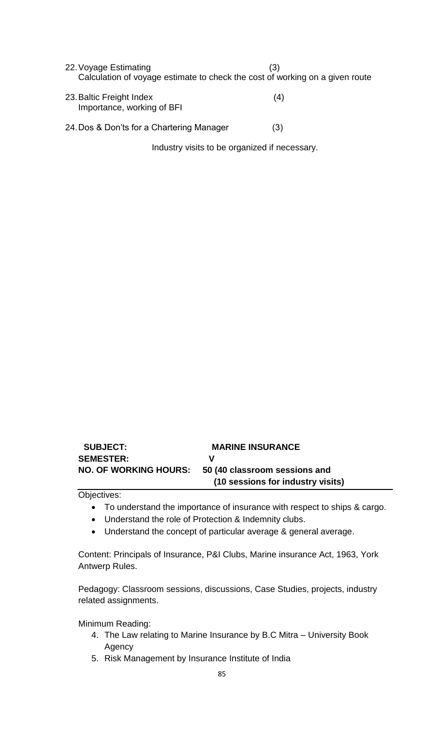22. Voyage Estimating (3)
    Calculation of voyage estimate to check the cost of working on a given route

23. Baltic Freight Index (4)
    Importance, working of BFI

24. Dos & Don'ts for a Chartering Manager (3)

Industry visits to be organized if necessary.

**SUBJECT:** **MARINE INSURANCE**
**SEMESTER:** **V**
**NO. OF WORKING HOURS:** **50 (40 classroom sessions and (10 sessions for industry visits)**

Objectives:

- To understand the importance of insurance with respect to ships & cargo.
- Understand the role of Protection & Indemnity clubs.
- Understand the concept of particular average & general average.

Content: Principals of Insurance, P&I Clubs, Marine insurance Act, 1963, York Antwerp Rules.

Pedagogy: Classroom sessions, discussions, Case Studies, projects, industry related assignments.

Minimum Reading:

4. The Law relating to Marine Insurance by B.C Mitra – University Book Agency
5. Risk Management by Insurance Institute of India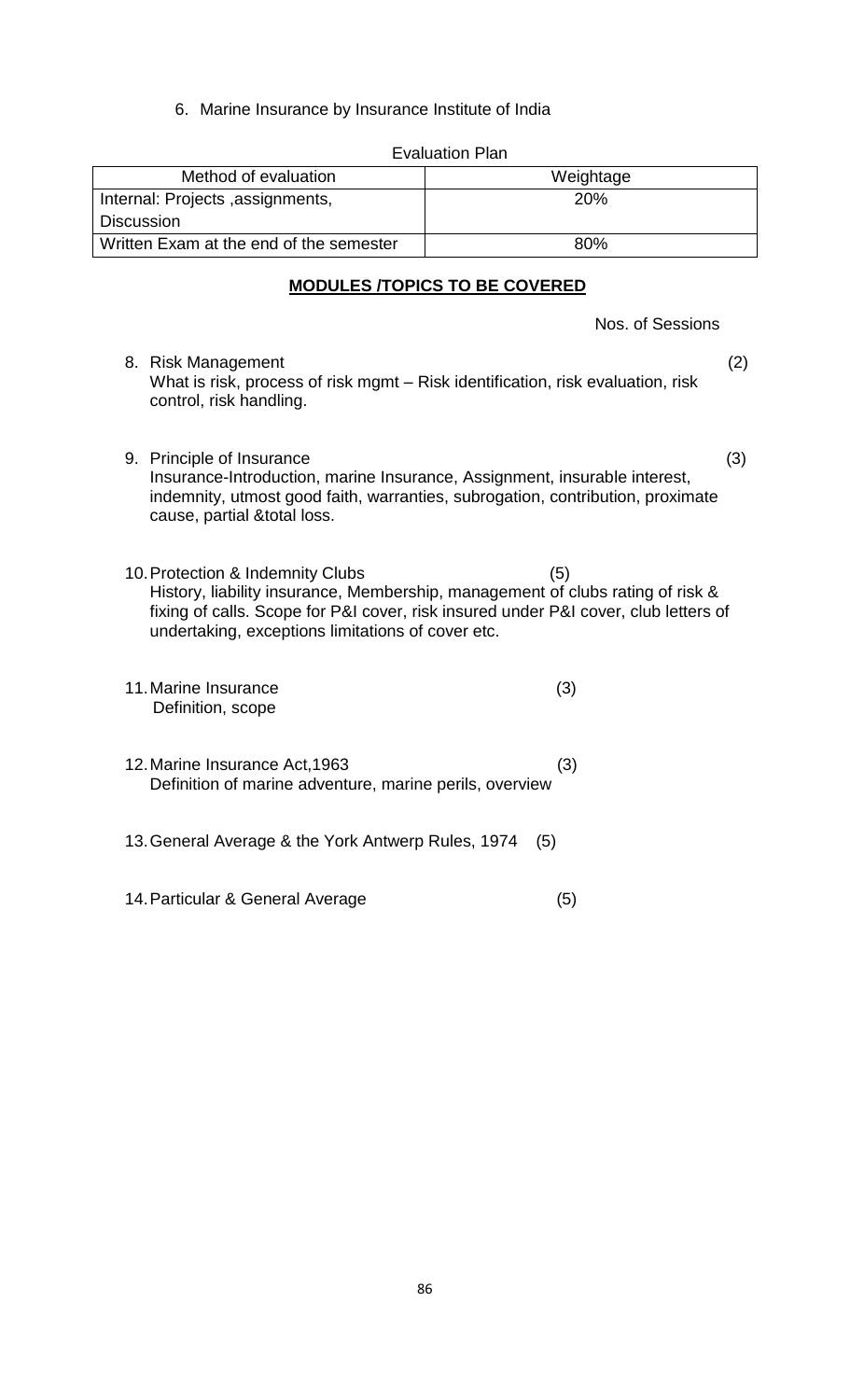6. Marine Insurance by Insurance Institute of India

Evaluation Plan

| Method of evaluation | Weightage |
|---|---|
| Internal: Projects ,assignments, Discussion | 20% |
| Written Exam at the end of the semester | 80% |

**MODULES /TOPICS TO BE COVERED**

Nos. of Sessions

8. Risk Management (2)
   What is risk, process of risk mgmt – Risk identification, risk evaluation, risk control, risk handling.

9. Principle of Insurance (3)
   Insurance-Introduction, marine Insurance, Assignment, insurable interest, indemnity, utmost good faith, warranties, subrogation, contribution, proximate cause, partial &total loss.

10. Protection & Indemnity Clubs (5)
    History, liability insurance, Membership, management of clubs rating of risk & fixing of calls. Scope for P&I cover, risk insured under P&I cover, club letters of undertaking, exceptions limitations of cover etc.

11. Marine Insurance (3)
    Definition, scope

12. Marine Insurance Act,1963 (3)
    Definition of marine adventure, marine perils, overview

13. General Average & the York Antwerp Rules, 1974 (5)

14. Particular & General Average (5)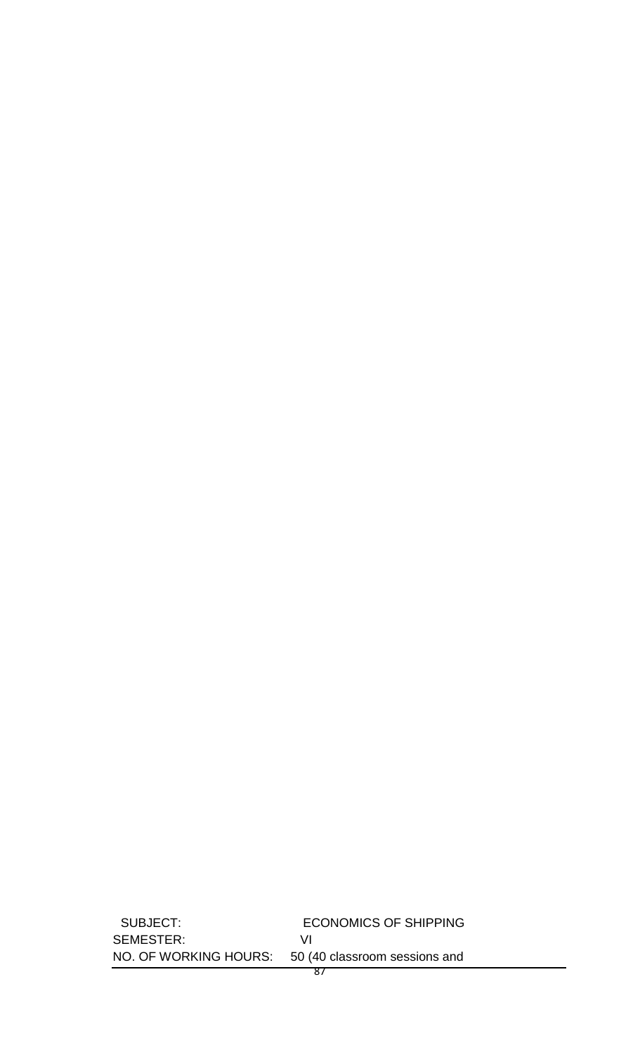SUBJECT: ECONOMICS OF SHIPPING

SEMESTER: VI

NO. OF WORKING HOURS: 50 (40 classroom sessions and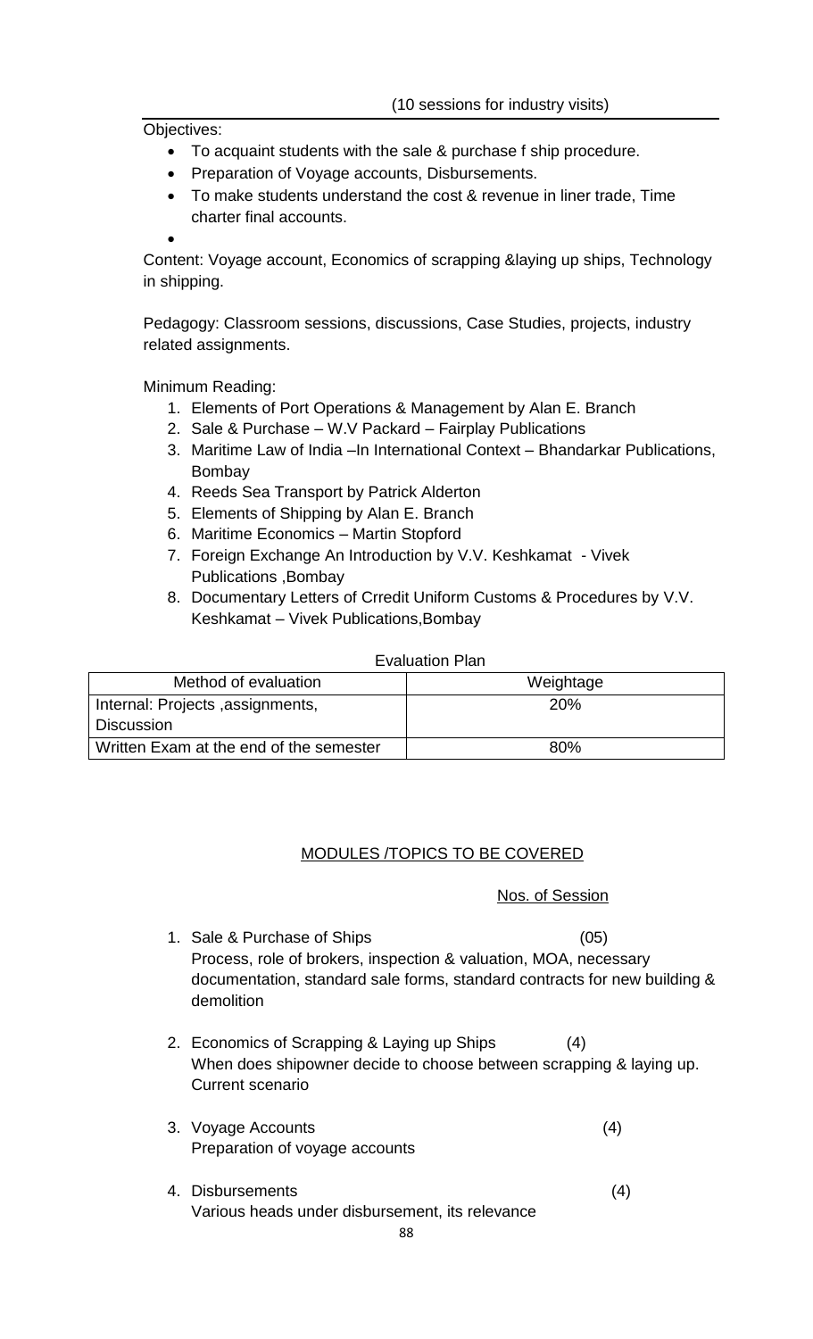(10 sessions for industry visits)

Objectives:

- To acquaint students with the sale & purchase f ship procedure.
- Preparation of Voyage accounts, Disbursements.
- To make students understand the cost & revenue in liner trade, Time charter final accounts.
-

Content: Voyage account, Economics of scrapping &laying up ships, Technology in shipping.

Pedagogy: Classroom sessions, discussions, Case Studies, projects, industry related assignments.

Minimum Reading:

1. Elements of Port Operations & Management by Alan E. Branch
2. Sale & Purchase – W.V Packard – Fairplay Publications
3. Maritime Law of India –In International Context – Bhandarkar Publications, Bombay
4. Reeds Sea Transport by Patrick Alderton
5. Elements of Shipping by Alan E. Branch
6. Maritime Economics – Martin Stopford
7. Foreign Exchange An Introduction by V.V. Keshkamat - Vivek Publications ,Bombay
8. Documentary Letters of Crredit Uniform Customs & Procedures by V.V. Keshkamat – Vivek Publications,Bombay

Evaluation Plan

| Method of evaluation | Weightage |
|---|---|
| Internal: Projects ,assignments, Discussion | 20% |
| Written Exam at the end of the semester | 80% |

MODULES /TOPICS TO BE COVERED

Nos. of Session

1. Sale & Purchase of Ships (05)
   Process, role of brokers, inspection & valuation, MOA, necessary documentation, standard sale forms, standard contracts for new building & demolition
2. Economics of Scrapping & Laying up Ships (4)
   When does shipowner decide to choose between scrapping & laying up. Current scenario
3. Voyage Accounts (4)
   Preparation of voyage accounts
4. Disbursements (4)
   Various heads under disbursement, its relevance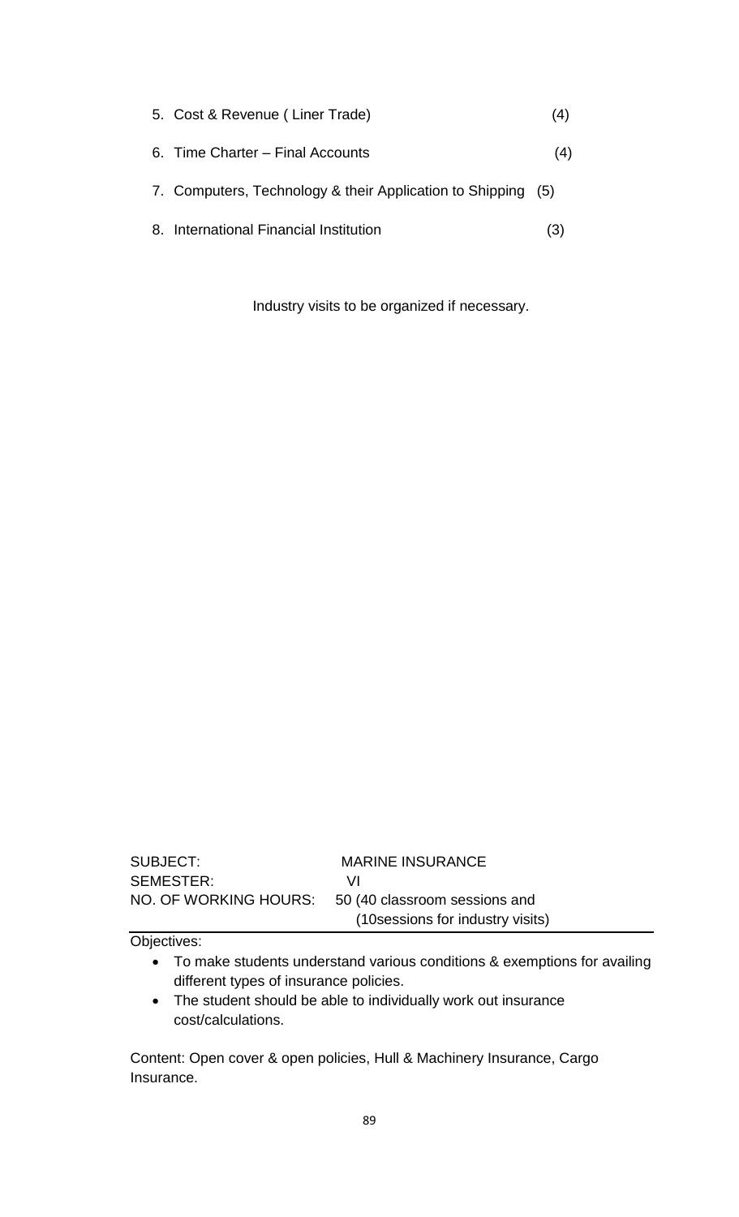5. Cost & Revenue ( Liner Trade) (4)
6. Time Charter – Final Accounts (4)
7. Computers, Technology & their Application to Shipping (5)
8. International Financial Institution (3)

Industry visits to be organized if necessary.

SUBJECT: MARINE INSURANCE
SEMESTER: VI
NO. OF WORKING HOURS: 50 (40 classroom sessions and (10sessions for industry visits)

Objectives:

- To make students understand various conditions & exemptions for availing different types of insurance policies.
- The student should be able to individually work out insurance cost/calculations.

Content: Open cover & open policies, Hull & Machinery Insurance, Cargo Insurance.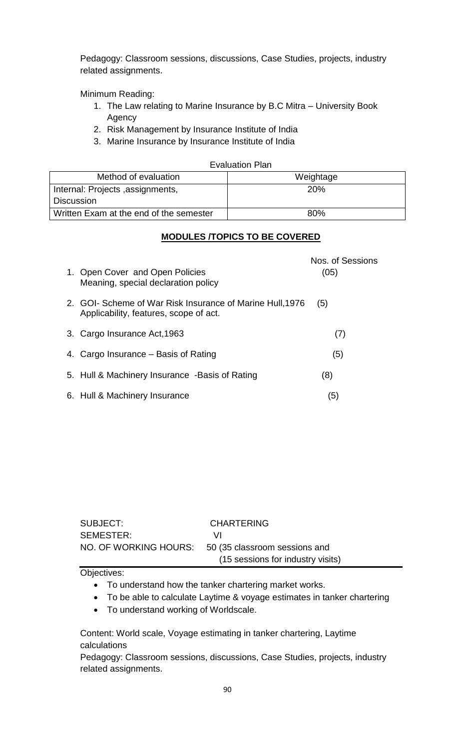Pedagogy: Classroom sessions, discussions, Case Studies, projects, industry related assignments.

Minimum Reading:

1. The Law relating to Marine Insurance by B.C Mitra – University Book Agency
2. Risk Management by Insurance Institute of India
3. Marine Insurance by Insurance Institute of India

Evaluation Plan

| Method of evaluation | Weightage |
|---|---|
| Internal: Projects ,assignments, Discussion | 20% |
| Written Exam at the end of the semester | 80% |

**MODULES /TOPICS TO BE COVERED**

| | Nos. of Sessions |
|---|---|
| 1. Open Cover and Open Policies<br>Meaning, special declaration policy | (05) |
| 2. GOI- Scheme of War Risk Insurance of Marine Hull,1976<br>Applicability, features, scope of act. | (5) |
| 3. Cargo Insurance Act,1963 | (7) |
| 4. Cargo Insurance – Basis of Rating | (5) |
| 5. Hull & Machinery Insurance -Basis of Rating | (8) |
| 6. Hull & Machinery Insurance | (5) |

SUBJECT: CHARTERING

SEMESTER: VI

NO. OF WORKING HOURS: 50 (35 classroom sessions and (15 sessions for industry visits)

Objectives:

- To understand how the tanker chartering market works.
- To be able to calculate Laytime & voyage estimates in tanker chartering
- To understand working of Worldscale.

Content: World scale, Voyage estimating in tanker chartering, Laytime calculations

Pedagogy: Classroom sessions, discussions, Case Studies, projects, industry related assignments.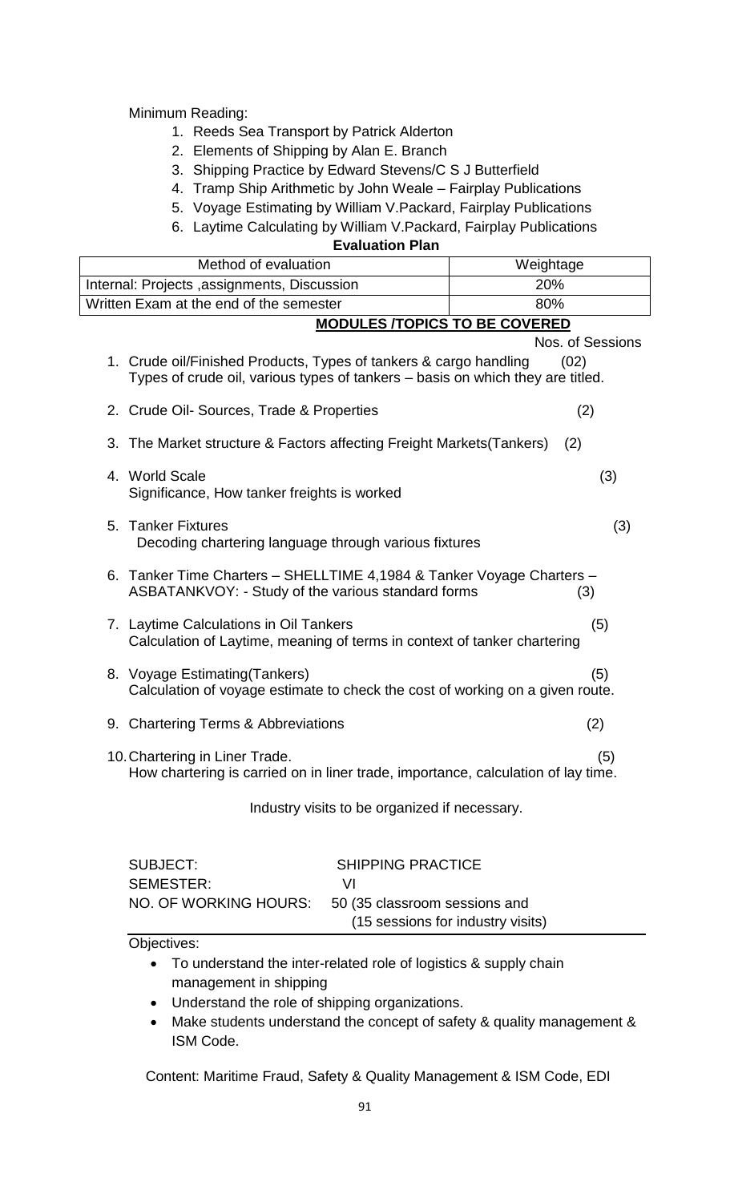Minimum Reading:

1. Reeds Sea Transport by Patrick Alderton
2. Elements of Shipping by Alan E. Branch
3. Shipping Practice by Edward Stevens/C S J Butterfield
4. Tramp Ship Arithmetic by John Weale – Fairplay Publications
5. Voyage Estimating by William V.Packard, Fairplay Publications
6. Laytime Calculating by William V.Packard, Fairplay Publications

**Evaluation Plan**

| Method of evaluation | Weightage |
|---|---|
| Internal: Projects ,assignments, Discussion | 20% |
| Written Exam at the end of the semester | 80% |

**MODULES /TOPICS TO BE COVERED**

Nos. of Sessions

1. Crude oil/Finished Products, Types of tankers & cargo handling (02)
   Types of crude oil, various types of tankers – basis on which they are titled.
2. Crude Oil- Sources, Trade & Properties (2)
3. The Market structure & Factors affecting Freight Markets(Tankers) (2)
4. World Scale (3)
   Significance, How tanker freights is worked
5. Tanker Fixtures (3)
   Decoding chartering language through various fixtures
6. Tanker Time Charters – SHELLTIME 4,1984 & Tanker Voyage Charters – ASBATANKVOY: - Study of the various standard forms (3)
7. Laytime Calculations in Oil Tankers (5)
   Calculation of Laytime, meaning of terms in context of tanker chartering
8. Voyage Estimating(Tankers) (5)
   Calculation of voyage estimate to check the cost of working on a given route.
9. Chartering Terms & Abbreviations (2)
10. Chartering in Liner Trade. (5)
    How chartering is carried on in liner trade, importance, calculation of lay time.

Industry visits to be organized if necessary.

SUBJECT: SHIPPING PRACTICE
SEMESTER: VI
NO. OF WORKING HOURS: 50 (35 classroom sessions and (15 sessions for industry visits)

Objectives:

- To understand the inter-related role of logistics & supply chain management in shipping
- Understand the role of shipping organizations.
- Make students understand the concept of safety & quality management & ISM Code.

Content: Maritime Fraud, Safety & Quality Management & ISM Code, EDI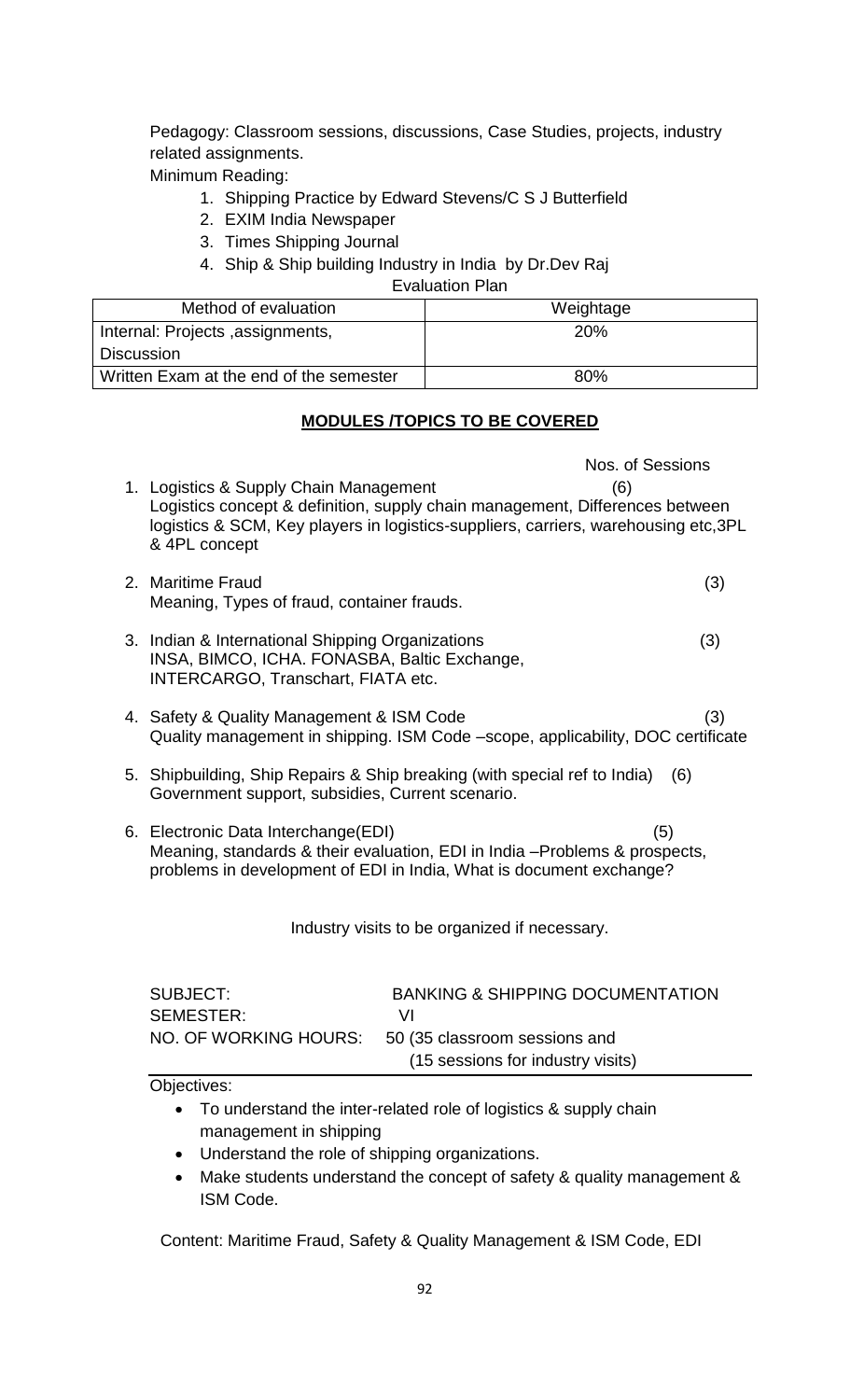Pedagogy: Classroom sessions, discussions, Case Studies, projects, industry related assignments.

Minimum Reading:

1. Shipping Practice by Edward Stevens/C S J Butterfield
2. EXIM India Newspaper
3. Times Shipping Journal
4. Ship & Ship building Industry in India by Dr.Dev Raj

Evaluation Plan

| Method of evaluation | Weightage |
|---|---|
| Internal: Projects ,assignments, Discussion | 20% |
| Written Exam at the end of the semester | 80% |

**MODULES /TOPICS TO BE COVERED**

Nos. of Sessions

1. Logistics & Supply Chain Management (6)
   Logistics concept & definition, supply chain management, Differences between logistics & SCM, Key players in logistics-suppliers, carriers, warehousing etc,3PL & 4PL concept

2. Maritime Fraud (3)
   Meaning, Types of fraud, container frauds.

3. Indian & International Shipping Organizations (3)
   INSA, BIMCO, ICHA. FONASBA, Baltic Exchange, INTERCARGO, Transchart, FIATA etc.

4. Safety & Quality Management & ISM Code (3)
   Quality management in shipping. ISM Code –scope, applicability, DOC certificate

5. Shipbuilding, Ship Repairs & Ship breaking (with special ref to India) (6)
   Government support, subsidies, Current scenario.

6. Electronic Data Interchange(EDI) (5)
   Meaning, standards & their evaluation, EDI in India –Problems & prospects, problems in development of EDI in India, What is document exchange?

Industry visits to be organized if necessary.

SUBJECT: BANKING & SHIPPING DOCUMENTATION
SEMESTER: VI
NO. OF WORKING HOURS: 50 (35 classroom sessions and (15 sessions for industry visits)

Objectives:

- To understand the inter-related role of logistics & supply chain management in shipping
- Understand the role of shipping organizations.
- Make students understand the concept of safety & quality management & ISM Code.

Content: Maritime Fraud, Safety & Quality Management & ISM Code, EDI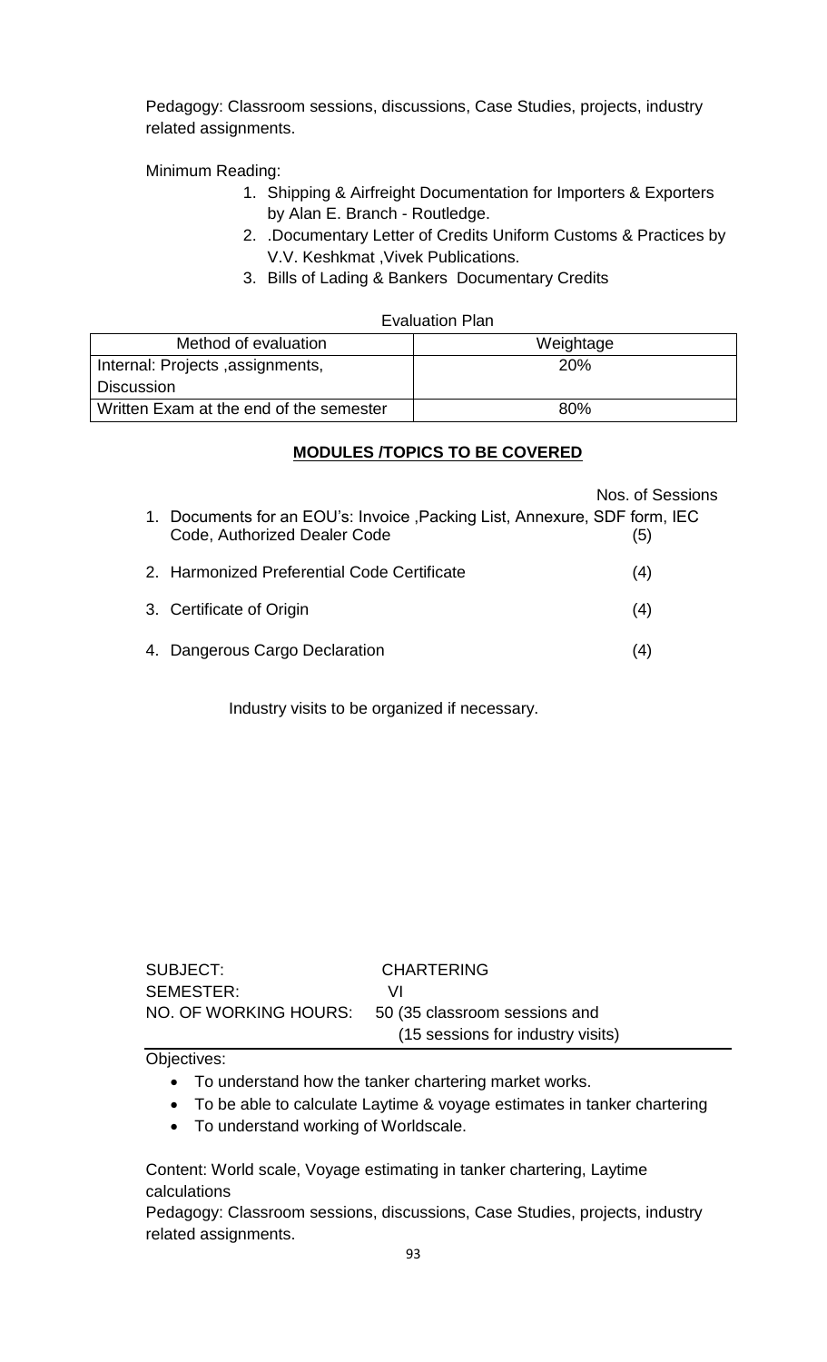Pedagogy: Classroom sessions, discussions, Case Studies, projects, industry related assignments.

Minimum Reading:

1. Shipping & Airfreight Documentation for Importers & Exporters by Alan E. Branch - Routledge.
2. .Documentary Letter of Credits Uniform Customs & Practices by V.V. Keshkmat ,Vivek Publications.
3. Bills of Lading & Bankers Documentary Credits

Evaluation Plan

| Method of evaluation | Weightage |
|---|---|
| Internal: Projects ,assignments, Discussion | 20% |
| Written Exam at the end of the semester | 80% |

**MODULES /TOPICS TO BE COVERED**

| | Nos. of Sessions |
|---|---|
| 1. Documents for an EOU's: Invoice ,Packing List, Annexure, SDF form, IEC Code, Authorized Dealer Code | (5) |
| 2. Harmonized Preferential Code Certificate | (4) |
| 3. Certificate of Origin | (4) |
| 4. Dangerous Cargo Declaration | (4) |

Industry visits to be organized if necessary.

SUBJECT: CHARTERING

SEMESTER: VI

NO. OF WORKING HOURS: 50 (35 classroom sessions and (15 sessions for industry visits)

Objectives:

- To understand how the tanker chartering market works.
- To be able to calculate Laytime & voyage estimates in tanker chartering
- To understand working of Worldscale.

Content: World scale, Voyage estimating in tanker chartering, Laytime calculations

Pedagogy: Classroom sessions, discussions, Case Studies, projects, industry related assignments.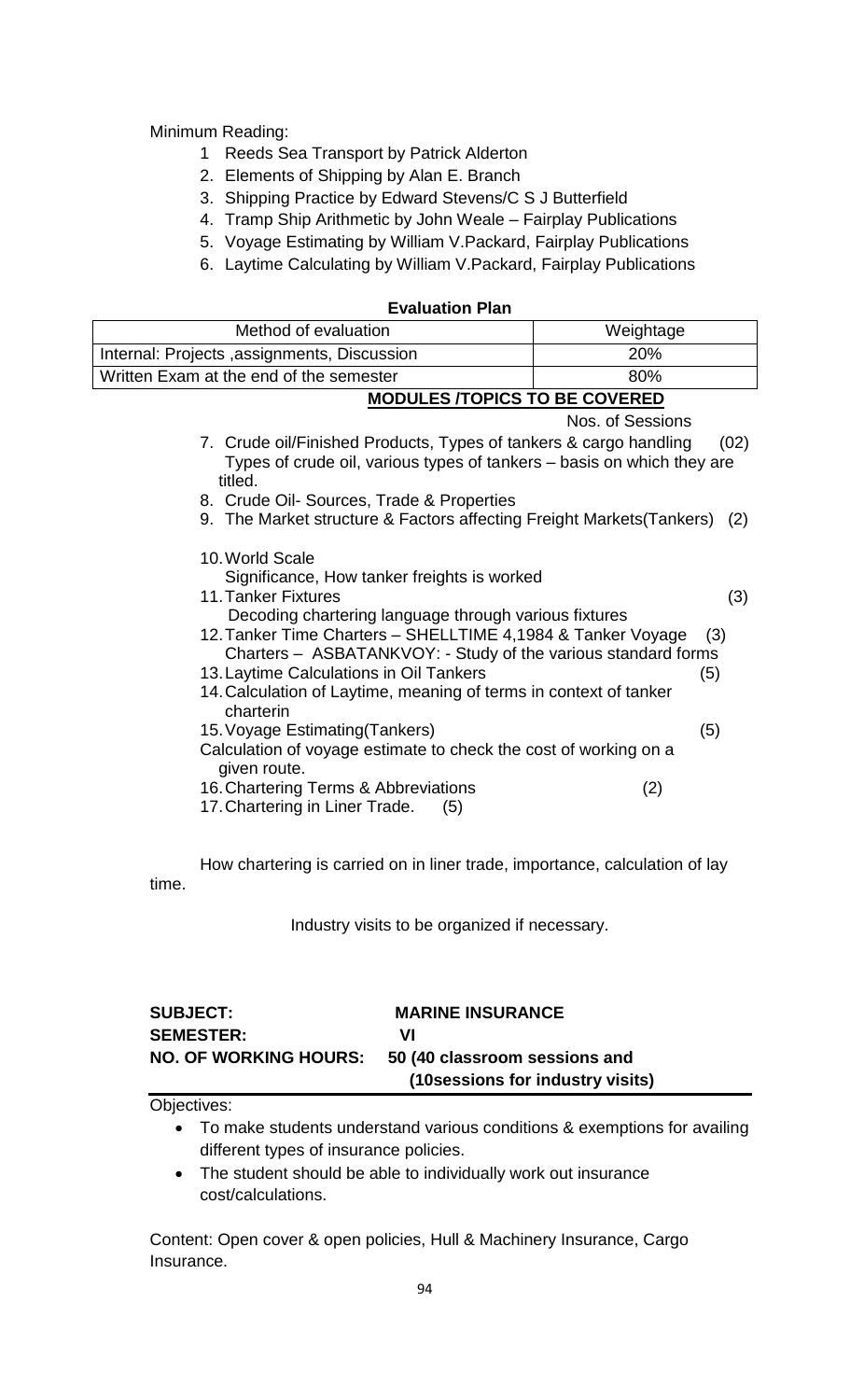Minimum Reading:

1 Reeds Sea Transport by Patrick Alderton
2. Elements of Shipping by Alan E. Branch
3. Shipping Practice by Edward Stevens/C S J Butterfield
4. Tramp Ship Arithmetic by John Weale – Fairplay Publications
5. Voyage Estimating by William V.Packard, Fairplay Publications
6. Laytime Calculating by William V.Packard, Fairplay Publications

**Evaluation Plan**

| Method of evaluation | Weightage |
|---|---|
| Internal: Projects ,assignments, Discussion | 20% |
| Written Exam at the end of the semester | 80% |

**MODULES /TOPICS TO BE COVERED**

Nos. of Sessions

7. Crude oil/Finished Products, Types of tankers & cargo handling (02)
   Types of crude oil, various types of tankers – basis on which they are titled.
8. Crude Oil- Sources, Trade & Properties
9. The Market structure & Factors affecting Freight Markets(Tankers) (2)
10. World Scale
    Significance, How tanker freights is worked
11. Tanker Fixtures (3)
    Decoding chartering language through various fixtures
12. Tanker Time Charters – SHELLTIME 4,1984 & Tanker Voyage (3)
    Charters – ASBATANKVOY: - Study of the various standard forms
13. Laytime Calculations in Oil Tankers (5)
14. Calculation of Laytime, meaning of terms in context of tanker charterin
15. Voyage Estimating(Tankers) (5)
    Calculation of voyage estimate to check the cost of working on a given route.
16. Chartering Terms & Abbreviations (2)
17. Chartering in Liner Trade. (5)

How chartering is carried on in liner trade, importance, calculation of lay time.

Industry visits to be organized if necessary.

**SUBJECT:** **MARINE INSURANCE**
**SEMESTER:** **VI**
**NO. OF WORKING HOURS:** **50 (40 classroom sessions and (10sessions for industry visits)**

Objectives:

- To make students understand various conditions & exemptions for availing different types of insurance policies.
- The student should be able to individually work out insurance cost/calculations.

Content: Open cover & open policies, Hull & Machinery Insurance, Cargo Insurance.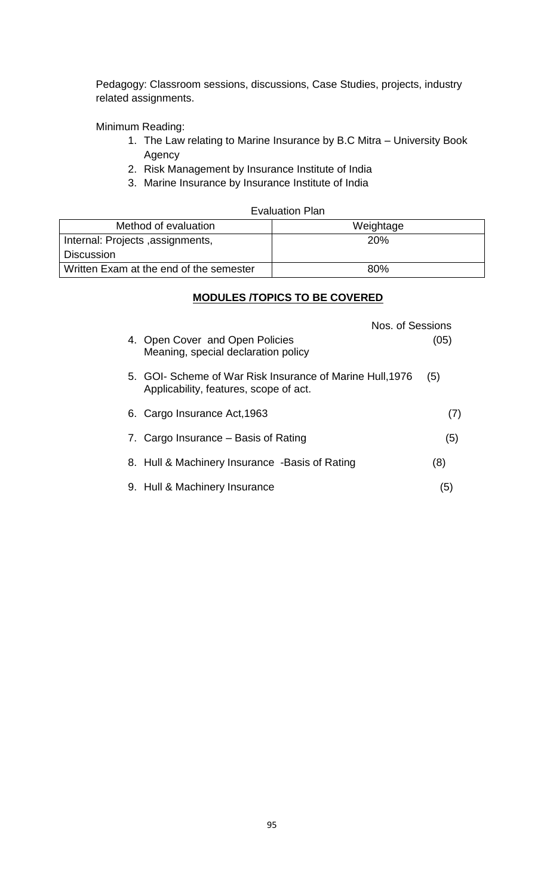Pedagogy: Classroom sessions, discussions, Case Studies, projects, industry related assignments.

Minimum Reading:

1. The Law relating to Marine Insurance by B.C Mitra – University Book Agency
2. Risk Management by Insurance Institute of India
3. Marine Insurance by Insurance Institute of India

Evaluation Plan

| Method of evaluation | Weightage |
|---|---|
| Internal: Projects ,assignments, Discussion | 20% |
| Written Exam at the end of the semester | 80% |

**MODULES /TOPICS TO BE COVERED**

| | Nos. of Sessions |
|---|---|
| 4. Open Cover and Open Policies<br>Meaning, special declaration policy | (05) |
| 5. GOI- Scheme of War Risk Insurance of Marine Hull,1976<br>Applicability, features, scope of act. | (5) |
| 6. Cargo Insurance Act,1963 | (7) |
| 7. Cargo Insurance – Basis of Rating | (5) |
| 8. Hull & Machinery Insurance -Basis of Rating | (8) |
| 9. Hull & Machinery Insurance | (5) |